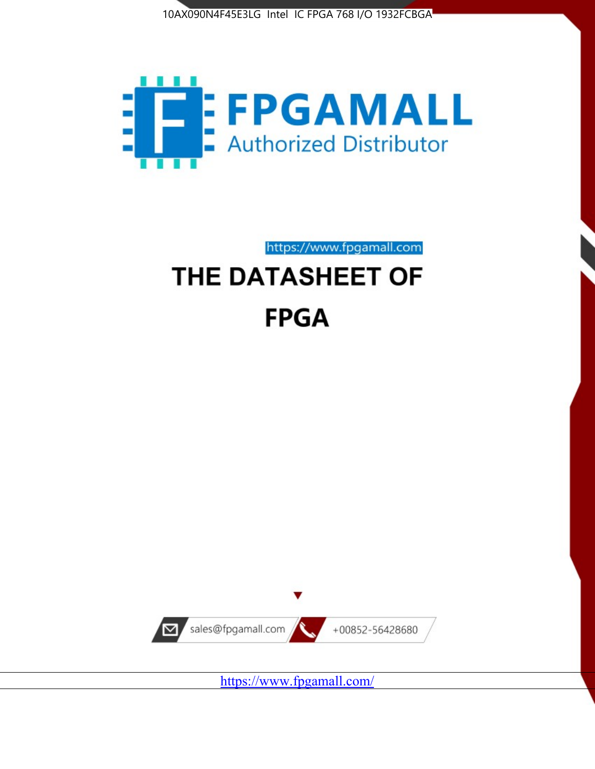10AX090N4F45E3LG Intel IC FPGA 768 I/O 1932FCBGA

FPGAMALL

Authorized Distributor

https://www.fpgamall.com

# THE DATASHEET OF

# FPGA

sales@fpgamall.com

+00852-56428680

https://www.fpgamall.com/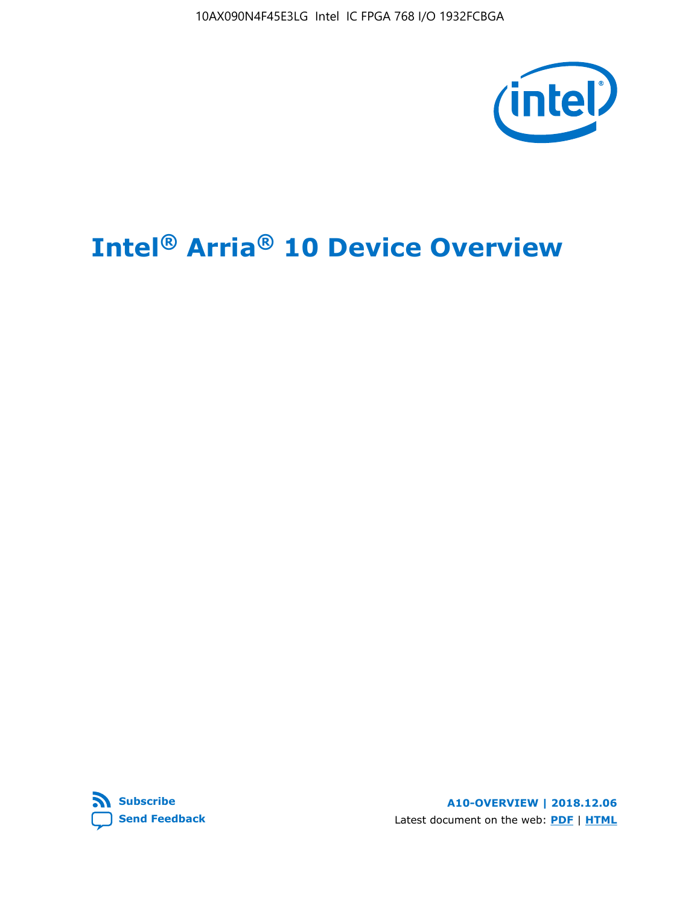10AX090N4F45E3LG Intel IC FPGA 768 I/O 1932FCBGA

# Intel® Arria® 10 Device Overview

Subscribe

Send Feedback

**A10-OVERVIEW | 2018.12.06**

Latest document on the web: **PDF** | **HTML**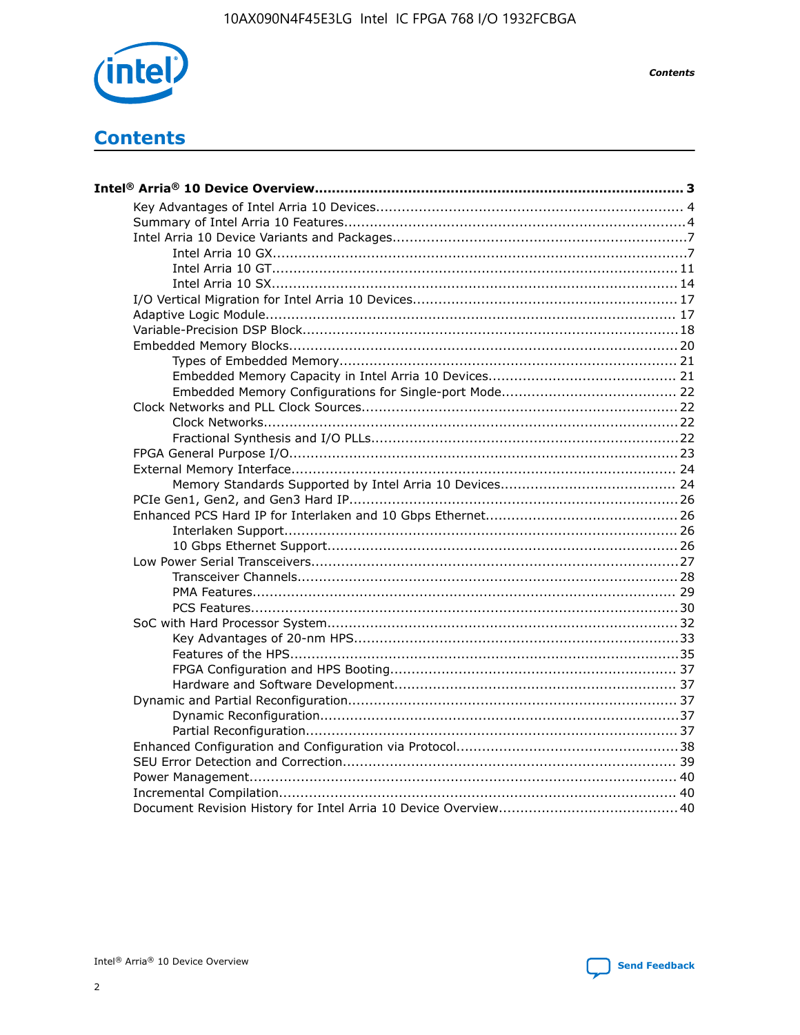# Contents

**Intel® Arria® 10 Device Overview....................................................................................... 3**

- Key Advantages of Intel Arria 10 Devices........................................................................ 4
- Summary of Intel Arria 10 Features................................................................................4
- Intel Arria 10 Device Variants and Packages.....................................................................7
  - Intel Arria 10 GX.................................................................................................7
  - Intel Arria 10 GT............................................................................................... 11
  - Intel Arria 10 SX............................................................................................... 14
- I/O Vertical Migration for Intel Arria 10 Devices.............................................................. 17
- Adaptive Logic Module................................................................................................ 17
- Variable-Precision DSP Block........................................................................................18
- Embedded Memory Blocks........................................................................................... 20
  - Types of Embedded Memory............................................................................... 21
  - Embedded Memory Capacity in Intel Arria 10 Devices............................................ 21
  - Embedded Memory Configurations for Single-port Mode......................................... 22
- Clock Networks and PLL Clock Sources.......................................................................... 22
  - Clock Networks.................................................................................................22
  - Fractional Synthesis and I/O PLLs........................................................................22
- FPGA General Purpose I/O...........................................................................................23
- External Memory Interface........................................................................................... 24
  - Memory Standards Supported by Intel Arria 10 Devices......................................... 24
- PCIe Gen1, Gen2, and Gen3 Hard IP.............................................................................26
- Enhanced PCS Hard IP for Interlaken and 10 Gbps Ethernet.............................................26
  - Interlaken Support............................................................................................ 26
  - 10 Gbps Ethernet Support.................................................................................. 26
- Low Power Serial Transceivers......................................................................................27
  - Transceiver Channels.........................................................................................28
  - PMA Features................................................................................................... 29
  - PCS Features....................................................................................................30
- SoC with Hard Processor System.................................................................................. 32
  - Key Advantages of 20-nm HPS............................................................................33
  - Features of the HPS...........................................................................................35
  - FPGA Configuration and HPS Booting................................................................... 37
  - Hardware and Software Development.................................................................. 37
- Dynamic and Partial Reconfiguration.............................................................................37
  - Dynamic Reconfiguration...................................................................................37
  - Partial Reconfiguration.......................................................................................37
- Enhanced Configuration and Configuration via Protocol....................................................38
- SEU Error Detection and Correction.............................................................................. 39
- Power Management.................................................................................................... 40
- Incremental Compilation............................................................................................. 40
- Document Revision History for Intel Arria 10 Device Overview..........................................40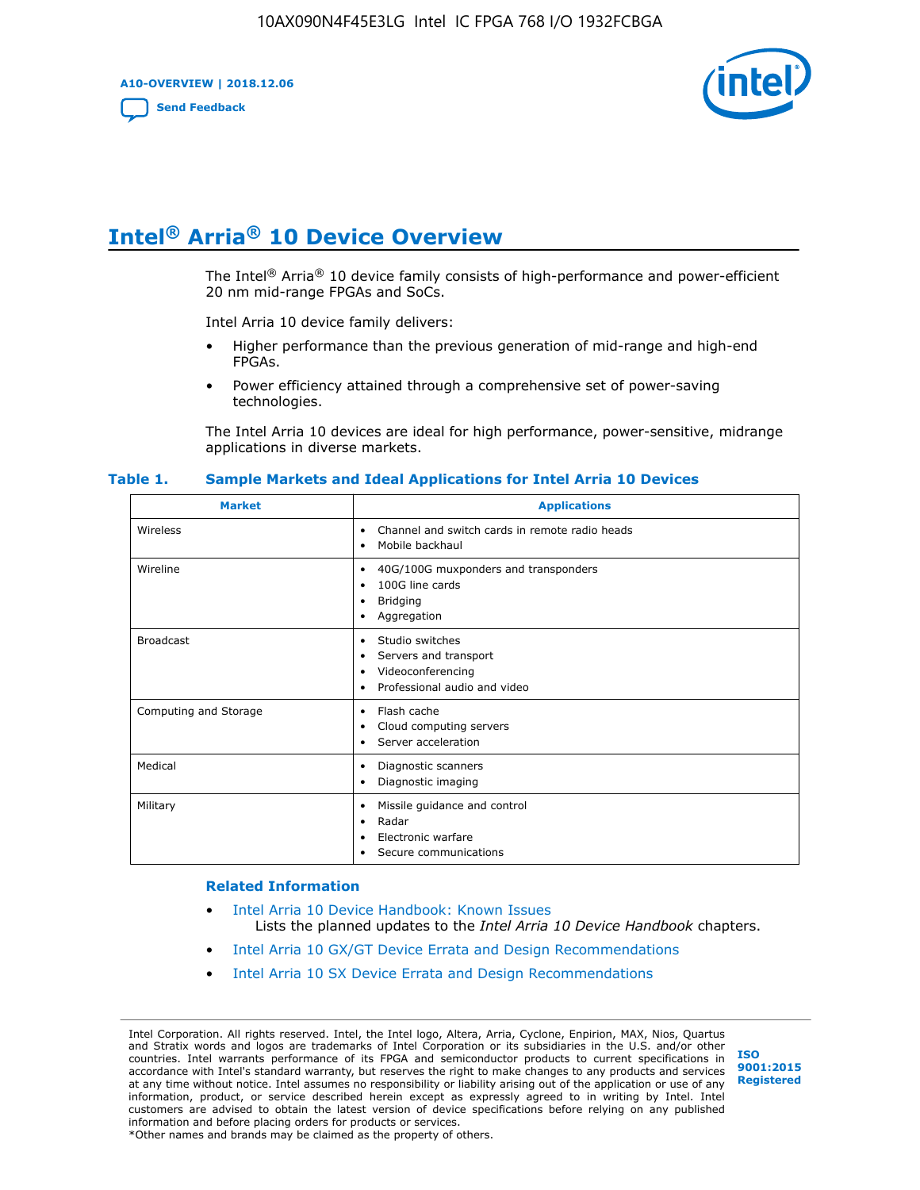# Intel® Arria® 10 Device Overview

The Intel® Arria® 10 device family consists of high-performance and power-efficient 20 nm mid-range FPGAs and SoCs.

Intel Arria 10 device family delivers:

- Higher performance than the previous generation of mid-range and high-end FPGAs.
- Power efficiency attained through a comprehensive set of power-saving technologies.

The Intel Arria 10 devices are ideal for high performance, power-sensitive, midrange applications in diverse markets.

**Table 1. Sample Markets and Ideal Applications for Intel Arria 10 Devices**

| Market | Applications |
|---|---|
| Wireless | • Channel and switch cards in remote radio heads<br>• Mobile backhaul |
| Wireline | • 40G/100G muxponders and transponders<br>• 100G line cards<br>• Bridging<br>• Aggregation |
| Broadcast | • Studio switches<br>• Servers and transport<br>• Videoconferencing<br>• Professional audio and video |
| Computing and Storage | • Flash cache<br>• Cloud computing servers<br>• Server acceleration |
| Medical | • Diagnostic scanners<br>• Diagnostic imaging |
| Military | • Missile guidance and control<br>• Radar<br>• Electronic warfare<br>• Secure communications |

## Related Information

- Intel Arria 10 Device Handbook: Known Issues
  Lists the planned updates to the *Intel Arria 10 Device Handbook* chapters.
- Intel Arria 10 GX/GT Device Errata and Design Recommendations
- Intel Arria 10 SX Device Errata and Design Recommendations

Intel Corporation. All rights reserved. Intel, the Intel logo, Altera, Arria, Cyclone, Enpirion, MAX, Nios, Quartus and Stratix words and logos are trademarks of Intel Corporation or its subsidiaries in the U.S. and/or other countries. Intel warrants performance of its FPGA and semiconductor products to current specifications in accordance with Intel's standard warranty, but reserves the right to make changes to any products and services at any time without notice. Intel assumes no responsibility or liability arising out of the application or use of any information, product, or service described herein except as expressly agreed to in writing by Intel. Intel customers are advised to obtain the latest version of device specifications before relying on any published information and before placing orders for products or services.
*Other names and brands may be claimed as the property of others.

ISO 9001:2015 Registered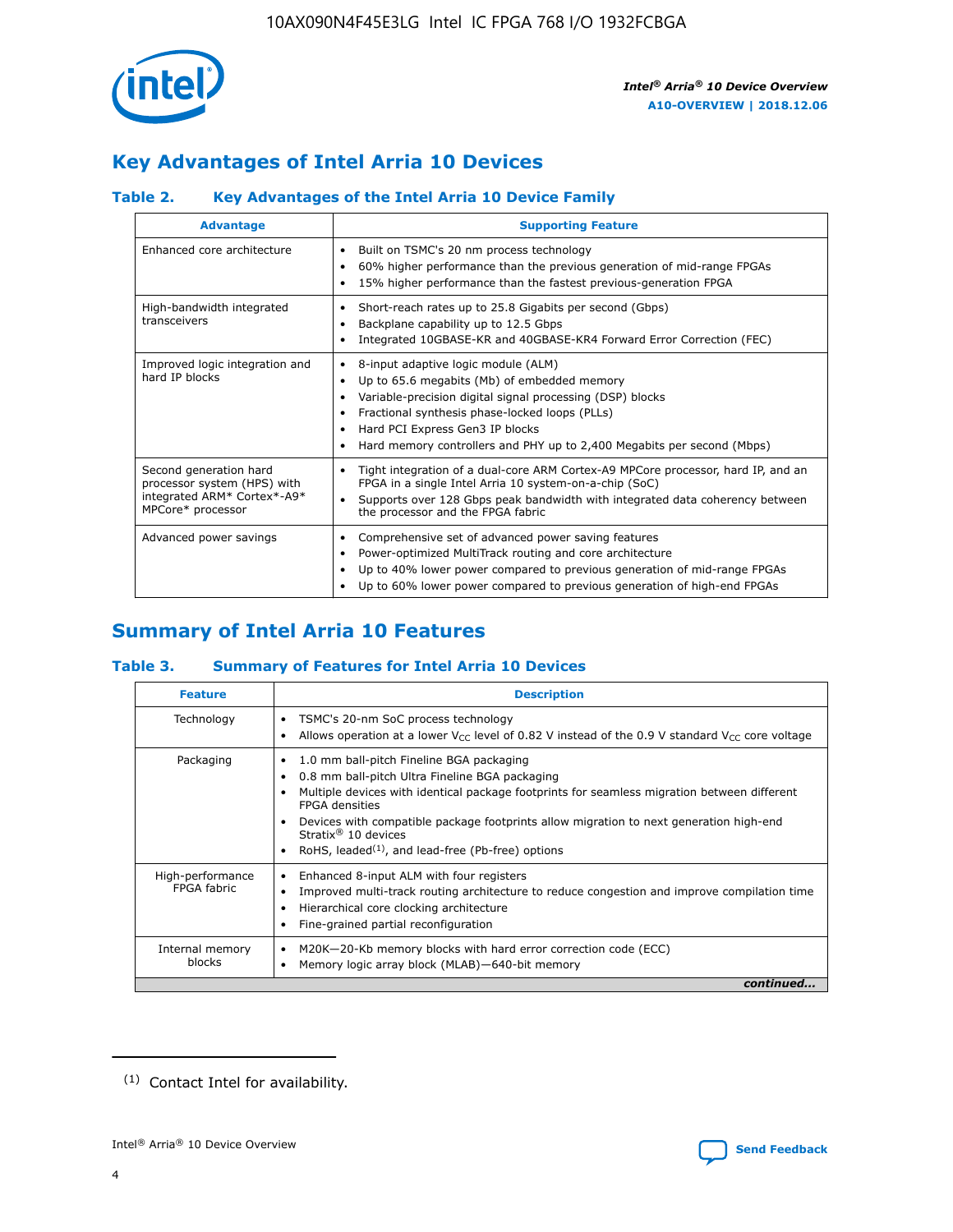## Key Advantages of Intel Arria 10 Devices

### Table 2. Key Advantages of the Intel Arria 10 Device Family

| Advantage | Supporting Feature |
| --- | --- |
| Enhanced core architecture | • Built on TSMC's 20 nm process technology<br>• 60% higher performance than the previous generation of mid-range FPGAs<br>• 15% higher performance than the fastest previous-generation FPGA |
| High-bandwidth integrated transceivers | • Short-reach rates up to 25.8 Gigabits per second (Gbps)<br>• Backplane capability up to 12.5 Gbps<br>• Integrated 10GBASE-KR and 40GBASE-KR4 Forward Error Correction (FEC) |
| Improved logic integration and hard IP blocks | • 8-input adaptive logic module (ALM)<br>• Up to 65.6 megabits (Mb) of embedded memory<br>• Variable-precision digital signal processing (DSP) blocks<br>• Fractional synthesis phase-locked loops (PLLs)<br>• Hard PCI Express Gen3 IP blocks<br>• Hard memory controllers and PHY up to 2,400 Megabits per second (Mbps) |
| Second generation hard processor system (HPS) with integrated ARM* Cortex*-A9* MPCore* processor | • Tight integration of a dual-core ARM Cortex-A9 MPCore processor, hard IP, and an FPGA in a single Intel Arria 10 system-on-a-chip (SoC)<br>• Supports over 128 Gbps peak bandwidth with integrated data coherency between the processor and the FPGA fabric |
| Advanced power savings | • Comprehensive set of advanced power saving features<br>• Power-optimized MultiTrack routing and core architecture<br>• Up to 40% lower power compared to previous generation of mid-range FPGAs<br>• Up to 60% lower power compared to previous generation of high-end FPGAs |

## Summary of Intel Arria 10 Features

### Table 3. Summary of Features for Intel Arria 10 Devices

| Feature | Description |
| --- | --- |
| Technology | • TSMC's 20-nm SoC process technology<br>• Allows operation at a lower $V_{CC}$ level of 0.82 V instead of the 0.9 V standard $V_{CC}$ core voltage |
| Packaging | • 1.0 mm ball-pitch Fineline BGA packaging<br>• 0.8 mm ball-pitch Ultra Fineline BGA packaging<br>• Multiple devices with identical package footprints for seamless migration between different FPGA densities<br>• Devices with compatible package footprints allow migration to next generation high-end Stratix® 10 devices<br>• RoHS, leaded[(1)], and lead-free (Pb-free) options |
| High-performance FPGA fabric | • Enhanced 8-input ALM with four registers<br>• Improved multi-track routing architecture to reduce congestion and improve compilation time<br>• Hierarchical core clocking architecture<br>• Fine-grained partial reconfiguration |
| Internal memory blocks | • M20K—20-Kb memory blocks with hard error correction code (ECC)<br>• Memory logic array block (MLAB)—640-bit memory |

*continued...*

(1) Contact Intel for availability.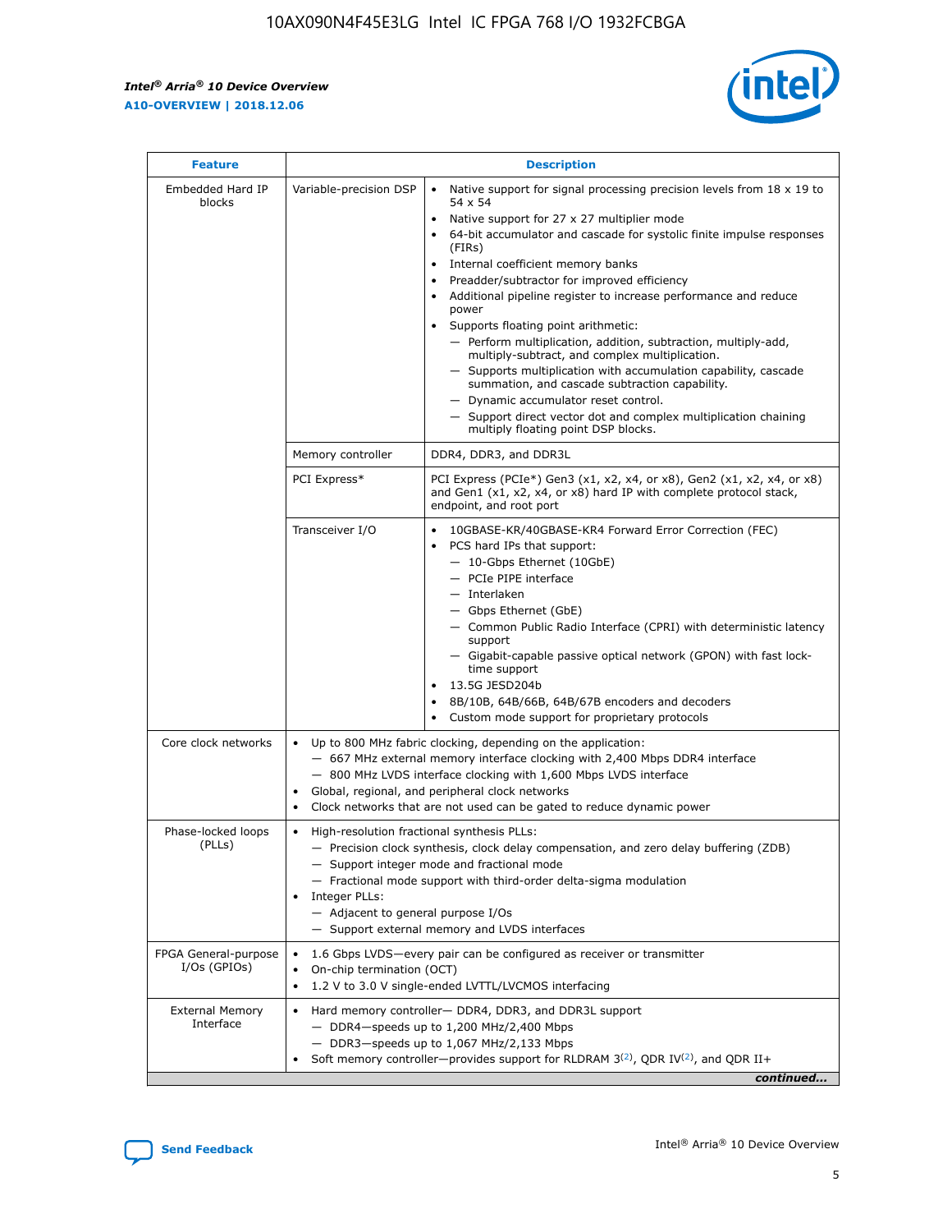| Feature | Description | |
|---|---|---|
| Embedded Hard IP blocks | Variable-precision DSP | • Native support for signal processing precision levels from 18 x 19 to 54 x 54<br>• Native support for 27 x 27 multiplier mode<br>• 64-bit accumulator and cascade for systolic finite impulse responses (FIRs)<br>• Internal coefficient memory banks<br>• Preadder/subtractor for improved efficiency<br>• Additional pipeline register to increase performance and reduce power<br>• Supports floating point arithmetic:<br>— Perform multiplication, addition, subtraction, multiply-add, multiply-subtract, and complex multiplication.<br>— Supports multiplication with accumulation capability, cascade summation, and cascade subtraction capability.<br>— Dynamic accumulator reset control.<br>— Support direct vector dot and complex multiplication chaining multiply floating point DSP blocks. |
| | Memory controller | DDR4, DDR3, and DDR3L |
| | PCI Express* | PCI Express (PCIe*) Gen3 (x1, x2, x4, or x8), Gen2 (x1, x2, x4, or x8) and Gen1 (x1, x2, x4, or x8) hard IP with complete protocol stack, endpoint, and root port |
| | Transceiver I/O | • 10GBASE-KR/40GBASE-KR4 Forward Error Correction (FEC)<br>• PCS hard IPs that support:<br>— 10-Gbps Ethernet (10GbE)<br>— PCIe PIPE interface<br>— Interlaken<br>— Gbps Ethernet (GbE)<br>— Common Public Radio Interface (CPRI) with deterministic latency support<br>— Gigabit-capable passive optical network (GPON) with fast lock-time support<br>• 13.5G JESD204b<br>• 8B/10B, 64B/66B, 64B/67B encoders and decoders<br>• Custom mode support for proprietary protocols |
| Core clock networks | • Up to 800 MHz fabric clocking, depending on the application:<br>— 667 MHz external memory interface clocking with 2,400 Mbps DDR4 interface<br>— 800 MHz LVDS interface clocking with 1,600 Mbps LVDS interface<br>• Global, regional, and peripheral clock networks<br>• Clock networks that are not used can be gated to reduce dynamic power | |
| Phase-locked loops (PLLs) | • High-resolution fractional synthesis PLLs:<br>— Precision clock synthesis, clock delay compensation, and zero delay buffering (ZDB)<br>— Support integer mode and fractional mode<br>— Fractional mode support with third-order delta-sigma modulation<br>• Integer PLLs:<br>— Adjacent to general purpose I/Os<br>— Support external memory and LVDS interfaces | |
| FPGA General-purpose I/Os (GPIOs) | • 1.6 Gbps LVDS—every pair can be configured as receiver or transmitter<br>• On-chip termination (OCT)<br>• 1.2 V to 3.0 V single-ended LVTTL/LVCMOS interfacing | |
| External Memory Interface | • Hard memory controller— DDR4, DDR3, and DDR3L support<br>— DDR4—speeds up to 1,200 MHz/2,400 Mbps<br>— DDR3—speeds up to 1,067 MHz/2,133 Mbps<br>• Soft memory controller—provides support for RLDRAM 3[(2)], QDR IV[(2)], and QDR II+ | |

*continued...*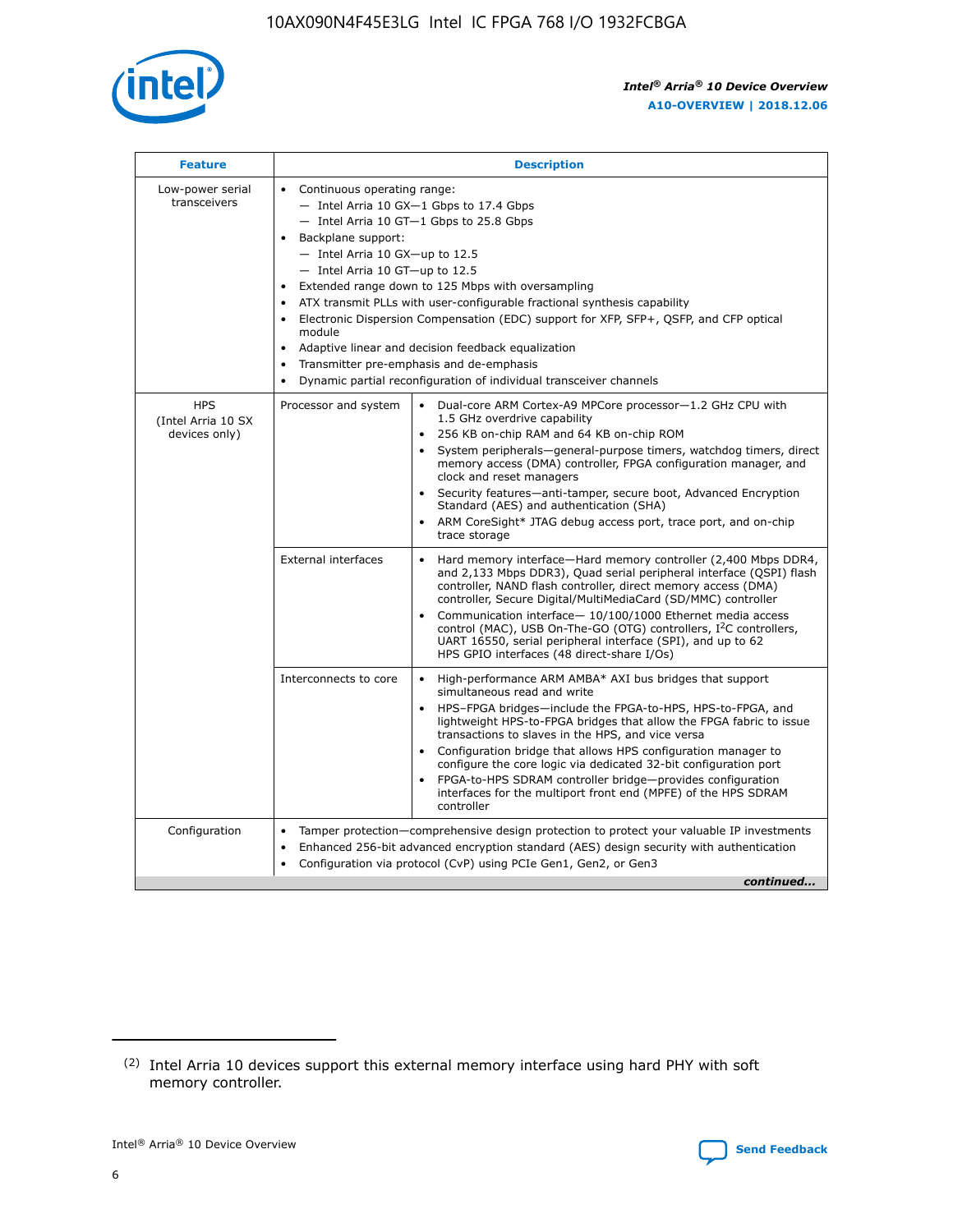| Feature | Description | |
|---|---|---|
| Low-power serial transceivers | • Continuous operating range:<br>— Intel Arria 10 GX—1 Gbps to 17.4 Gbps<br>— Intel Arria 10 GT—1 Gbps to 25.8 Gbps<br>• Backplane support:<br>— Intel Arria 10 GX—up to 12.5<br>— Intel Arria 10 GT—up to 12.5<br>• Extended range down to 125 Mbps with oversampling<br>• ATX transmit PLLs with user-configurable fractional synthesis capability<br>• Electronic Dispersion Compensation (EDC) support for XFP, SFP+, QSFP, and CFP optical module<br>• Adaptive linear and decision feedback equalization<br>• Transmitter pre-emphasis and de-emphasis<br>• Dynamic partial reconfiguration of individual transceiver channels | |
| HPS (Intel Arria 10 SX devices only) | Processor and system | • Dual-core ARM Cortex-A9 MPCore processor—1.2 GHz CPU with 1.5 GHz overdrive capability<br>• 256 KB on-chip RAM and 64 KB on-chip ROM<br>• System peripherals—general-purpose timers, watchdog timers, direct memory access (DMA) controller, FPGA configuration manager, and clock and reset managers<br>• Security features—anti-tamper, secure boot, Advanced Encryption Standard (AES) and authentication (SHA)<br>• ARM CoreSight* JTAG debug access port, trace port, and on-chip trace storage |
| | External interfaces | • Hard memory interface—Hard memory controller (2,400 Mbps DDR4, and 2,133 Mbps DDR3), Quad serial peripheral interface (QSPI) flash controller, NAND flash controller, direct memory access (DMA) controller, Secure Digital/MultiMediaCard (SD/MMC) controller<br>• Communication interface— 10/100/1000 Ethernet media access control (MAC), USB On-The-GO (OTG) controllers, $I^2C$ controllers, UART 16550, serial peripheral interface (SPI), and up to 62 HPS GPIO interfaces (48 direct-share I/Os) |
| | Interconnects to core | • High-performance ARM AMBA* AXI bus bridges that support simultaneous read and write<br>• HPS–FPGA bridges—include the FPGA-to-HPS, HPS-to-FPGA, and lightweight HPS-to-FPGA bridges that allow the FPGA fabric to issue transactions to slaves in the HPS, and vice versa<br>• Configuration bridge that allows HPS configuration manager to configure the core logic via dedicated 32-bit configuration port<br>• FPGA-to-HPS SDRAM controller bridge—provides configuration interfaces for the multiport front end (MPFE) of the HPS SDRAM controller |
| Configuration | • Tamper protection—comprehensive design protection to protect your valuable IP investments<br>• Enhanced 256-bit advanced encryption standard (AES) design security with authentication<br>• Configuration via protocol (CvP) using PCIe Gen1, Gen2, or Gen3 | |

*continued...*

(2) Intel Arria 10 devices support this external memory interface using hard PHY with soft memory controller.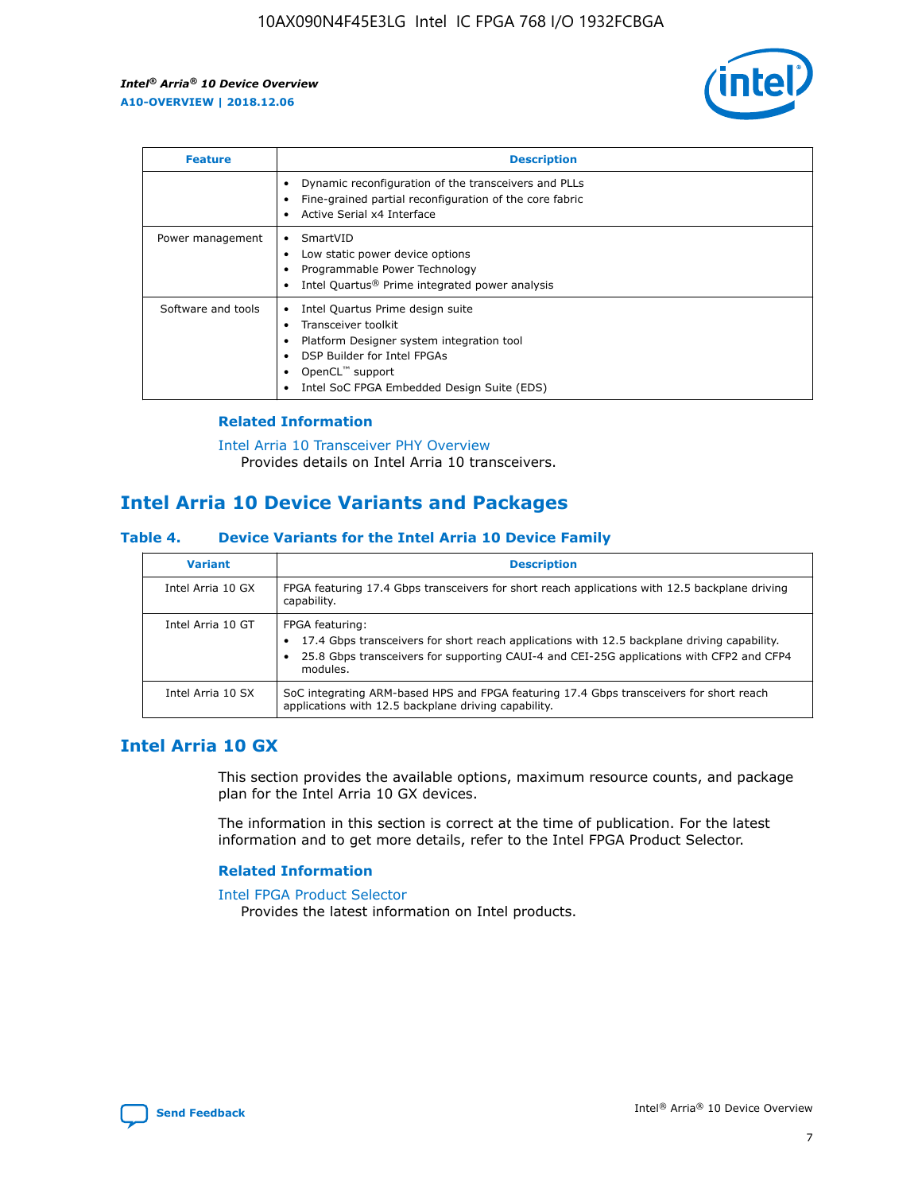| Feature | Description |
| --- | --- |
|  | • Dynamic reconfiguration of the transceivers and PLLs<br>• Fine-grained partial reconfiguration of the core fabric<br>• Active Serial x4 Interface |
| Power management | • SmartVID<br>• Low static power device options<br>• Programmable Power Technology<br>• Intel Quartus® Prime integrated power analysis |
| Software and tools | • Intel Quartus Prime design suite<br>• Transceiver toolkit<br>• Platform Designer system integration tool<br>• DSP Builder for Intel FPGAs<br>• OpenCL™ support<br>• Intel SoC FPGA Embedded Design Suite (EDS) |

### Related Information

Intel Arria 10 Transceiver PHY Overview
Provides details on Intel Arria 10 transceivers.

## Intel Arria 10 Device Variants and Packages

**Table 4. Device Variants for the Intel Arria 10 Device Family**

| Variant | Description |
| --- | --- |
| Intel Arria 10 GX | FPGA featuring 17.4 Gbps transceivers for short reach applications with 12.5 backplane driving capability. |
| Intel Arria 10 GT | FPGA featuring:<br>• 17.4 Gbps transceivers for short reach applications with 12.5 backplane driving capability.<br>• 25.8 Gbps transceivers for supporting CAUI-4 and CEI-25G applications with CFP2 and CFP4 modules. |
| Intel Arria 10 SX | SoC integrating ARM-based HPS and FPGA featuring 17.4 Gbps transceivers for short reach applications with 12.5 backplane driving capability. |

## Intel Arria 10 GX

This section provides the available options, maximum resource counts, and package plan for the Intel Arria 10 GX devices.

The information in this section is correct at the time of publication. For the latest information and to get more details, refer to the Intel FPGA Product Selector.

### Related Information

Intel FPGA Product Selector
Provides the latest information on Intel products.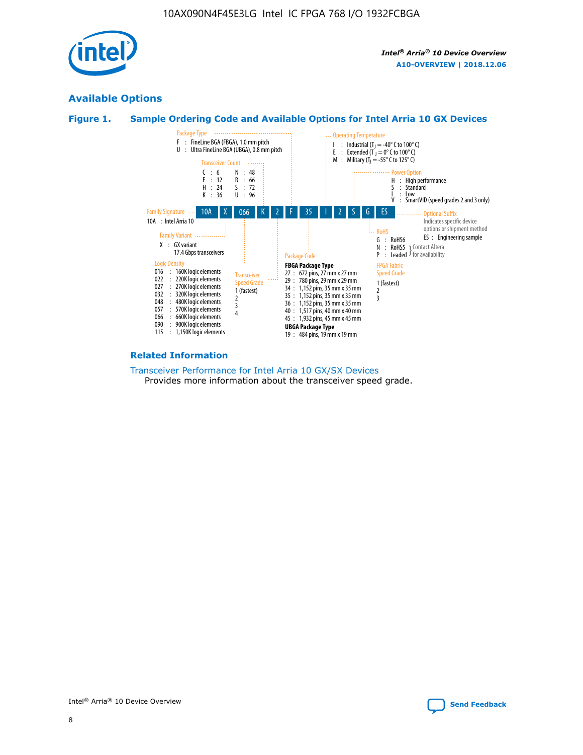## Available Options

### Figure 1. Sample Ordering Code and Available Options for Intel Arria 10 GX Devices

| 10A | X | 066 | K | 2 | F | 35 | I | 2 | S | G | ES |
|---|---|---|---|---|---|---|---|---|---|---|---|

**Family Signature**
10A : Intel Arria 10

**Family Variant**
X : GX variant
17.4 Gbps transceivers

**Logic Density**
016 : 160K logic elements
022 : 220K logic elements
027 : 270K logic elements
032 : 320K logic elements
048 : 480K logic elements
057 : 570K logic elements
066 : 660K logic elements
090 : 900K logic elements
115 : 1,150K logic elements

**Transceiver Count**
C : 6
E : 12
H : 24
K : 36
N : 48
R : 66
S : 72
U : 96

**Transceiver Speed Grade**
1 (fastest)
2
3
4

**Package Type**
F : FineLine BGA (FBGA), 1.0 mm pitch
U : Ultra FineLine BGA (UBGA), 0.8 mm pitch

**Package Code**

**FBGA Package Type**
27 : 672 pins, 27 mm x 27 mm
29 : 780 pins, 29 mm x 29 mm
34 : 1,152 pins, 35 mm x 35 mm
35 : 1,152 pins, 35 mm x 35 mm
36 : 1,152 pins, 35 mm x 35 mm
40 : 1,517 pins, 40 mm x 40 mm
45 : 1,932 pins, 45 mm x 45 mm

**UBGA Package Type**
19 : 484 pins, 19 mm x 19 mm

**Operating Temperature**
I : Industrial ($T_J$ = -40° C to 100° C)
E : Extended ($T_J$ = 0° C to 100° C)
M : Military ($T_J$ = -55° C to 125° C)

**FPGA Fabric Speed Grade**
1 (fastest)
2
3

**Power Option**
H : High performance
S : Standard
L : Low
V : SmartVID (speed grades 2 and 3 only)

**RoHS**
G : RoHS6
N : RoHS5 } Contact Altera for availability
P : Leaded } Contact Altera for availability

**Optional Suffix**
Indicates specific device options or shipment method
ES : Engineering sample

### Related Information

Transceiver Performance for Intel Arria 10 GX/SX Devices
Provides more information about the transceiver speed grade.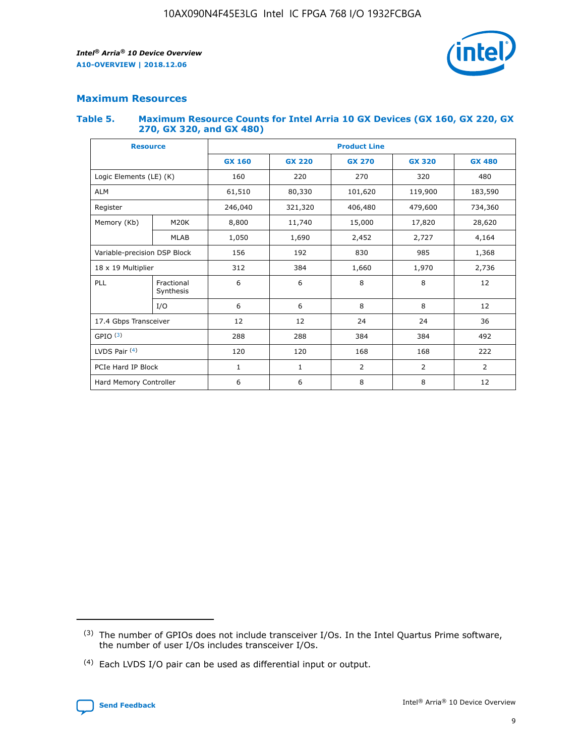## Maximum Resources

### Table 5. Maximum Resource Counts for Intel Arria 10 GX Devices (GX 160, GX 220, GX 270, GX 320, and GX 480)

| Resource | | Product Line | | | | |
|---|---|---|---|---|---|---|
| | | GX 160 | GX 220 | GX 270 | GX 320 | GX 480 |
| Logic Elements (LE) (K) | | 160 | 220 | 270 | 320 | 480 |
| ALM | | 61,510 | 80,330 | 101,620 | 119,900 | 183,590 |
| Register | | 246,040 | 321,320 | 406,480 | 479,600 | 734,360 |
| Memory (Kb) | M20K | 8,800 | 11,740 | 15,000 | 17,820 | 28,620 |
| | MLAB | 1,050 | 1,690 | 2,452 | 2,727 | 4,164 |
| Variable-precision DSP Block | | 156 | 192 | 830 | 985 | 1,368 |
| 18 x 19 Multiplier | | 312 | 384 | 1,660 | 1,970 | 2,736 |
| PLL | Fractional Synthesis | 6 | 6 | 8 | 8 | 12 |
| | I/O | 6 | 6 | 8 | 8 | 12 |
| 17.4 Gbps Transceiver | | 12 | 12 | 24 | 24 | 36 |
| GPIO [3] | | 288 | 288 | 384 | 384 | 492 |
| LVDS Pair [4] | | 120 | 120 | 168 | 168 | 222 |
| PCIe Hard IP Block | | 1 | 1 | 2 | 2 | 2 |
| Hard Memory Controller | | 6 | 6 | 8 | 8 | 12 |

(3) The number of GPIOs does not include transceiver I/Os. In the Intel Quartus Prime software, the number of user I/Os includes transceiver I/Os.

(4) Each LVDS I/O pair can be used as differential input or output.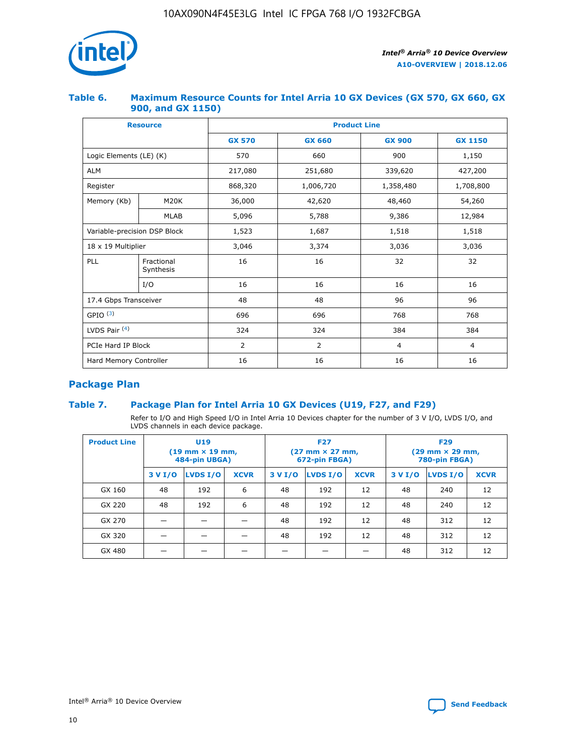### Table 6. Maximum Resource Counts for Intel Arria 10 GX Devices (GX 570, GX 660, GX 900, and GX 1150)

| Resource | | Product Line | | | |
|---|---|---|---|---|---|
| | | GX 570 | GX 660 | GX 900 | GX 1150 |
| Logic Elements (LE) (K) | | 570 | 660 | 900 | 1,150 |
| ALM | | 217,080 | 251,680 | 339,620 | 427,200 |
| Register | | 868,320 | 1,006,720 | 1,358,480 | 1,708,800 |
| Memory (Kb) | M20K | 36,000 | 42,620 | 48,460 | 54,260 |
| | MLAB | 5,096 | 5,788 | 9,386 | 12,984 |
| Variable-precision DSP Block | | 1,523 | 1,687 | 1,518 | 1,518 |
| 18 x 19 Multiplier | | 3,046 | 3,374 | 3,036 | 3,036 |
| PLL | Fractional Synthesis | 16 | 16 | 32 | 32 |
| | I/O | 16 | 16 | 16 | 16 |
| 17.4 Gbps Transceiver | | 48 | 48 | 96 | 96 |
| GPIO [(3)] | | 696 | 696 | 768 | 768 |
| LVDS Pair [(4)] | | 324 | 324 | 384 | 384 |
| PCIe Hard IP Block | | 2 | 2 | 4 | 4 |
| Hard Memory Controller | | 16 | 16 | 16 | 16 |

## Package Plan

### Table 7. Package Plan for Intel Arria 10 GX Devices (U19, F27, and F29)

Refer to I/O and High Speed I/O in Intel Arria 10 Devices chapter for the number of 3 V I/O, LVDS I/O, and LVDS channels in each device package.

| Product Line | U19 (19 mm × 19 mm, 484-pin UBGA) | | | F27 (27 mm × 27 mm, 672-pin FBGA) | | | F29 (29 mm × 29 mm, 780-pin FBGA) | | |
|---|---|---|---|---|---|---|---|---|---|
| | 3 V I/O | LVDS I/O | XCVR | 3 V I/O | LVDS I/O | XCVR | 3 V I/O | LVDS I/O | XCVR |
| GX 160 | 48 | 192 | 6 | 48 | 192 | 12 | 48 | 240 | 12 |
| GX 220 | 48 | 192 | 6 | 48 | 192 | 12 | 48 | 240 | 12 |
| GX 270 | — | — | — | 48 | 192 | 12 | 48 | 312 | 12 |
| GX 320 | — | — | — | 48 | 192 | 12 | 48 | 312 | 12 |
| GX 480 | — | — | — | — | — | — | 48 | 312 | 12 |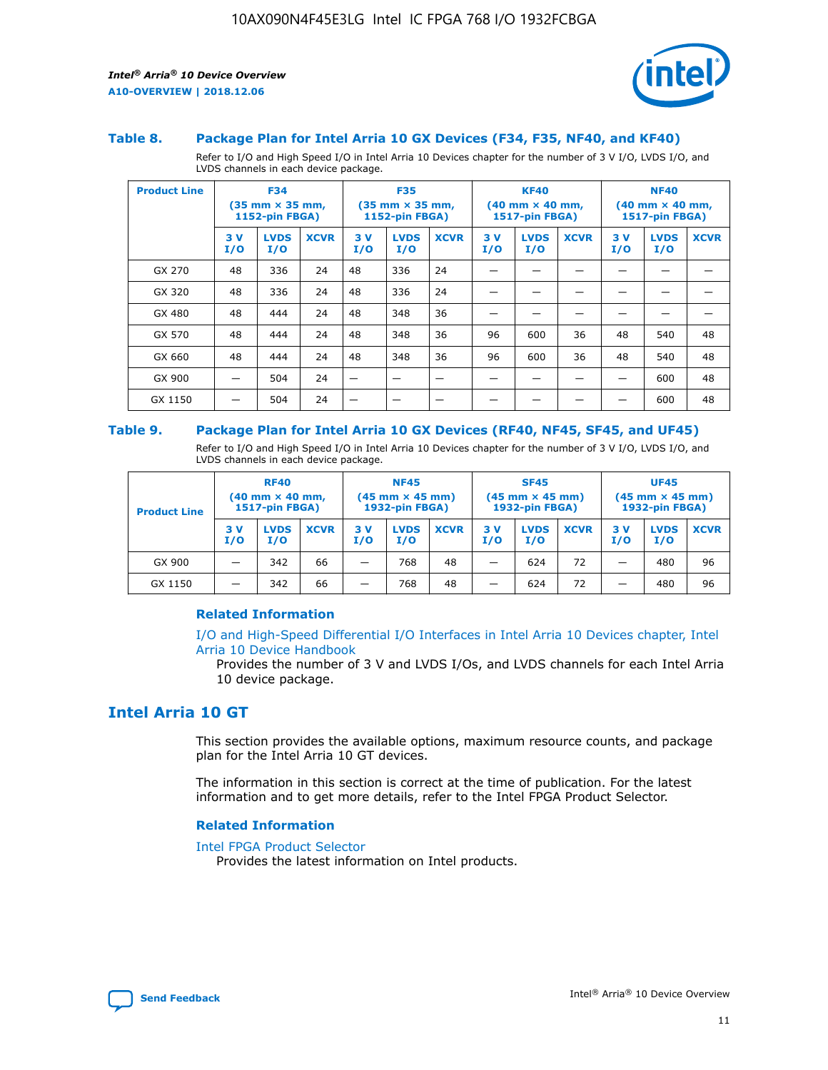### Table 8. Package Plan for Intel Arria 10 GX Devices (F34, F35, NF40, and KF40)

Refer to I/O and High Speed I/O in Intel Arria 10 Devices chapter for the number of 3 V I/O, LVDS I/O, and LVDS channels in each device package.

| Product Line | F34 (35 mm × 35 mm, 1152-pin FBGA) | | | F35 (35 mm × 35 mm, 1152-pin FBGA) | | | KF40 (40 mm × 40 mm, 1517-pin FBGA) | | | NF40 (40 mm × 40 mm, 1517-pin FBGA) | | |
|---|---|---|---|---|---|---|---|---|---|---|---|---|
| | 3 V I/O | LVDS I/O | XCVR | 3 V I/O | LVDS I/O | XCVR | 3 V I/O | LVDS I/O | XCVR | 3 V I/O | LVDS I/O | XCVR |
| GX 270 | 48 | 336 | 24 | 48 | 336 | 24 | — | — | — | — | — | — |
| GX 320 | 48 | 336 | 24 | 48 | 336 | 24 | — | — | — | — | — | — |
| GX 480 | 48 | 444 | 24 | 48 | 348 | 36 | — | — | — | — | — | — |
| GX 570 | 48 | 444 | 24 | 48 | 348 | 36 | 96 | 600 | 36 | 48 | 540 | 48 |
| GX 660 | 48 | 444 | 24 | 48 | 348 | 36 | 96 | 600 | 36 | 48 | 540 | 48 |
| GX 900 | — | 504 | 24 | — | — | — | — | — | — | — | 600 | 48 |
| GX 1150 | — | 504 | 24 | — | — | — | — | — | — | — | 600 | 48 |

### Table 9. Package Plan for Intel Arria 10 GX Devices (RF40, NF45, SF45, and UF45)

Refer to I/O and High Speed I/O in Intel Arria 10 Devices chapter for the number of 3 V I/O, LVDS I/O, and LVDS channels in each device package.

| Product Line | RF40 (40 mm × 40 mm, 1517-pin FBGA) | | | NF45 (45 mm × 45 mm) 1932-pin FBGA) | | | SF45 (45 mm × 45 mm) 1932-pin FBGA) | | | UF45 (45 mm × 45 mm) 1932-pin FBGA) | | |
|---|---|---|---|---|---|---|---|---|---|---|---|---|
| | 3 V I/O | LVDS I/O | XCVR | 3 V I/O | LVDS I/O | XCVR | 3 V I/O | LVDS I/O | XCVR | 3 V I/O | LVDS I/O | XCVR |
| GX 900 | — | 342 | 66 | — | 768 | 48 | — | 624 | 72 | — | 480 | 96 |
| GX 1150 | — | 342 | 66 | — | 768 | 48 | — | 624 | 72 | — | 480 | 96 |

#### Related Information

I/O and High-Speed Differential I/O Interfaces in Intel Arria 10 Devices chapter, Intel Arria 10 Device Handbook

Provides the number of 3 V and LVDS I/Os, and LVDS channels for each Intel Arria 10 device package.

## Intel Arria 10 GT

This section provides the available options, maximum resource counts, and package plan for the Intel Arria 10 GT devices.

The information in this section is correct at the time of publication. For the latest information and to get more details, refer to the Intel FPGA Product Selector.

#### Related Information

Intel FPGA Product Selector

Provides the latest information on Intel products.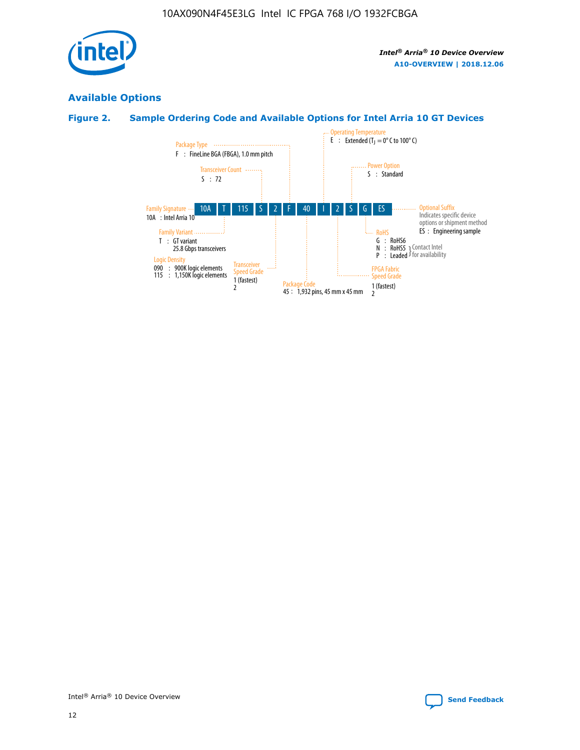## Available Options

### Figure 2. Sample Ordering Code and Available Options for Intel Arria 10 GT Devices

| 10A | T | 115 | S | 2 | F | 40 | I | 2 | S | G | ES |
|---|---|---|---|---|---|---|---|---|---|---|---|

**Family Signature**
10A : Intel Arria 10

**Family Variant**
T : GT variant
25.8 Gbps transceivers

**Logic Density**
090 : 900K logic elements
115 : 1,150K logic elements

**Transceiver Count**
S : 72

**Transceiver Speed Grade**
1 (fastest)
2

**Package Type**
F : FineLine BGA (FBGA), 1.0 mm pitch

**Package Code**
45 : 1,932 pins, 45 mm x 45 mm

**Operating Temperature**
E : Extended ($T_J$ = 0° C to 100° C)

**FPGA Fabric Speed Grade**
1 (fastest)
2

**Power Option**
S : Standard

**RoHS**
G : RoHS6
N : RoHS5 } Contact Intel for availability
P : Leaded } Contact Intel for availability

**Optional Suffix**
Indicates specific device options or shipment method
ES : Engineering sample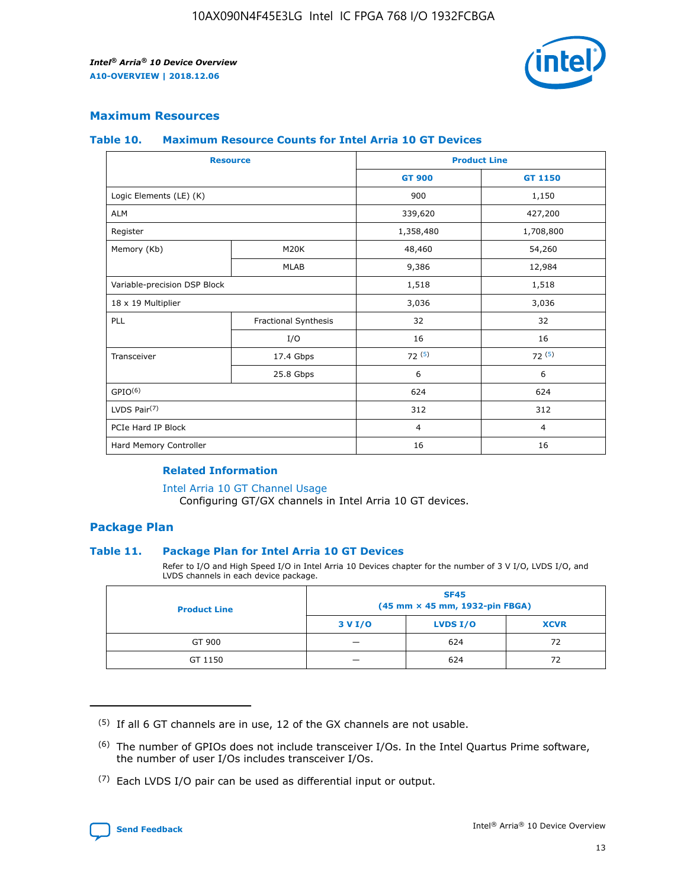## Maximum Resources

### Table 10. Maximum Resource Counts for Intel Arria 10 GT Devices

| Resource | | Product Line | |
|---|---|---|---|
| | | GT 900 | GT 1150 |
| Logic Elements (LE) (K) | | 900 | 1,150 |
| ALM | | 339,620 | 427,200 |
| Register | | 1,358,480 | 1,708,800 |
| Memory (Kb) | M20K | 48,460 | 54,260 |
| | MLAB | 9,386 | 12,984 |
| Variable-precision DSP Block | | 1,518 | 1,518 |
| 18 x 19 Multiplier | | 3,036 | 3,036 |
| PLL | Fractional Synthesis | 32 | 32 |
| | I/O | 16 | 16 |
| Transceiver | 17.4 Gbps | 72 (5) | 72 (5) |
| | 25.8 Gbps | 6 | 6 |
| GPIO(6) | | 624 | 624 |
| LVDS Pair(7) | | 312 | 312 |
| PCIe Hard IP Block | | 4 | 4 |
| Hard Memory Controller | | 16 | 16 |

#### Related Information

Intel Arria 10 GT Channel Usage
Configuring GT/GX channels in Intel Arria 10 GT devices.

## Package Plan

### Table 11. Package Plan for Intel Arria 10 GT Devices

Refer to I/O and High Speed I/O in Intel Arria 10 Devices chapter for the number of 3 V I/O, LVDS I/O, and LVDS channels in each device package.

| Product Line | SF45 (45 mm × 45 mm, 1932-pin FBGA) | | |
|---|---|---|---|
| | 3 V I/O | LVDS I/O | XCVR |
| GT 900 | — | 624 | 72 |
| GT 1150 | — | 624 | 72 |

(5) If all 6 GT channels are in use, 12 of the GX channels are not usable.

(6) The number of GPIOs does not include transceiver I/Os. In the Intel Quartus Prime software, the number of user I/Os includes transceiver I/Os.

(7) Each LVDS I/O pair can be used as differential input or output.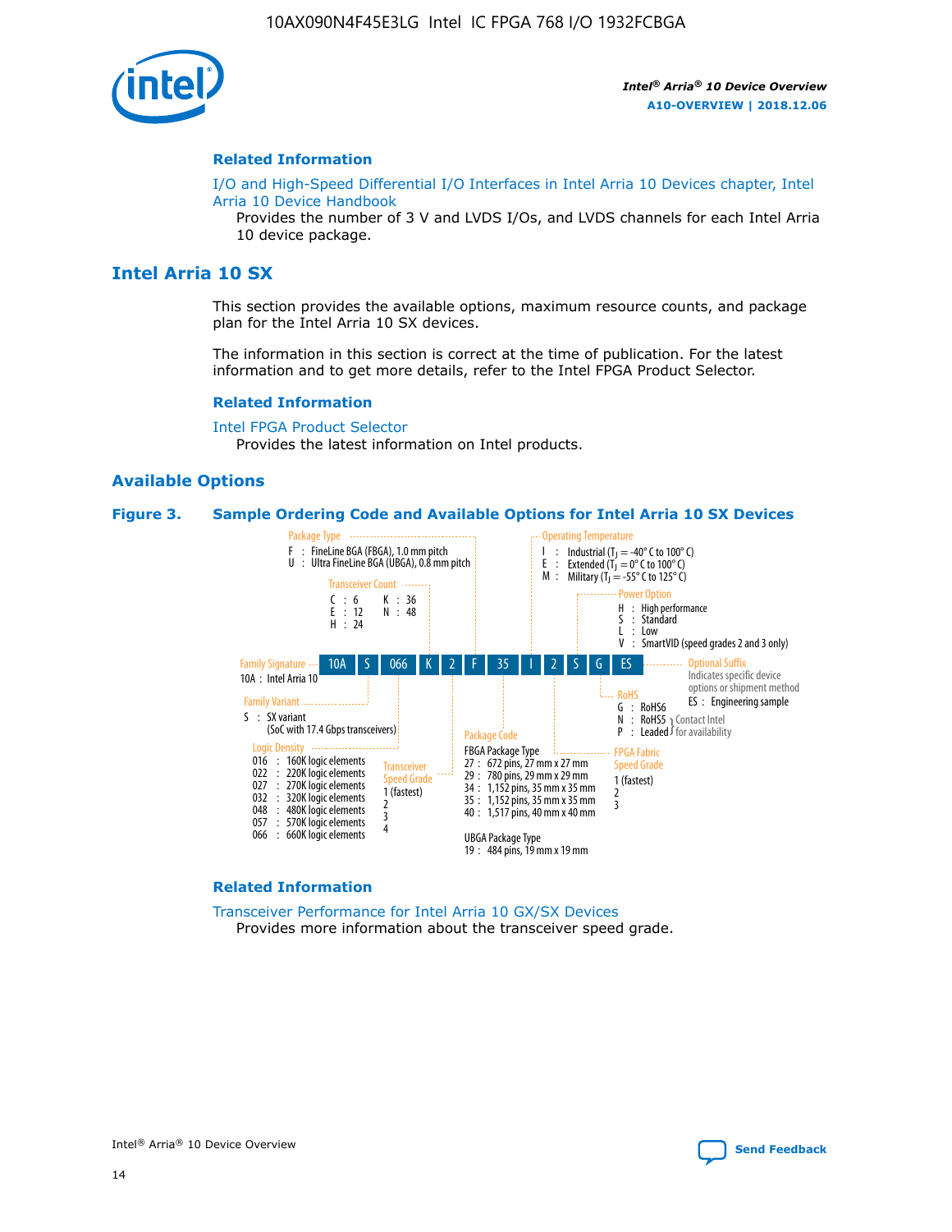## Related Information

I/O and High-Speed Differential I/O Interfaces in Intel Arria 10 Devices chapter, Intel Arria 10 Device Handbook

Provides the number of 3 V and LVDS I/Os, and LVDS channels for each Intel Arria 10 device package.

# Intel Arria 10 SX

This section provides the available options, maximum resource counts, and package plan for the Intel Arria 10 SX devices.

The information in this section is correct at the time of publication. For the latest information and to get more details, refer to the Intel FPGA Product Selector.

## Related Information

Intel FPGA Product Selector

Provides the latest information on Intel products.

## Available Options

**Figure 3. Sample Ordering Code and Available Options for Intel Arria 10 SX Devices**

Sample ordering code: 10A S 066 K 2 F 35 I 2 S G ES

Family Signature
- 10A : Intel Arria 10

Family Variant
- S : SX variant (SoC with 17.4 Gbps transceivers)

Logic Density
- 016 : 160K logic elements
- 022 : 220K logic elements
- 027 : 270K logic elements
- 032 : 320K logic elements
- 048 : 480K logic elements
- 057 : 570K logic elements
- 066 : 660K logic elements

Transceiver Count
- C : 6
- E : 12
- H : 24
- K : 36
- N : 48

Transceiver Speed Grade
- 1 (fastest)
- 2
- 3
- 4

Package Type
- F : FineLine BGA (FBGA), 1.0 mm pitch
- U : Ultra FineLine BGA (UBGA), 0.8 mm pitch

Package Code

FBGA Package Type
- 27 : 672 pins, 27 mm x 27 mm
- 29 : 780 pins, 29 mm x 29 mm
- 34 : 1,152 pins, 35 mm x 35 mm
- 35 : 1,152 pins, 35 mm x 35 mm
- 40 : 1,517 pins, 40 mm x 40 mm

UBGA Package Type
- 19 : 484 pins, 19 mm x 19 mm

Operating Temperature
- I : Industrial ($T_J$ = -40° C to 100° C)
- E : Extended ($T_J$ = 0° C to 100° C)
- M : Military ($T_J$ = -55° C to 125° C)

FPGA Fabric Speed Grade
- 1 (fastest)
- 2
- 3

Power Option
- H : High performance
- S : Standard
- L : Low
- V : SmartVID (speed grades 2 and 3 only)

RoHS
- G : RoHS6
- N : RoHS5 (Contact Intel for availability)
- P : Leaded (Contact Intel for availability)

Optional Suffix

Indicates specific device options or shipment method
- ES : Engineering sample

## Related Information

Transceiver Performance for Intel Arria 10 GX/SX Devices

Provides more information about the transceiver speed grade.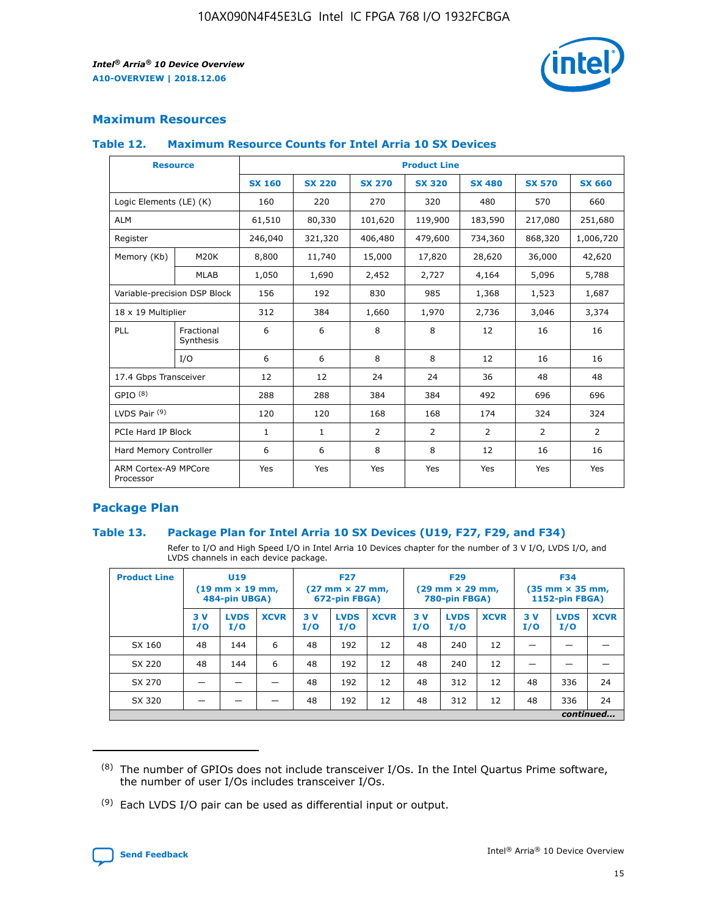## Maximum Resources

### Table 12. Maximum Resource Counts for Intel Arria 10 SX Devices

| Resource | | Product Line | | | | | | |
|---|---|---|---|---|---|---|---|---|
| | | SX 160 | SX 220 | SX 270 | SX 320 | SX 480 | SX 570 | SX 660 |
| Logic Elements (LE) (K) | | 160 | 220 | 270 | 320 | 480 | 570 | 660 |
| ALM | | 61,510 | 80,330 | 101,620 | 119,900 | 183,590 | 217,080 | 251,680 |
| Register | | 246,040 | 321,320 | 406,480 | 479,600 | 734,360 | 868,320 | 1,006,720 |
| Memory (Kb) | M20K | 8,800 | 11,740 | 15,000 | 17,820 | 28,620 | 36,000 | 42,620 |
| | MLAB | 1,050 | 1,690 | 2,452 | 2,727 | 4,164 | 5,096 | 5,788 |
| Variable-precision DSP Block | | 156 | 192 | 830 | 985 | 1,368 | 1,523 | 1,687 |
| 18 x 19 Multiplier | | 312 | 384 | 1,660 | 1,970 | 2,736 | 3,046 | 3,374 |
| PLL | Fractional Synthesis | 6 | 6 | 8 | 8 | 12 | 16 | 16 |
| | I/O | 6 | 6 | 8 | 8 | 12 | 16 | 16 |
| 17.4 Gbps Transceiver | | 12 | 12 | 24 | 24 | 36 | 48 | 48 |
| GPIO [8] | | 288 | 288 | 384 | 384 | 492 | 696 | 696 |
| LVDS Pair [9] | | 120 | 120 | 168 | 168 | 174 | 324 | 324 |
| PCIe Hard IP Block | | 1 | 1 | 2 | 2 | 2 | 2 | 2 |
| Hard Memory Controller | | 6 | 6 | 8 | 8 | 12 | 16 | 16 |
| ARM Cortex-A9 MPCore Processor | | Yes | Yes | Yes | Yes | Yes | Yes | Yes |

## Package Plan

### Table 13. Package Plan for Intel Arria 10 SX Devices (U19, F27, F29, and F34)

Refer to I/O and High Speed I/O in Intel Arria 10 Devices chapter for the number of 3 V I/O, LVDS I/O, and LVDS channels in each device package.

| Product Line | U19 (19 mm × 19 mm, 484-pin UBGA) | | | F27 (27 mm × 27 mm, 672-pin FBGA) | | | F29 (29 mm × 29 mm, 780-pin FBGA) | | | F34 (35 mm × 35 mm, 1152-pin FBGA) | | |
|---|---|---|---|---|---|---|---|---|---|---|---|---|
| | 3 V I/O | LVDS I/O | XCVR | 3 V I/O | LVDS I/O | XCVR | 3 V I/O | LVDS I/O | XCVR | 3 V I/O | LVDS I/O | XCVR |
| SX 160 | 48 | 144 | 6 | 48 | 192 | 12 | 48 | 240 | 12 | — | — | — |
| SX 220 | 48 | 144 | 6 | 48 | 192 | 12 | 48 | 240 | 12 | — | — | — |
| SX 270 | — | — | — | 48 | 192 | 12 | 48 | 312 | 12 | 48 | 336 | 24 |
| SX 320 | — | — | — | 48 | 192 | 12 | 48 | 312 | 12 | 48 | 336 | 24 |

*continued...*

(8) The number of GPIOs does not include transceiver I/Os. In the Intel Quartus Prime software, the number of user I/Os includes transceiver I/Os.

(9) Each LVDS I/O pair can be used as differential input or output.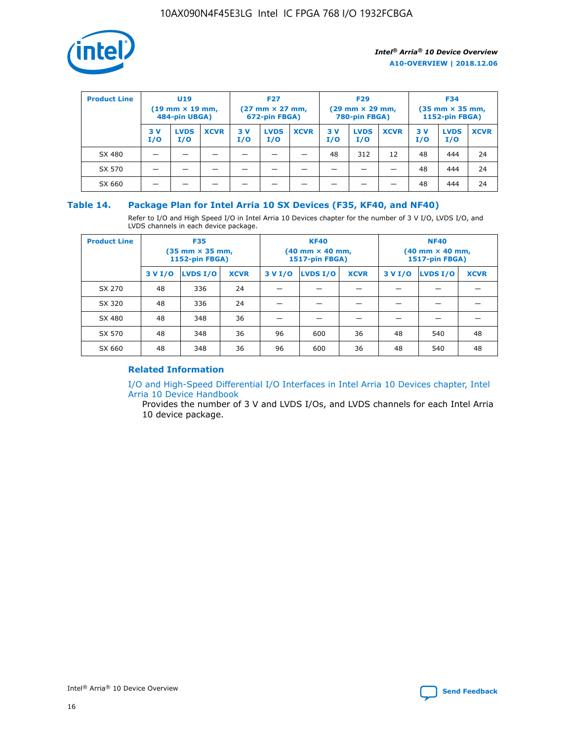| Product Line | U19 (19 mm × 19 mm, 484-pin UBGA) | | | F27 (27 mm × 27 mm, 672-pin FBGA) | | | F29 (29 mm × 29 mm, 780-pin FBGA) | | | F34 (35 mm × 35 mm, 1152-pin FBGA) | | |
|---|---|---|---|---|---|---|---|---|---|---|---|---|
| | 3 V I/O | LVDS I/O | XCVR | 3 V I/O | LVDS I/O | XCVR | 3 V I/O | LVDS I/O | XCVR | 3 V I/O | LVDS I/O | XCVR |
| SX 480 | — | — | — | — | — | — | 48 | 312 | 12 | 48 | 444 | 24 |
| SX 570 | — | — | — | — | — | — | — | — | — | 48 | 444 | 24 |
| SX 660 | — | — | — | — | — | — | — | — | — | 48 | 444 | 24 |

## Table 14. Package Plan for Intel Arria 10 SX Devices (F35, KF40, and NF40)

Refer to I/O and High Speed I/O in Intel Arria 10 Devices chapter for the number of 3 V I/O, LVDS I/O, and LVDS channels in each device package.

| Product Line | F35 (35 mm × 35 mm, 1152-pin FBGA) | | | KF40 (40 mm × 40 mm, 1517-pin FBGA) | | | NF40 (40 mm × 40 mm, 1517-pin FBGA) | | |
|---|---|---|---|---|---|---|---|---|---|
| | 3 V I/O | LVDS I/O | XCVR | 3 V I/O | LVDS I/O | XCVR | 3 V I/O | LVDS I/O | XCVR |
| SX 270 | 48 | 336 | 24 | — | — | — | — | — | — |
| SX 320 | 48 | 336 | 24 | — | — | — | — | — | — |
| SX 480 | 48 | 348 | 36 | — | — | — | — | — | — |
| SX 570 | 48 | 348 | 36 | 96 | 600 | 36 | 48 | 540 | 48 |
| SX 660 | 48 | 348 | 36 | 96 | 600 | 36 | 48 | 540 | 48 |

### Related Information

I/O and High-Speed Differential I/O Interfaces in Intel Arria 10 Devices chapter, Intel Arria 10 Device Handbook

Provides the number of 3 V and LVDS I/Os, and LVDS channels for each Intel Arria 10 device package.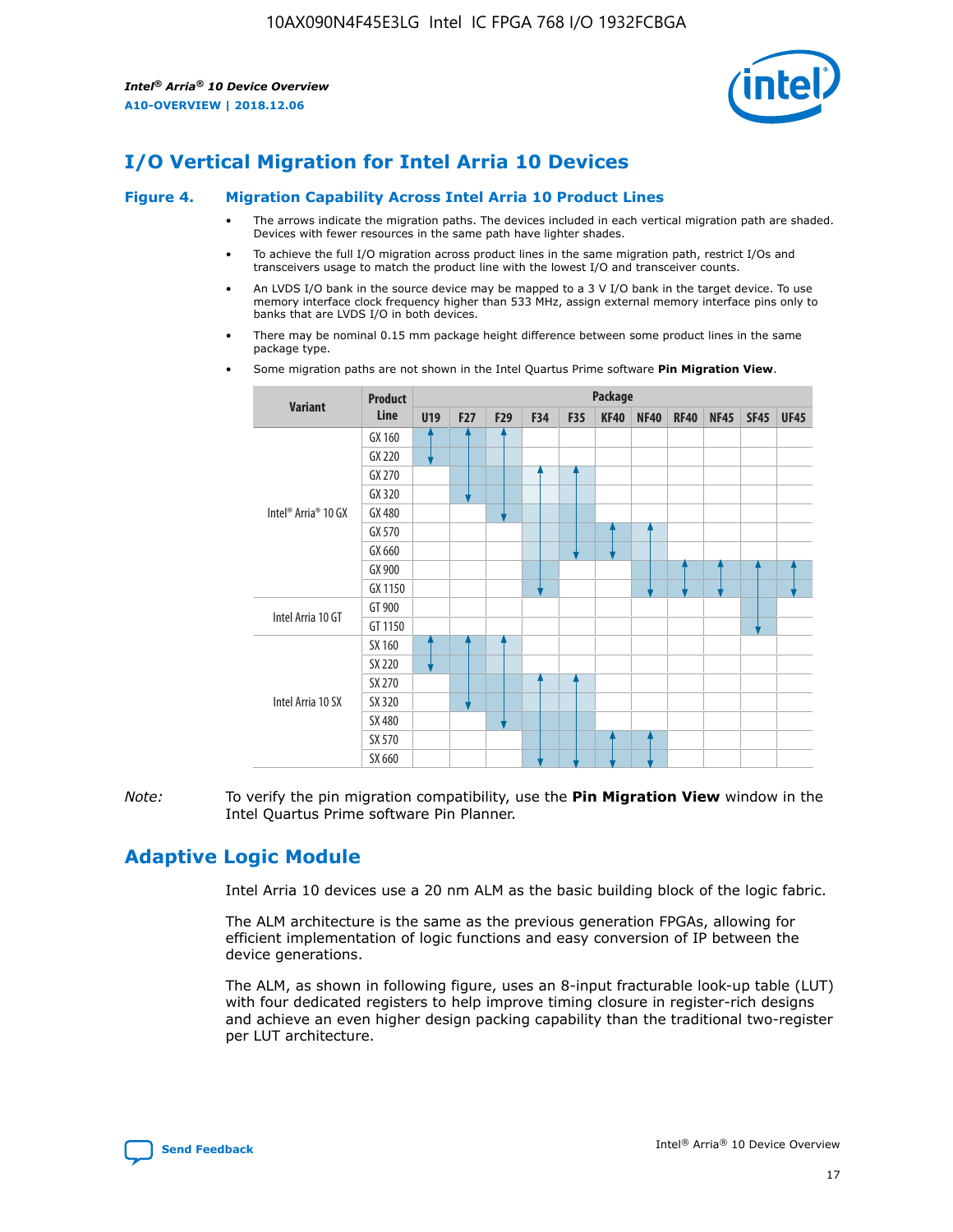# I/O Vertical Migration for Intel Arria 10 Devices

**Figure 4. Migration Capability Across Intel Arria 10 Product Lines**

- The arrows indicate the migration paths. The devices included in each vertical migration path are shaded. Devices with fewer resources in the same path have lighter shades.
- To achieve the full I/O migration across product lines in the same migration path, restrict I/Os and transceivers usage to match the product line with the lowest I/O and transceiver counts.
- An LVDS I/O bank in the source device may be mapped to a 3 V I/O bank in the target device. To use memory interface clock frequency higher than 533 MHz, assign external memory interface pins only to banks that are LVDS I/O in both devices.
- There may be nominal 0.15 mm package height difference between some product lines in the same package type.
- Some migration paths are not shown in the Intel Quartus Prime software **Pin Migration View**.

| Variant | Product Line | Package | | | | | | | | | | |
|---|---|---|---|---|---|---|---|---|---|---|---|---|
| | | U19 | F27 | F29 | F34 | F35 | KF40 | NF40 | RF40 | NF45 | SF45 | UF45 |
| Intel® Arria® 10 GX | GX 160 | | | | | | | | | | | |
| | GX 220 | | | | | | | | | | | |
| | GX 270 | | | | | | | | | | | |
| | GX 320 | | | | | | | | | | | |
| | GX 480 | | | | | | | | | | | |
| | GX 570 | | | | | | | | | | | |
| | GX 660 | | | | | | | | | | | |
| | GX 900 | | | | | | | | | | | |
| | GX 1150 | | | | | | | | | | | |
| Intel Arria 10 GT | GT 900 | | | | | | | | | | | |
| | GT 1150 | | | | | | | | | | | |
| Intel Arria 10 SX | SX 160 | | | | | | | | | | | |
| | SX 220 | | | | | | | | | | | |
| | SX 270 | | | | | | | | | | | |
| | SX 320 | | | | | | | | | | | |
| | SX 480 | | | | | | | | | | | |
| | SX 570 | | | | | | | | | | | |
| | SX 660 | | | | | | | | | | | |

*Note:* To verify the pin migration compatibility, use the **Pin Migration View** window in the Intel Quartus Prime software Pin Planner.

# Adaptive Logic Module

Intel Arria 10 devices use a 20 nm ALM as the basic building block of the logic fabric.

The ALM architecture is the same as the previous generation FPGAs, allowing for efficient implementation of logic functions and easy conversion of IP between the device generations.

The ALM, as shown in following figure, uses an 8-input fracturable look-up table (LUT) with four dedicated registers to help improve timing closure in register-rich designs and achieve an even higher design packing capability than the traditional two-register per LUT architecture.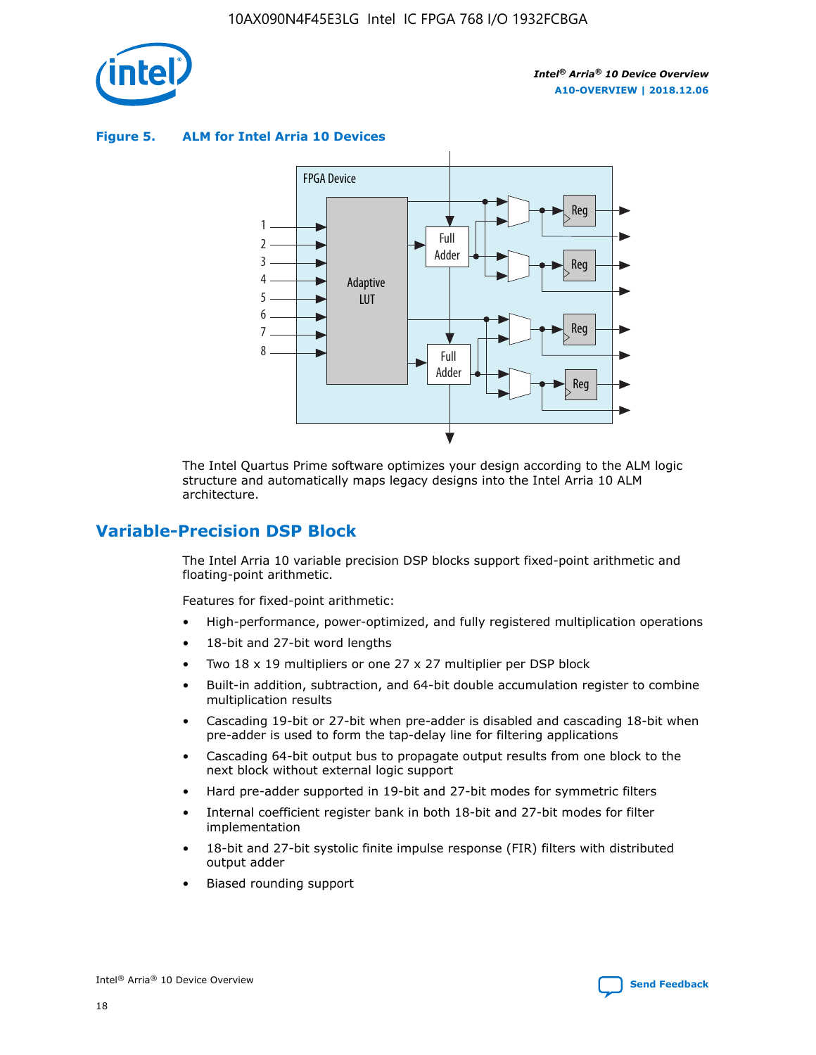Figure 5. ALM for Intel Arria 10 Devices

The Intel Quartus Prime software optimizes your design according to the ALM logic structure and automatically maps legacy designs into the Intel Arria 10 ALM architecture.

## Variable-Precision DSP Block

The Intel Arria 10 variable precision DSP blocks support fixed-point arithmetic and floating-point arithmetic.

Features for fixed-point arithmetic:

- High-performance, power-optimized, and fully registered multiplication operations
- 18-bit and 27-bit word lengths
- Two 18 x 19 multipliers or one 27 x 27 multiplier per DSP block
- Built-in addition, subtraction, and 64-bit double accumulation register to combine multiplication results
- Cascading 19-bit or 27-bit when pre-adder is disabled and cascading 18-bit when pre-adder is used to form the tap-delay line for filtering applications
- Cascading 64-bit output bus to propagate output results from one block to the next block without external logic support
- Hard pre-adder supported in 19-bit and 27-bit modes for symmetric filters
- Internal coefficient register bank in both 18-bit and 27-bit modes for filter implementation
- 18-bit and 27-bit systolic finite impulse response (FIR) filters with distributed output adder
- Biased rounding support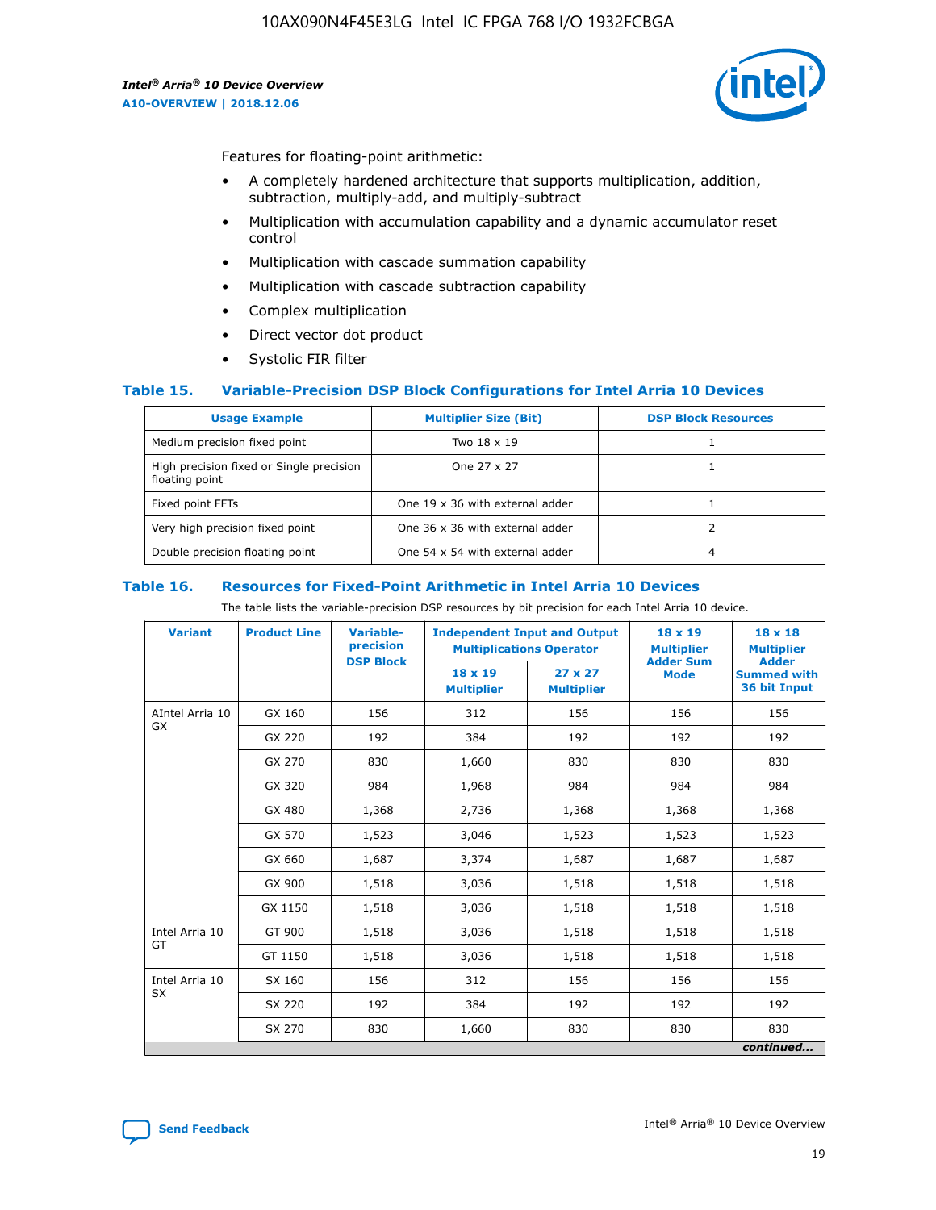Features for floating-point arithmetic:

- A completely hardened architecture that supports multiplication, addition, subtraction, multiply-add, and multiply-subtract
- Multiplication with accumulation capability and a dynamic accumulator reset control
- Multiplication with cascade summation capability
- Multiplication with cascade subtraction capability
- Complex multiplication
- Direct vector dot product
- Systolic FIR filter

### Table 15. Variable-Precision DSP Block Configurations for Intel Arria 10 Devices

| Usage Example | Multiplier Size (Bit) | DSP Block Resources |
|---|---|---|
| Medium precision fixed point | Two 18 x 19 | 1 |
| High precision fixed or Single precision floating point | One 27 x 27 | 1 |
| Fixed point FFTs | One 19 x 36 with external adder | 1 |
| Very high precision fixed point | One 36 x 36 with external adder | 2 |
| Double precision floating point | One 54 x 54 with external adder | 4 |

### Table 16. Resources for Fixed-Point Arithmetic in Intel Arria 10 Devices

The table lists the variable-precision DSP resources by bit precision for each Intel Arria 10 device.

| Variant | Product Line | Variable-precision DSP Block | Independent Input and Output Multiplications Operator | | 18 x 19 Multiplier Adder Sum Mode | 18 x 18 Multiplier Adder Summed with 36 bit Input |
|---|---|---|---|---|---|---|
| | | | 18 x 19 Multiplier | 27 x 27 Multiplier | | |
| AIntel Arria 10 GX | GX 160 | 156 | 312 | 156 | 156 | 156 |
| | GX 220 | 192 | 384 | 192 | 192 | 192 |
| | GX 270 | 830 | 1,660 | 830 | 830 | 830 |
| | GX 320 | 984 | 1,968 | 984 | 984 | 984 |
| | GX 480 | 1,368 | 2,736 | 1,368 | 1,368 | 1,368 |
| | GX 570 | 1,523 | 3,046 | 1,523 | 1,523 | 1,523 |
| | GX 660 | 1,687 | 3,374 | 1,687 | 1,687 | 1,687 |
| | GX 900 | 1,518 | 3,036 | 1,518 | 1,518 | 1,518 |
| | GX 1150 | 1,518 | 3,036 | 1,518 | 1,518 | 1,518 |
| Intel Arria 10 GT | GT 900 | 1,518 | 3,036 | 1,518 | 1,518 | 1,518 |
| | GT 1150 | 1,518 | 3,036 | 1,518 | 1,518 | 1,518 |
| Intel Arria 10 SX | SX 160 | 156 | 312 | 156 | 156 | 156 |
| | SX 220 | 192 | 384 | 192 | 192 | 192 |
| | SX 270 | 830 | 1,660 | 830 | 830 | 830 |

*continued...*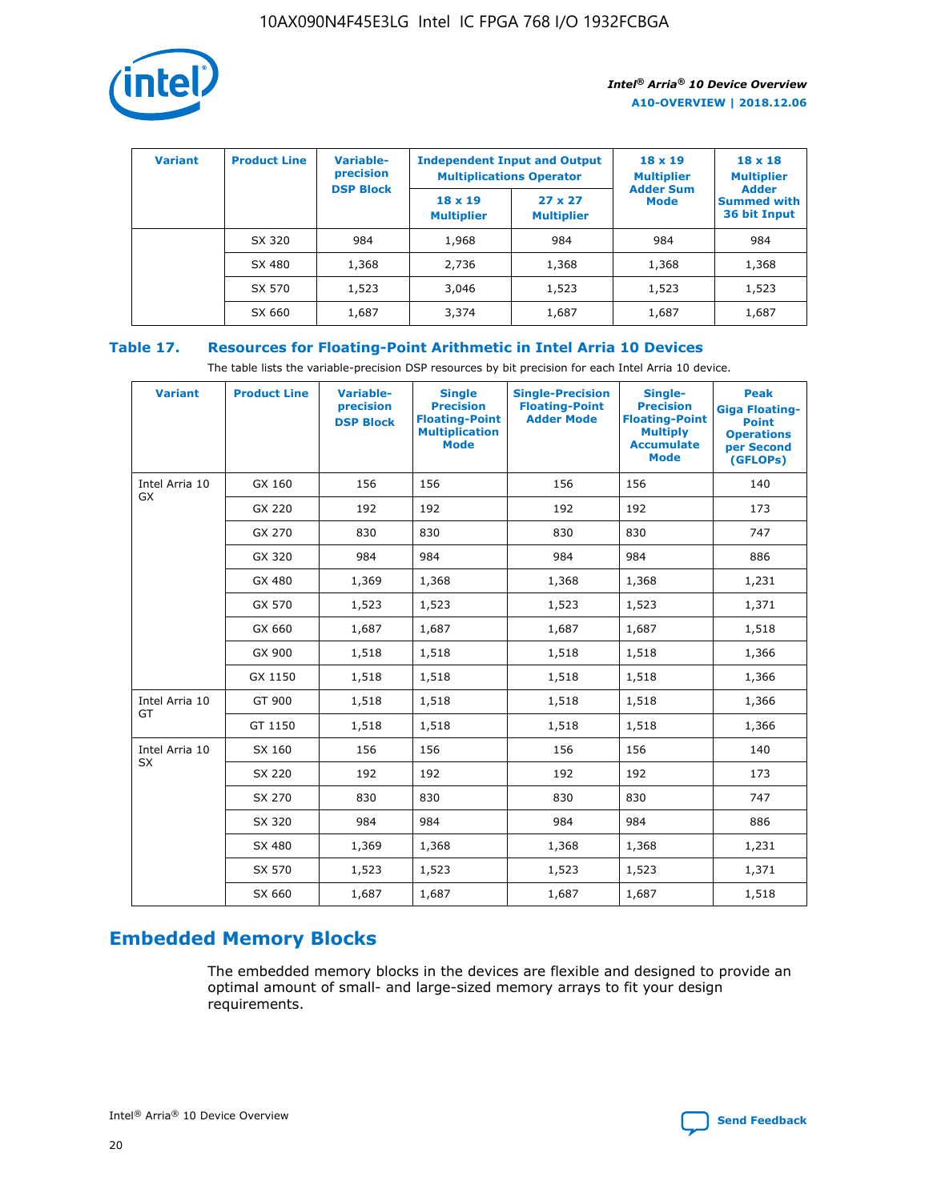| Variant | Product Line | Variable-precision DSP Block | Independent Input and Output Multiplications Operator | | 18 x 19 Multiplier Adder Sum Mode | 18 x 18 Multiplier Adder Summed with 36 bit Input |
|---|---|---|---|---|---|---|
| | | | 18 x 19 Multiplier | 27 x 27 Multiplier | | |
| | SX 320 | 984 | 1,968 | 984 | 984 | 984 |
| | SX 480 | 1,368 | 2,736 | 1,368 | 1,368 | 1,368 |
| | SX 570 | 1,523 | 3,046 | 1,523 | 1,523 | 1,523 |
| | SX 660 | 1,687 | 3,374 | 1,687 | 1,687 | 1,687 |

## Table 17. Resources for Floating-Point Arithmetic in Intel Arria 10 Devices

The table lists the variable-precision DSP resources by bit precision for each Intel Arria 10 device.

| Variant | Product Line | Variable-precision DSP Block | Single Precision Floating-Point Multiplication Mode | Single-Precision Floating-Point Adder Mode | Single-Precision Floating-Point Multiply Accumulate Mode | Peak Giga Floating-Point Operations per Second (GFLOPs) |
|---|---|---|---|---|---|---|
| Intel Arria 10 GX | GX 160 | 156 | 156 | 156 | 156 | 140 |
| | GX 220 | 192 | 192 | 192 | 192 | 173 |
| | GX 270 | 830 | 830 | 830 | 830 | 747 |
| | GX 320 | 984 | 984 | 984 | 984 | 886 |
| | GX 480 | 1,369 | 1,368 | 1,368 | 1,368 | 1,231 |
| | GX 570 | 1,523 | 1,523 | 1,523 | 1,523 | 1,371 |
| | GX 660 | 1,687 | 1,687 | 1,687 | 1,687 | 1,518 |
| | GX 900 | 1,518 | 1,518 | 1,518 | 1,518 | 1,366 |
| | GX 1150 | 1,518 | 1,518 | 1,518 | 1,518 | 1,366 |
| Intel Arria 10 GT | GT 900 | 1,518 | 1,518 | 1,518 | 1,518 | 1,366 |
| | GT 1150 | 1,518 | 1,518 | 1,518 | 1,518 | 1,366 |
| Intel Arria 10 SX | SX 160 | 156 | 156 | 156 | 156 | 140 |
| | SX 220 | 192 | 192 | 192 | 192 | 173 |
| | SX 270 | 830 | 830 | 830 | 830 | 747 |
| | SX 320 | 984 | 984 | 984 | 984 | 886 |
| | SX 480 | 1,369 | 1,368 | 1,368 | 1,368 | 1,231 |
| | SX 570 | 1,523 | 1,523 | 1,523 | 1,523 | 1,371 |
| | SX 660 | 1,687 | 1,687 | 1,687 | 1,687 | 1,518 |

## Embedded Memory Blocks

The embedded memory blocks in the devices are flexible and designed to provide an optimal amount of small- and large-sized memory arrays to fit your design requirements.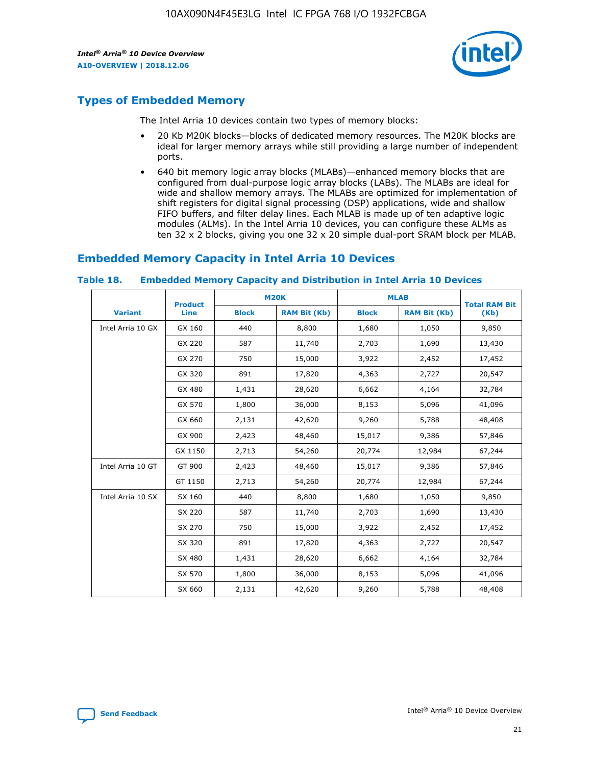## Types of Embedded Memory

The Intel Arria 10 devices contain two types of memory blocks:

- 20 Kb M20K blocks—blocks of dedicated memory resources. The M20K blocks are ideal for larger memory arrays while still providing a large number of independent ports.
- 640 bit memory logic array blocks (MLABs)—enhanced memory blocks that are configured from dual-purpose logic array blocks (LABs). The MLABs are ideal for wide and shallow memory arrays. The MLABs are optimized for implementation of shift registers for digital signal processing (DSP) applications, wide and shallow FIFO buffers, and filter delay lines. Each MLAB is made up of ten adaptive logic modules (ALMs). In the Intel Arria 10 devices, you can configure these ALMs as ten 32 x 2 blocks, giving you one 32 x 20 simple dual-port SRAM block per MLAB.

## Embedded Memory Capacity in Intel Arria 10 Devices

**Table 18. Embedded Memory Capacity and Distribution in Intel Arria 10 Devices**

| Variant | Product Line | M20K | | MLAB | | Total RAM Bit (Kb) |
|---|---|---|---|---|---|---|
| | | Block | RAM Bit (Kb) | Block | RAM Bit (Kb) | |
| Intel Arria 10 GX | GX 160 | 440 | 8,800 | 1,680 | 1,050 | 9,850 |
| | GX 220 | 587 | 11,740 | 2,703 | 1,690 | 13,430 |
| | GX 270 | 750 | 15,000 | 3,922 | 2,452 | 17,452 |
| | GX 320 | 891 | 17,820 | 4,363 | 2,727 | 20,547 |
| | GX 480 | 1,431 | 28,620 | 6,662 | 4,164 | 32,784 |
| | GX 570 | 1,800 | 36,000 | 8,153 | 5,096 | 41,096 |
| | GX 660 | 2,131 | 42,620 | 9,260 | 5,788 | 48,408 |
| | GX 900 | 2,423 | 48,460 | 15,017 | 9,386 | 57,846 |
| | GX 1150 | 2,713 | 54,260 | 20,774 | 12,984 | 67,244 |
| Intel Arria 10 GT | GT 900 | 2,423 | 48,460 | 15,017 | 9,386 | 57,846 |
| | GT 1150 | 2,713 | 54,260 | 20,774 | 12,984 | 67,244 |
| Intel Arria 10 SX | SX 160 | 440 | 8,800 | 1,680 | 1,050 | 9,850 |
| | SX 220 | 587 | 11,740 | 2,703 | 1,690 | 13,430 |
| | SX 270 | 750 | 15,000 | 3,922 | 2,452 | 17,452 |
| | SX 320 | 891 | 17,820 | 4,363 | 2,727 | 20,547 |
| | SX 480 | 1,431 | 28,620 | 6,662 | 4,164 | 32,784 |
| | SX 570 | 1,800 | 36,000 | 8,153 | 5,096 | 41,096 |
| | SX 660 | 2,131 | 42,620 | 9,260 | 5,788 | 48,408 |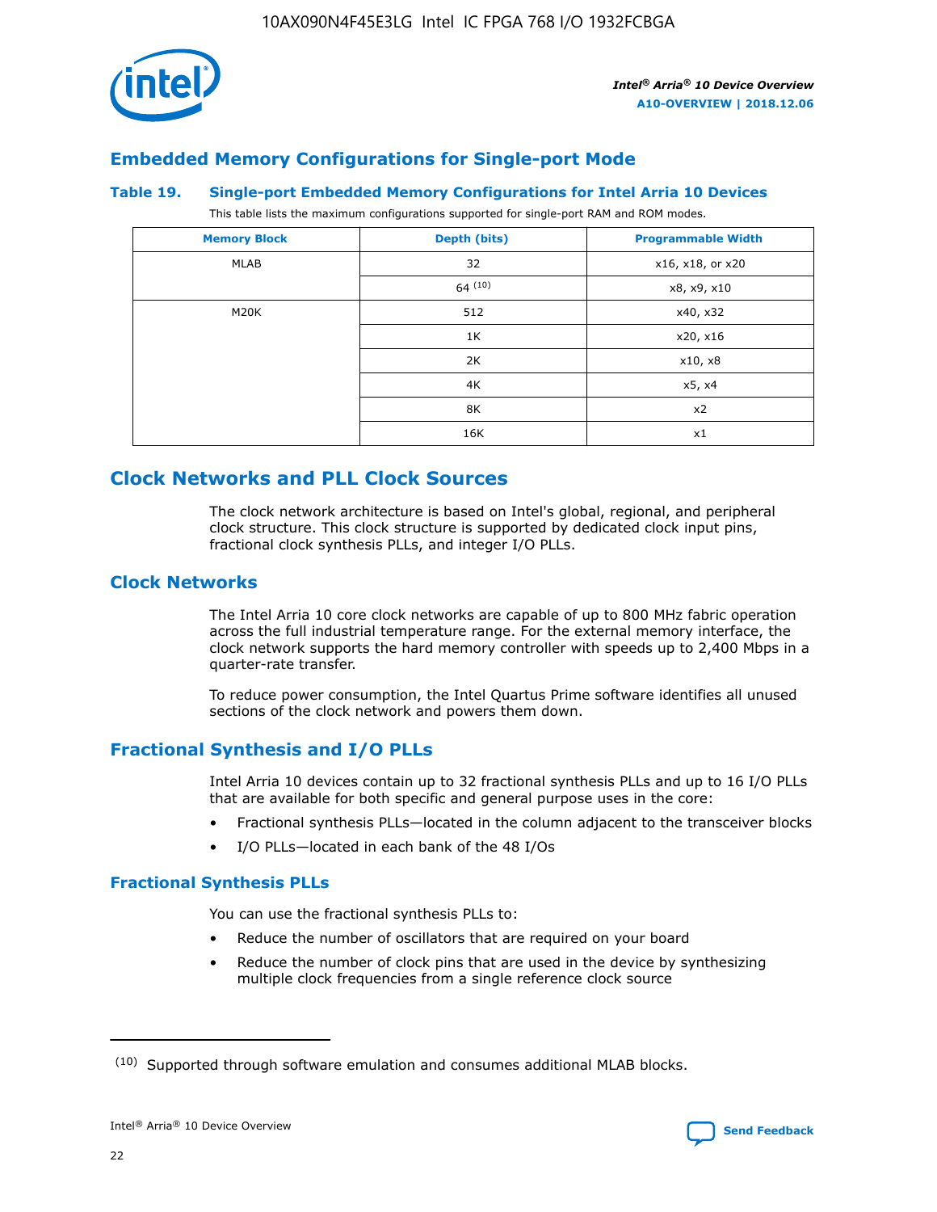## Embedded Memory Configurations for Single-port Mode

### Table 19. Single-port Embedded Memory Configurations for Intel Arria 10 Devices

This table lists the maximum configurations supported for single-port RAM and ROM modes.

| Memory Block | Depth (bits) | Programmable Width |
|---|---|---|
| MLAB | 32 | x16, x18, or x20 |
| | 64 [10] | x8, x9, x10 |
| M20K | 512 | x40, x32 |
| | 1K | x20, x16 |
| | 2K | x10, x8 |
| | 4K | x5, x4 |
| | 8K | x2 |
| | 16K | x1 |

# Clock Networks and PLL Clock Sources

The clock network architecture is based on Intel's global, regional, and peripheral clock structure. This clock structure is supported by dedicated clock input pins, fractional clock synthesis PLLs, and integer I/O PLLs.

## Clock Networks

The Intel Arria 10 core clock networks are capable of up to 800 MHz fabric operation across the full industrial temperature range. For the external memory interface, the clock network supports the hard memory controller with speeds up to 2,400 Mbps in a quarter-rate transfer.

To reduce power consumption, the Intel Quartus Prime software identifies all unused sections of the clock network and powers them down.

## Fractional Synthesis and I/O PLLs

Intel Arria 10 devices contain up to 32 fractional synthesis PLLs and up to 16 I/O PLLs that are available for both specific and general purpose uses in the core:

- Fractional synthesis PLLs—located in the column adjacent to the transceiver blocks
- I/O PLLs—located in each bank of the 48 I/Os

### Fractional Synthesis PLLs

You can use the fractional synthesis PLLs to:

- Reduce the number of oscillators that are required on your board
- Reduce the number of clock pins that are used in the device by synthesizing multiple clock frequencies from a single reference clock source

(10) Supported through software emulation and consumes additional MLAB blocks.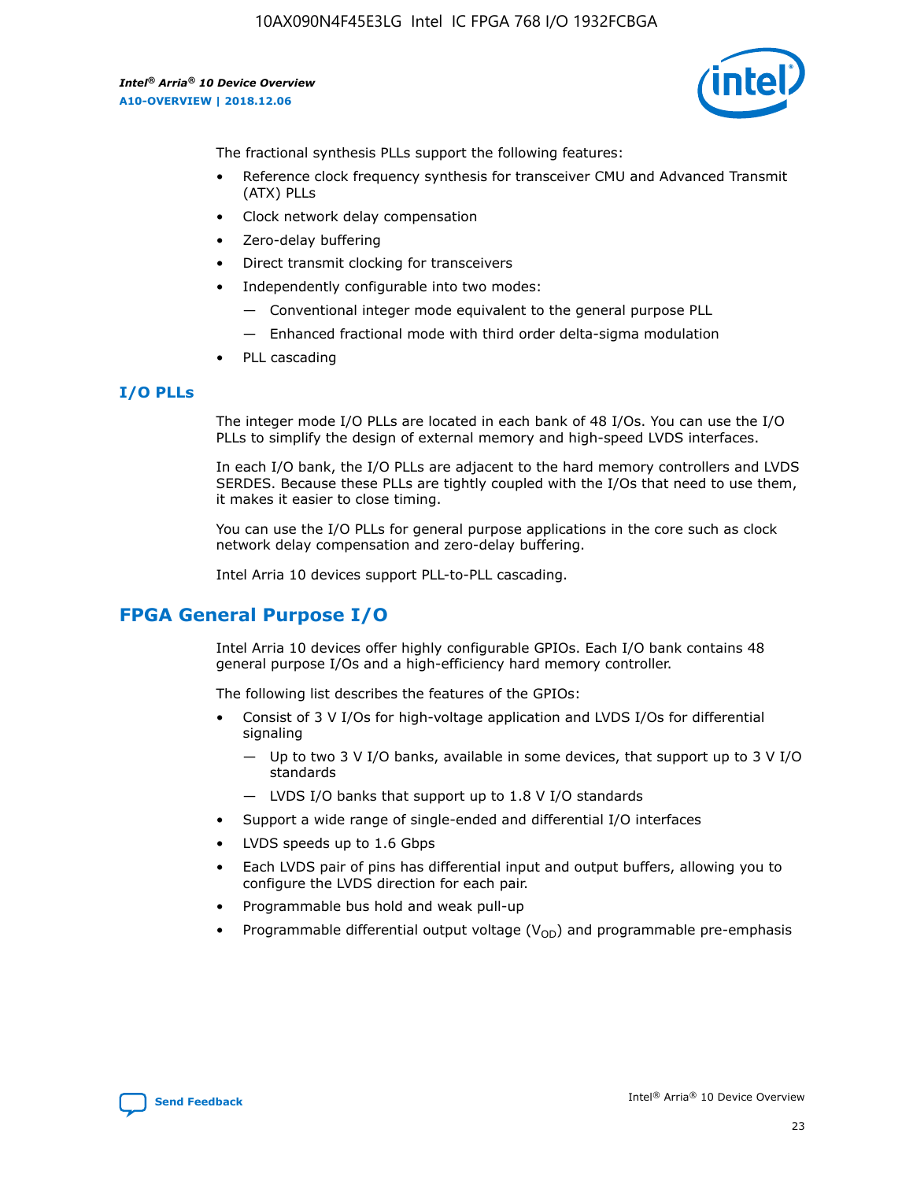The fractional synthesis PLLs support the following features:

- Reference clock frequency synthesis for transceiver CMU and Advanced Transmit (ATX) PLLs
- Clock network delay compensation
- Zero-delay buffering
- Direct transmit clocking for transceivers
- Independently configurable into two modes:
  - Conventional integer mode equivalent to the general purpose PLL
  - Enhanced fractional mode with third order delta-sigma modulation
- PLL cascading

### I/O PLLs

The integer mode I/O PLLs are located in each bank of 48 I/Os. You can use the I/O PLLs to simplify the design of external memory and high-speed LVDS interfaces.

In each I/O bank, the I/O PLLs are adjacent to the hard memory controllers and LVDS SERDES. Because these PLLs are tightly coupled with the I/Os that need to use them, it makes it easier to close timing.

You can use the I/O PLLs for general purpose applications in the core such as clock network delay compensation and zero-delay buffering.

Intel Arria 10 devices support PLL-to-PLL cascading.

## FPGA General Purpose I/O

Intel Arria 10 devices offer highly configurable GPIOs. Each I/O bank contains 48 general purpose I/Os and a high-efficiency hard memory controller.

The following list describes the features of the GPIOs:

- Consist of 3 V I/Os for high-voltage application and LVDS I/Os for differential signaling
  - Up to two 3 V I/O banks, available in some devices, that support up to 3 V I/O standards
  - LVDS I/O banks that support up to 1.8 V I/O standards
- Support a wide range of single-ended and differential I/O interfaces
- LVDS speeds up to 1.6 Gbps
- Each LVDS pair of pins has differential input and output buffers, allowing you to configure the LVDS direction for each pair.
- Programmable bus hold and weak pull-up
- Programmable differential output voltage ($V_{OD}$) and programmable pre-emphasis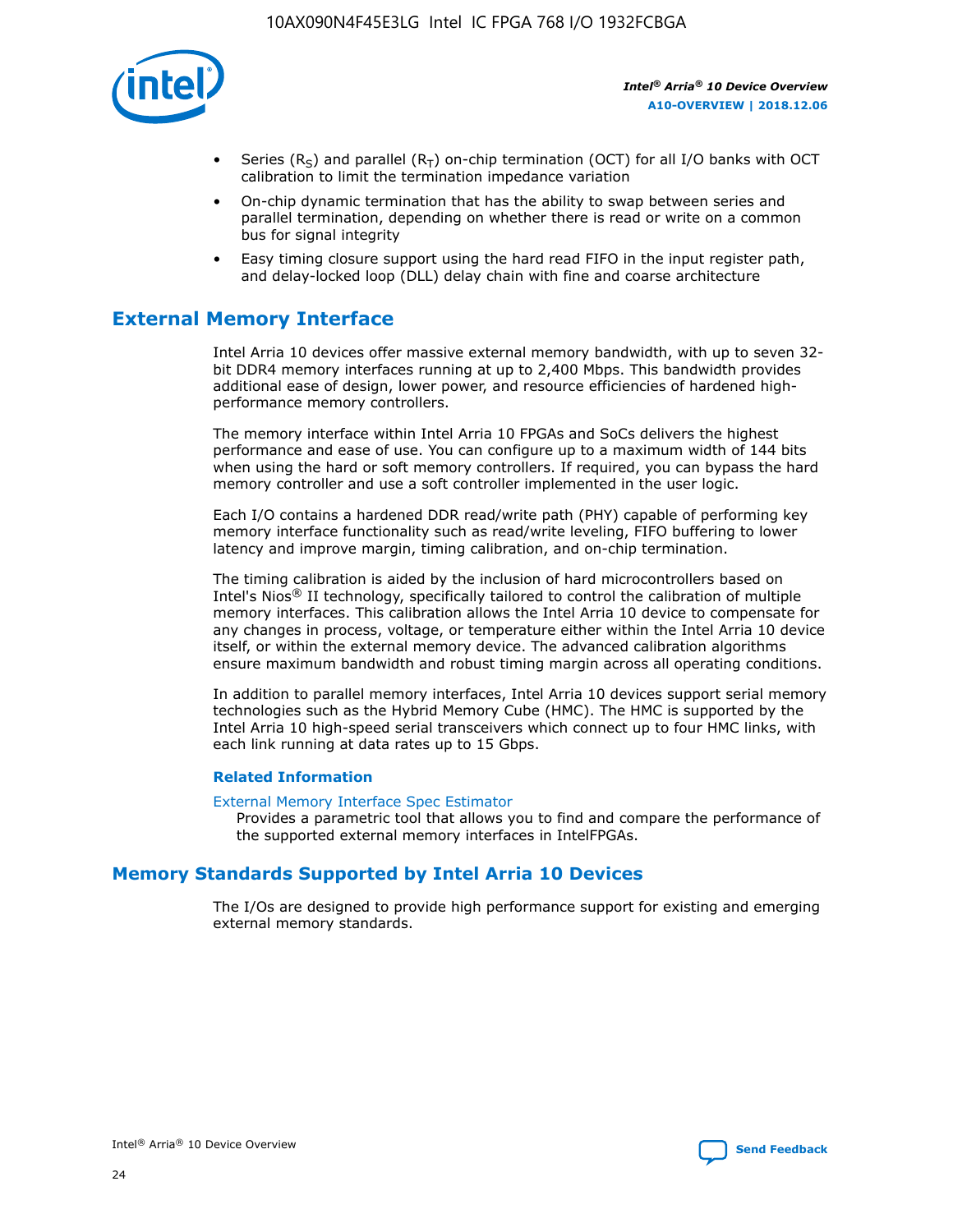- Series ($R_S$) and parallel ($R_T$) on-chip termination (OCT) for all I/O banks with OCT calibration to limit the termination impedance variation
- On-chip dynamic termination that has the ability to swap between series and parallel termination, depending on whether there is read or write on a common bus for signal integrity
- Easy timing closure support using the hard read FIFO in the input register path, and delay-locked loop (DLL) delay chain with fine and coarse architecture

## External Memory Interface

Intel Arria 10 devices offer massive external memory bandwidth, with up to seven 32-bit DDR4 memory interfaces running at up to 2,400 Mbps. This bandwidth provides additional ease of design, lower power, and resource efficiencies of hardened high-performance memory controllers.

The memory interface within Intel Arria 10 FPGAs and SoCs delivers the highest performance and ease of use. You can configure up to a maximum width of 144 bits when using the hard or soft memory controllers. If required, you can bypass the hard memory controller and use a soft controller implemented in the user logic.

Each I/O contains a hardened DDR read/write path (PHY) capable of performing key memory interface functionality such as read/write leveling, FIFO buffering to lower latency and improve margin, timing calibration, and on-chip termination.

The timing calibration is aided by the inclusion of hard microcontrollers based on Intel's Nios® II technology, specifically tailored to control the calibration of multiple memory interfaces. This calibration allows the Intel Arria 10 device to compensate for any changes in process, voltage, or temperature either within the Intel Arria 10 device itself, or within the external memory device. The advanced calibration algorithms ensure maximum bandwidth and robust timing margin across all operating conditions.

In addition to parallel memory interfaces, Intel Arria 10 devices support serial memory technologies such as the Hybrid Memory Cube (HMC). The HMC is supported by the Intel Arria 10 high-speed serial transceivers which connect up to four HMC links, with each link running at data rates up to 15 Gbps.

### Related Information

External Memory Interface Spec Estimator

Provides a parametric tool that allows you to find and compare the performance of the supported external memory interfaces in IntelFPGAs.

## Memory Standards Supported by Intel Arria 10 Devices

The I/Os are designed to provide high performance support for existing and emerging external memory standards.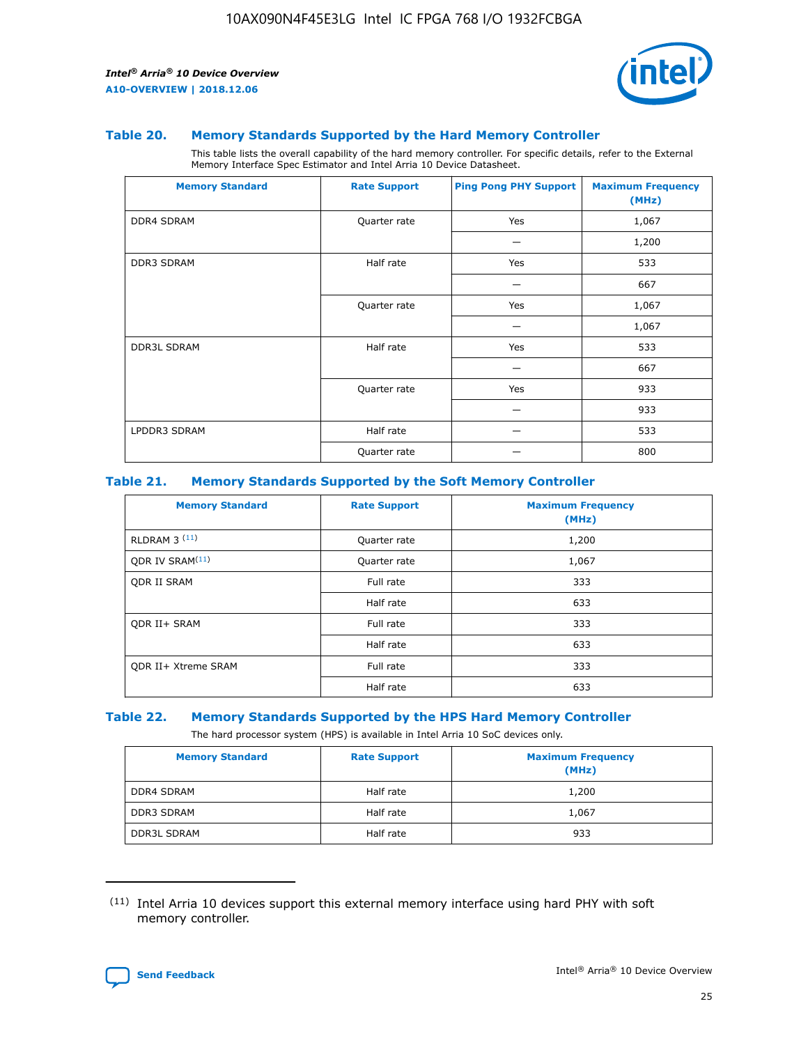### Table 20. Memory Standards Supported by the Hard Memory Controller

This table lists the overall capability of the hard memory controller. For specific details, refer to the External Memory Interface Spec Estimator and Intel Arria 10 Device Datasheet.

| Memory Standard | Rate Support | Ping Pong PHY Support | Maximum Frequency (MHz) |
|---|---|---|---|
| DDR4 SDRAM | Quarter rate | Yes | 1,067 |
| | | — | 1,200 |
| DDR3 SDRAM | Half rate | Yes | 533 |
| | | — | 667 |
| | Quarter rate | Yes | 1,067 |
| | | — | 1,067 |
| DDR3L SDRAM | Half rate | Yes | 533 |
| | | — | 667 |
| | Quarter rate | Yes | 933 |
| | | — | 933 |
| LPDDR3 SDRAM | Half rate | — | 533 |
| | Quarter rate | — | 800 |

### Table 21. Memory Standards Supported by the Soft Memory Controller

| Memory Standard | Rate Support | Maximum Frequency (MHz) |
|---|---|---|
| RLDRAM 3 [(11)] | Quarter rate | 1,200 |
| QDR IV SRAM[(11)] | Quarter rate | 1,067 |
| QDR II SRAM | Full rate | 333 |
| | Half rate | 633 |
| QDR II+ SRAM | Full rate | 333 |
| | Half rate | 633 |
| QDR II+ Xtreme SRAM | Full rate | 333 |
| | Half rate | 633 |

### Table 22. Memory Standards Supported by the HPS Hard Memory Controller

The hard processor system (HPS) is available in Intel Arria 10 SoC devices only.

| Memory Standard | Rate Support | Maximum Frequency (MHz) |
|---|---|---|
| DDR4 SDRAM | Half rate | 1,200 |
| DDR3 SDRAM | Half rate | 1,067 |
| DDR3L SDRAM | Half rate | 933 |

(11) Intel Arria 10 devices support this external memory interface using hard PHY with soft memory controller.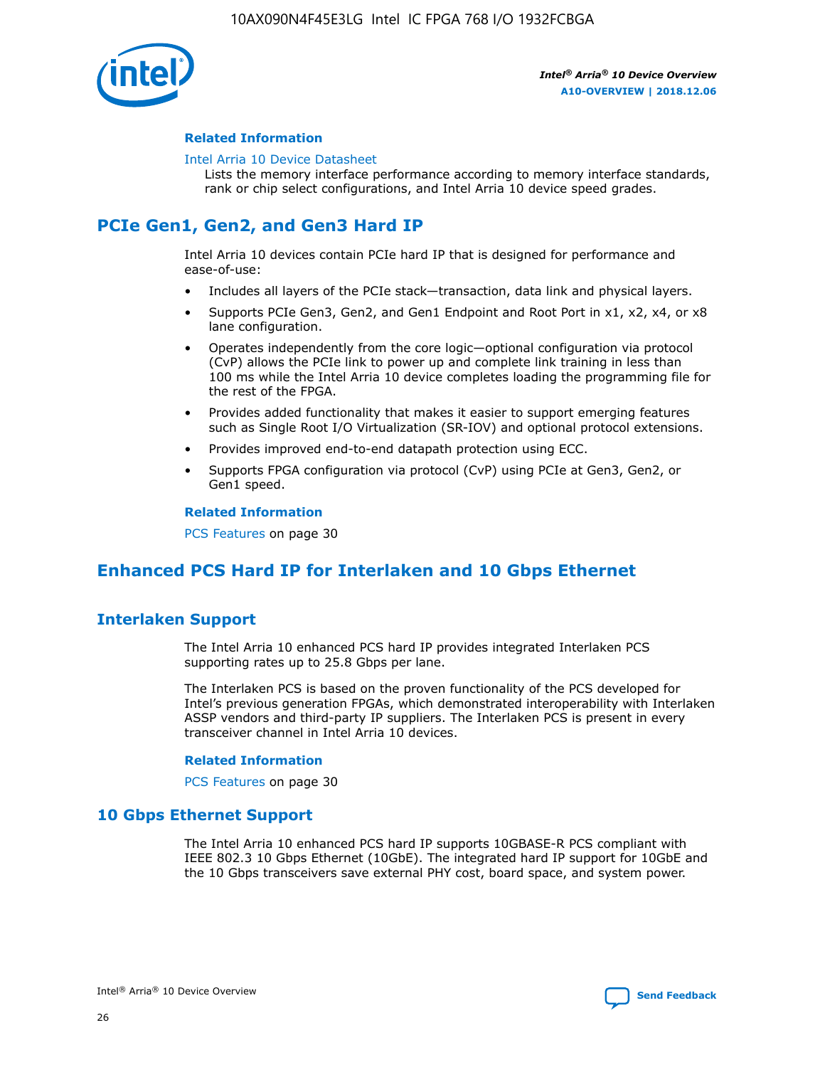### Related Information

Intel Arria 10 Device Datasheet

Lists the memory interface performance according to memory interface standards, rank or chip select configurations, and Intel Arria 10 device speed grades.

## PCIe Gen1, Gen2, and Gen3 Hard IP

Intel Arria 10 devices contain PCIe hard IP that is designed for performance and ease-of-use:

- Includes all layers of the PCIe stack—transaction, data link and physical layers.
- Supports PCIe Gen3, Gen2, and Gen1 Endpoint and Root Port in x1, x2, x4, or x8 lane configuration.
- Operates independently from the core logic—optional configuration via protocol (CvP) allows the PCIe link to power up and complete link training in less than 100 ms while the Intel Arria 10 device completes loading the programming file for the rest of the FPGA.
- Provides added functionality that makes it easier to support emerging features such as Single Root I/O Virtualization (SR-IOV) and optional protocol extensions.
- Provides improved end-to-end datapath protection using ECC.
- Supports FPGA configuration via protocol (CvP) using PCIe at Gen3, Gen2, or Gen1 speed.

### Related Information

PCS Features on page 30

## Enhanced PCS Hard IP for Interlaken and 10 Gbps Ethernet

## Interlaken Support

The Intel Arria 10 enhanced PCS hard IP provides integrated Interlaken PCS supporting rates up to 25.8 Gbps per lane.

The Interlaken PCS is based on the proven functionality of the PCS developed for Intel's previous generation FPGAs, which demonstrated interoperability with Interlaken ASSP vendors and third-party IP suppliers. The Interlaken PCS is present in every transceiver channel in Intel Arria 10 devices.

### Related Information

PCS Features on page 30

## 10 Gbps Ethernet Support

The Intel Arria 10 enhanced PCS hard IP supports 10GBASE-R PCS compliant with IEEE 802.3 10 Gbps Ethernet (10GbE). The integrated hard IP support for 10GbE and the 10 Gbps transceivers save external PHY cost, board space, and system power.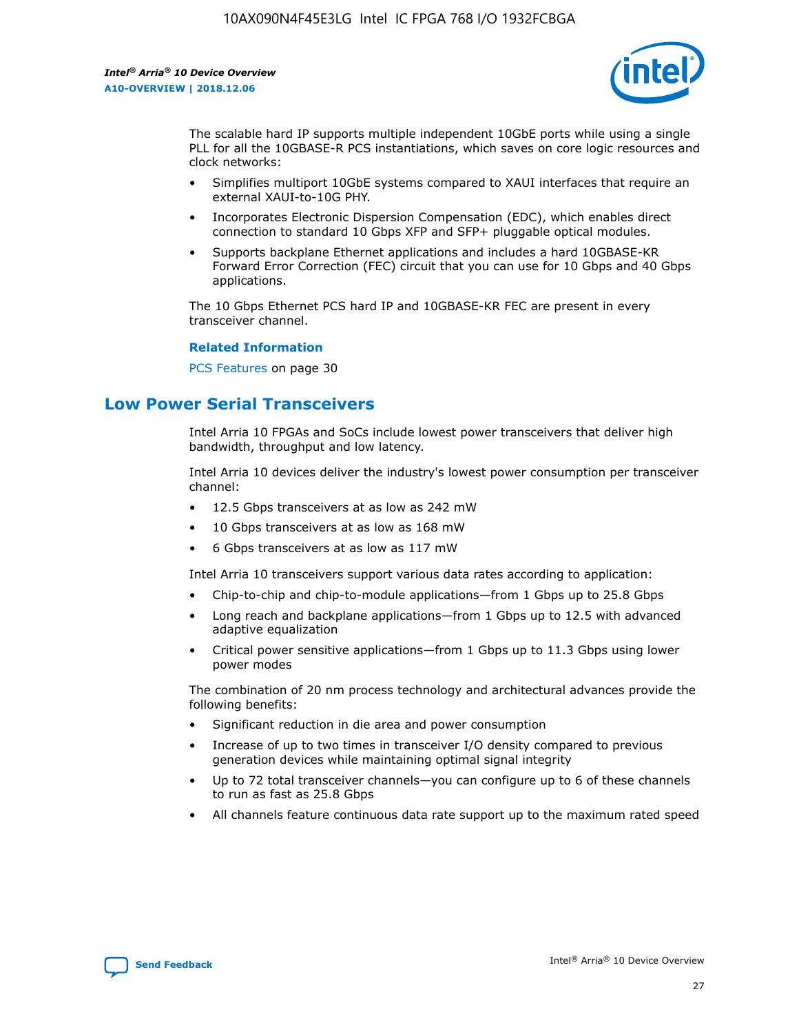The scalable hard IP supports multiple independent 10GbE ports while using a single PLL for all the 10GBASE-R PCS instantiations, which saves on core logic resources and clock networks:

- Simplifies multiport 10GbE systems compared to XAUI interfaces that require an external XAUI-to-10G PHY.
- Incorporates Electronic Dispersion Compensation (EDC), which enables direct connection to standard 10 Gbps XFP and SFP+ pluggable optical modules.
- Supports backplane Ethernet applications and includes a hard 10GBASE-KR Forward Error Correction (FEC) circuit that you can use for 10 Gbps and 40 Gbps applications.

The 10 Gbps Ethernet PCS hard IP and 10GBASE-KR FEC are present in every transceiver channel.

**Related Information**

PCS Features on page 30

## Low Power Serial Transceivers

Intel Arria 10 FPGAs and SoCs include lowest power transceivers that deliver high bandwidth, throughput and low latency.

Intel Arria 10 devices deliver the industry's lowest power consumption per transceiver channel:

- 12.5 Gbps transceivers at as low as 242 mW
- 10 Gbps transceivers at as low as 168 mW
- 6 Gbps transceivers at as low as 117 mW

Intel Arria 10 transceivers support various data rates according to application:

- Chip-to-chip and chip-to-module applications—from 1 Gbps up to 25.8 Gbps
- Long reach and backplane applications—from 1 Gbps up to 12.5 with advanced adaptive equalization
- Critical power sensitive applications—from 1 Gbps up to 11.3 Gbps using lower power modes

The combination of 20 nm process technology and architectural advances provide the following benefits:

- Significant reduction in die area and power consumption
- Increase of up to two times in transceiver I/O density compared to previous generation devices while maintaining optimal signal integrity
- Up to 72 total transceiver channels—you can configure up to 6 of these channels to run as fast as 25.8 Gbps
- All channels feature continuous data rate support up to the maximum rated speed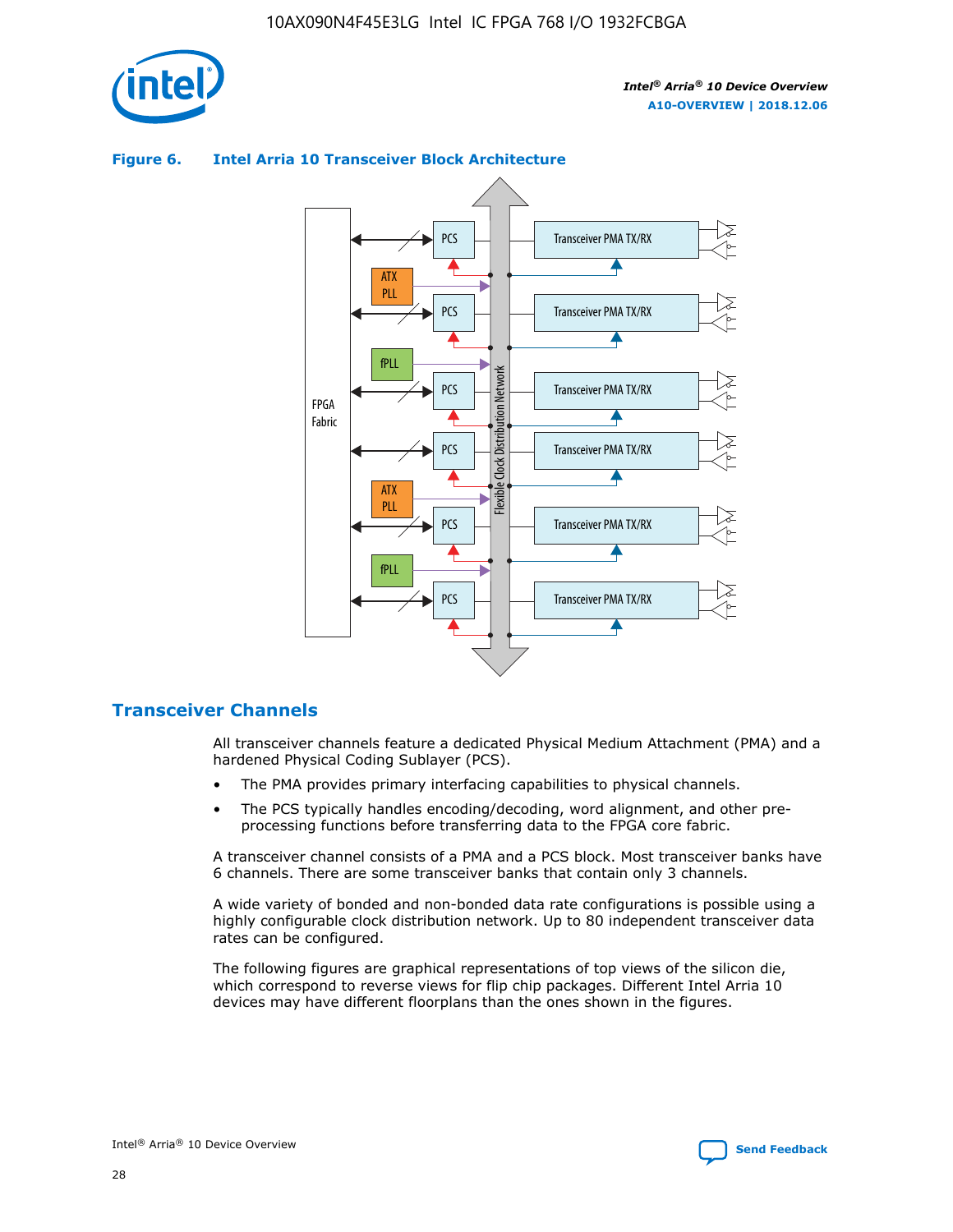**Figure 6. Intel Arria 10 Transceiver Block Architecture**

## Transceiver Channels

All transceiver channels feature a dedicated Physical Medium Attachment (PMA) and a hardened Physical Coding Sublayer (PCS).

- The PMA provides primary interfacing capabilities to physical channels.
- The PCS typically handles encoding/decoding, word alignment, and other pre-processing functions before transferring data to the FPGA core fabric.

A transceiver channel consists of a PMA and a PCS block. Most transceiver banks have 6 channels. There are some transceiver banks that contain only 3 channels.

A wide variety of bonded and non-bonded data rate configurations is possible using a highly configurable clock distribution network. Up to 80 independent transceiver data rates can be configured.

The following figures are graphical representations of top views of the silicon die, which correspond to reverse views for flip chip packages. Different Intel Arria 10 devices may have different floorplans than the ones shown in the figures.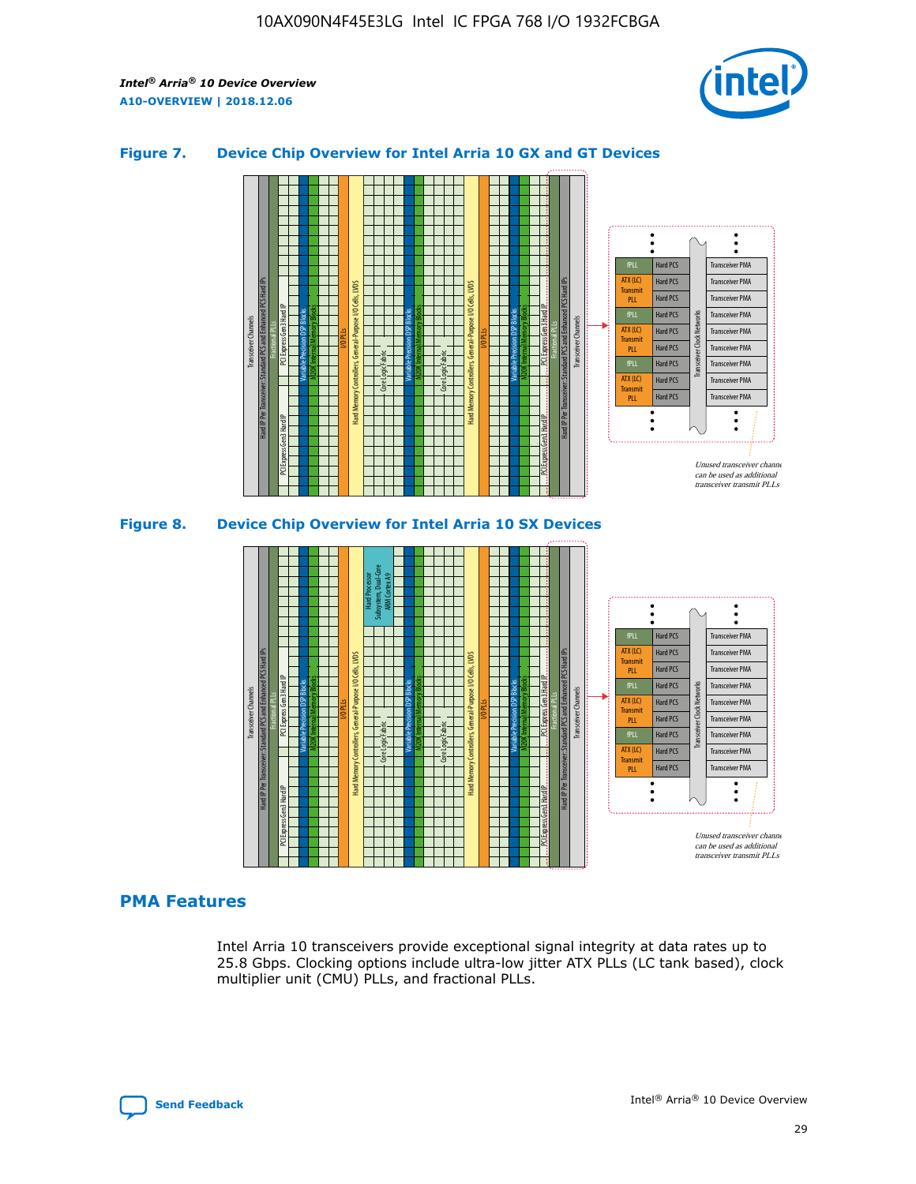## Figure 7. Device Chip Overview for Intel Arria 10 GX and GT Devices

## Figure 8. Device Chip Overview for Intel Arria 10 SX Devices

## PMA Features

Intel Arria 10 transceivers provide exceptional signal integrity at data rates up to 25.8 Gbps. Clocking options include ultra-low jitter ATX PLLs (LC tank based), clock multiplier unit (CMU) PLLs, and fractional PLLs.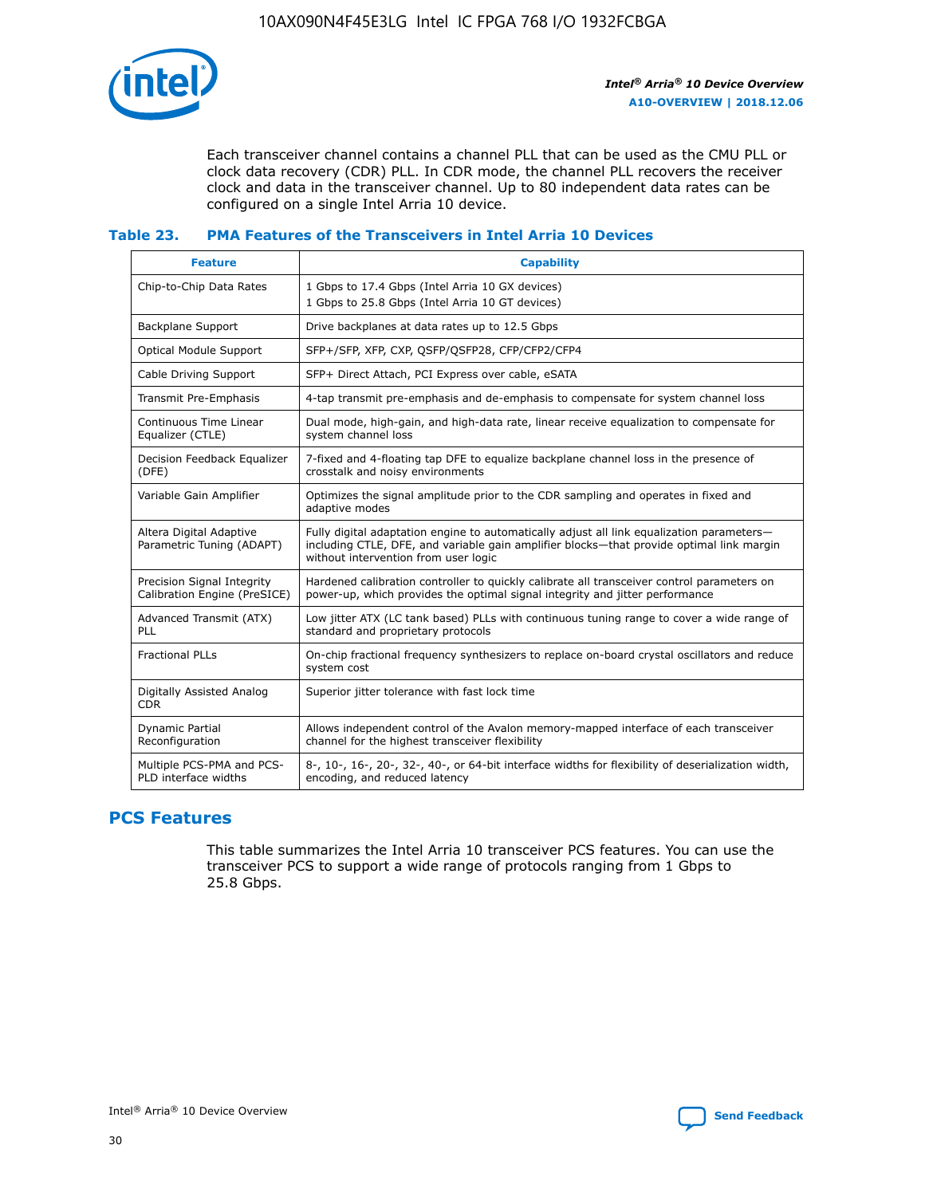Each transceiver channel contains a channel PLL that can be used as the CMU PLL or clock data recovery (CDR) PLL. In CDR mode, the channel PLL recovers the receiver clock and data in the transceiver channel. Up to 80 independent data rates can be configured on a single Intel Arria 10 device.

### Table 23. PMA Features of the Transceivers in Intel Arria 10 Devices

| Feature | Capability |
| --- | --- |
| Chip-to-Chip Data Rates | 1 Gbps to 17.4 Gbps (Intel Arria 10 GX devices)<br>1 Gbps to 25.8 Gbps (Intel Arria 10 GT devices) |
| Backplane Support | Drive backplanes at data rates up to 12.5 Gbps |
| Optical Module Support | SFP+/SFP, XFP, CXP, QSFP/QSFP28, CFP/CFP2/CFP4 |
| Cable Driving Support | SFP+ Direct Attach, PCI Express over cable, eSATA |
| Transmit Pre-Emphasis | 4-tap transmit pre-emphasis and de-emphasis to compensate for system channel loss |
| Continuous Time Linear Equalizer (CTLE) | Dual mode, high-gain, and high-data rate, linear receive equalization to compensate for system channel loss |
| Decision Feedback Equalizer (DFE) | 7-fixed and 4-floating tap DFE to equalize backplane channel loss in the presence of crosstalk and noisy environments |
| Variable Gain Amplifier | Optimizes the signal amplitude prior to the CDR sampling and operates in fixed and adaptive modes |
| Altera Digital Adaptive Parametric Tuning (ADAPT) | Fully digital adaptation engine to automatically adjust all link equalization parameters—including CTLE, DFE, and variable gain amplifier blocks—that provide optimal link margin without intervention from user logic |
| Precision Signal Integrity Calibration Engine (PreSICE) | Hardened calibration controller to quickly calibrate all transceiver control parameters on power-up, which provides the optimal signal integrity and jitter performance |
| Advanced Transmit (ATX) PLL | Low jitter ATX (LC tank based) PLLs with continuous tuning range to cover a wide range of standard and proprietary protocols |
| Fractional PLLs | On-chip fractional frequency synthesizers to replace on-board crystal oscillators and reduce system cost |
| Digitally Assisted Analog CDR | Superior jitter tolerance with fast lock time |
| Dynamic Partial Reconfiguration | Allows independent control of the Avalon memory-mapped interface of each transceiver channel for the highest transceiver flexibility |
| Multiple PCS-PMA and PCS-PLD interface widths | 8-, 10-, 16-, 20-, 32-, 40-, or 64-bit interface widths for flexibility of deserialization width, encoding, and reduced latency |

## PCS Features

This table summarizes the Intel Arria 10 transceiver PCS features. You can use the transceiver PCS to support a wide range of protocols ranging from 1 Gbps to 25.8 Gbps.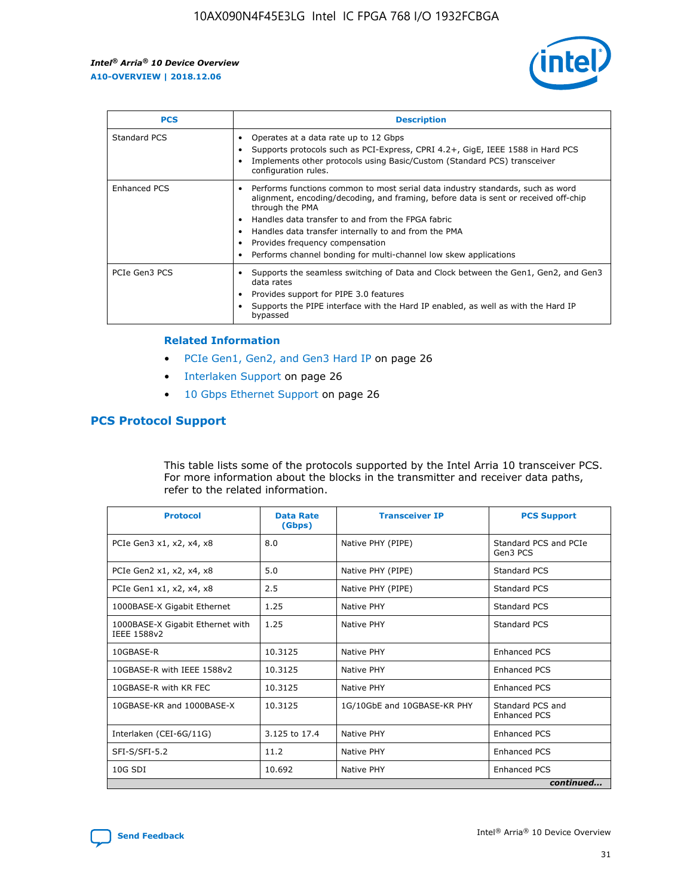| PCS | Description |
| --- | --- |
| Standard PCS | • Operates at a data rate up to 12 Gbps<br>• Supports protocols such as PCI-Express, CPRI 4.2+, GigE, IEEE 1588 in Hard PCS<br>• Implements other protocols using Basic/Custom (Standard PCS) transceiver configuration rules. |
| Enhanced PCS | • Performs functions common to most serial data industry standards, such as word alignment, encoding/decoding, and framing, before data is sent or received off-chip through the PMA<br>• Handles data transfer to and from the FPGA fabric<br>• Handles data transfer internally to and from the PMA<br>• Provides frequency compensation<br>• Performs channel bonding for multi-channel low skew applications |
| PCIe Gen3 PCS | • Supports the seamless switching of Data and Clock between the Gen1, Gen2, and Gen3 data rates<br>• Provides support for PIPE 3.0 features<br>• Supports the PIPE interface with the Hard IP enabled, as well as with the Hard IP bypassed |

### Related Information

- PCIe Gen1, Gen2, and Gen3 Hard IP on page 26
- Interlaken Support on page 26
- 10 Gbps Ethernet Support on page 26

## PCS Protocol Support

This table lists some of the protocols supported by the Intel Arria 10 transceiver PCS. For more information about the blocks in the transmitter and receiver data paths, refer to the related information.

| Protocol | Data Rate (Gbps) | Transceiver IP | PCS Support |
| --- | --- | --- | --- |
| PCIe Gen3 x1, x2, x4, x8 | 8.0 | Native PHY (PIPE) | Standard PCS and PCIe Gen3 PCS |
| PCIe Gen2 x1, x2, x4, x8 | 5.0 | Native PHY (PIPE) | Standard PCS |
| PCIe Gen1 x1, x2, x4, x8 | 2.5 | Native PHY (PIPE) | Standard PCS |
| 1000BASE-X Gigabit Ethernet | 1.25 | Native PHY | Standard PCS |
| 1000BASE-X Gigabit Ethernet with IEEE 1588v2 | 1.25 | Native PHY | Standard PCS |
| 10GBASE-R | 10.3125 | Native PHY | Enhanced PCS |
| 10GBASE-R with IEEE 1588v2 | 10.3125 | Native PHY | Enhanced PCS |
| 10GBASE-R with KR FEC | 10.3125 | Native PHY | Enhanced PCS |
| 10GBASE-KR and 1000BASE-X | 10.3125 | 1G/10GbE and 10GBASE-KR PHY | Standard PCS and Enhanced PCS |
| Interlaken (CEI-6G/11G) | 3.125 to 17.4 | Native PHY | Enhanced PCS |
| SFI-S/SFI-5.2 | 11.2 | Native PHY | Enhanced PCS |
| 10G SDI | 10.692 | Native PHY | Enhanced PCS |

*continued...*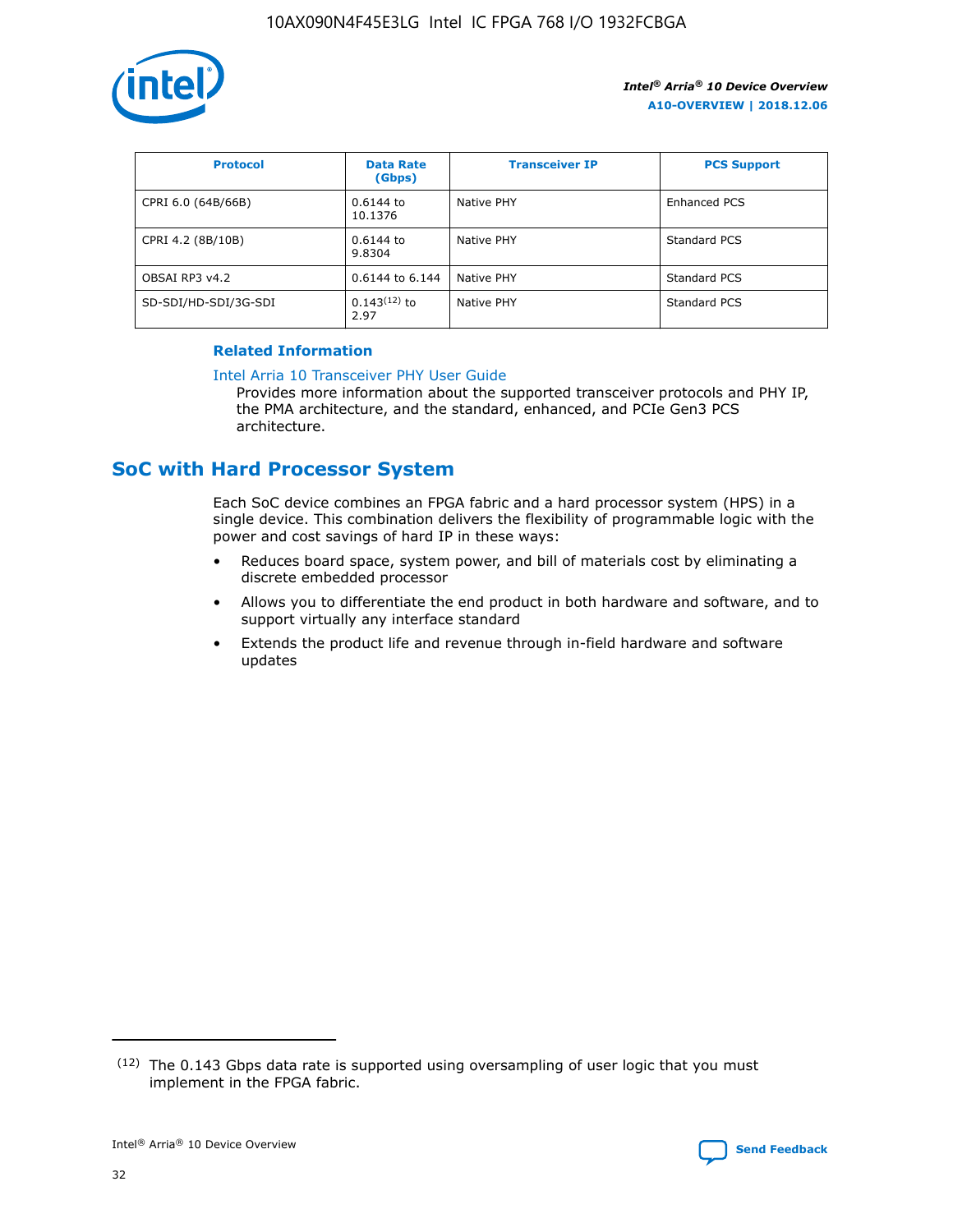| Protocol | Data Rate (Gbps) | Transceiver IP | PCS Support |
| --- | --- | --- | --- |
| CPRI 6.0 (64B/66B) | 0.6144 to 10.1376 | Native PHY | Enhanced PCS |
| CPRI 4.2 (8B/10B) | 0.6144 to 9.8304 | Native PHY | Standard PCS |
| OBSAI RP3 v4.2 | 0.6144 to 6.144 | Native PHY | Standard PCS |
| SD-SDI/HD-SDI/3G-SDI | 0.143[12] to 2.97 | Native PHY | Standard PCS |

**Related Information**

Intel Arria 10 Transceiver PHY User Guide

Provides more information about the supported transceiver protocols and PHY IP, the PMA architecture, and the standard, enhanced, and PCIe Gen3 PCS architecture.

## SoC with Hard Processor System

Each SoC device combines an FPGA fabric and a hard processor system (HPS) in a single device. This combination delivers the flexibility of programmable logic with the power and cost savings of hard IP in these ways:

- Reduces board space, system power, and bill of materials cost by eliminating a discrete embedded processor
- Allows you to differentiate the end product in both hardware and software, and to support virtually any interface standard
- Extends the product life and revenue through in-field hardware and software updates

[12] The 0.143 Gbps data rate is supported using oversampling of user logic that you must implement in the FPGA fabric.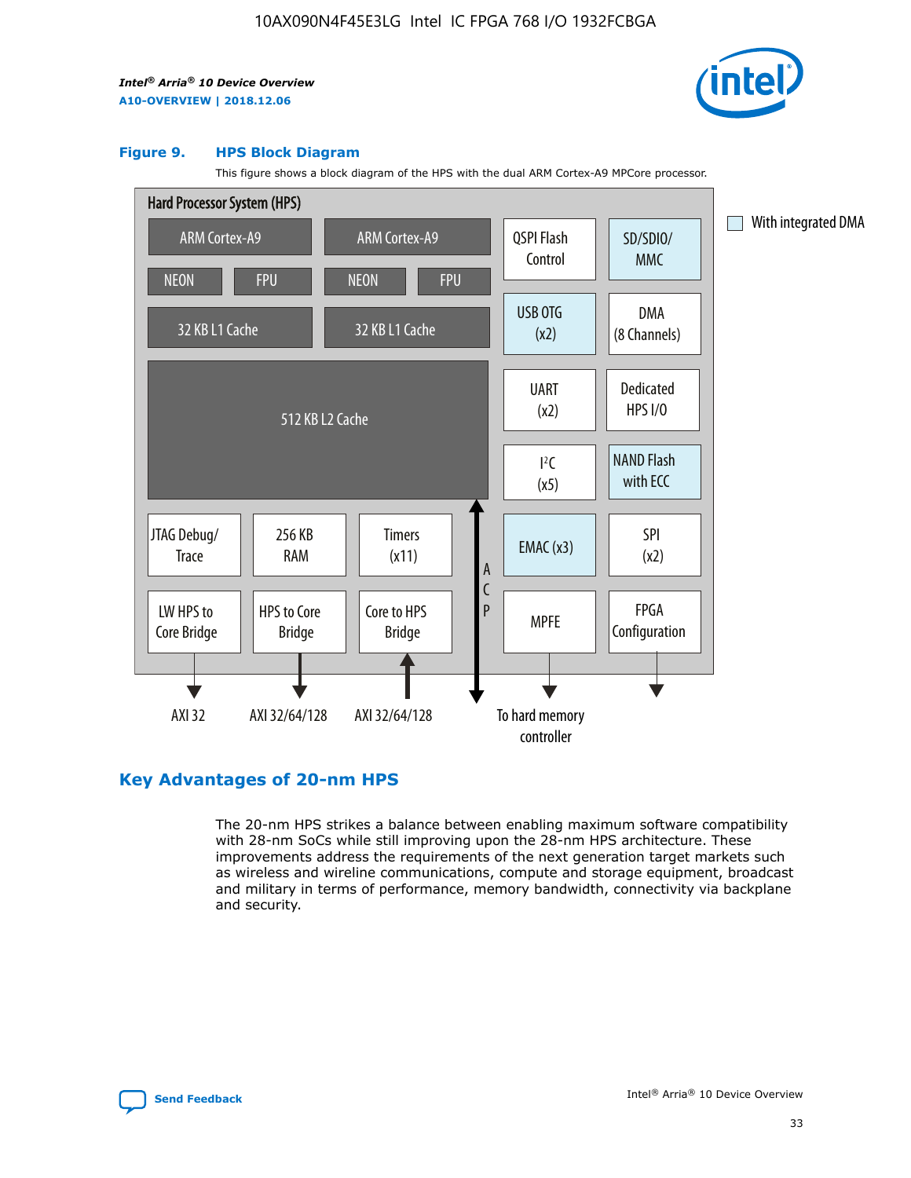**Figure 9. HPS Block Diagram**

This figure shows a block diagram of the HPS with the dual ARM Cortex-A9 MPCore processor.

Hard Processor System (HPS)

ARM Cortex-A9 | ARM Cortex-A9 | QSPI Flash Control | SD/SDIO/MMC

NEON | FPU | NEON | FPU

32 KB L1 Cache | 32 KB L1 Cache | USB OTG (x2) | DMA (8 Channels)

512 KB L2 Cache | UART (x2) | Dedicated HPS I/O | I²C (x5) | NAND Flash with ECC

JTAG Debug/Trace | 256 KB RAM | Timers (x11) | ACP | EMAC (x3) | SPI (x2)

LW HPS to Core Bridge | HPS to Core Bridge | Core to HPS Bridge | MPFE | FPGA Configuration

AXI 32 | AXI 32/64/128 | AXI 32/64/128 | To hard memory controller

With integrated DMA

## Key Advantages of 20-nm HPS

The 20-nm HPS strikes a balance between enabling maximum software compatibility with 28-nm SoCs while still improving upon the 28-nm HPS architecture. These improvements address the requirements of the next generation target markets such as wireless and wireline communications, compute and storage equipment, broadcast and military in terms of performance, memory bandwidth, connectivity via backplane and security.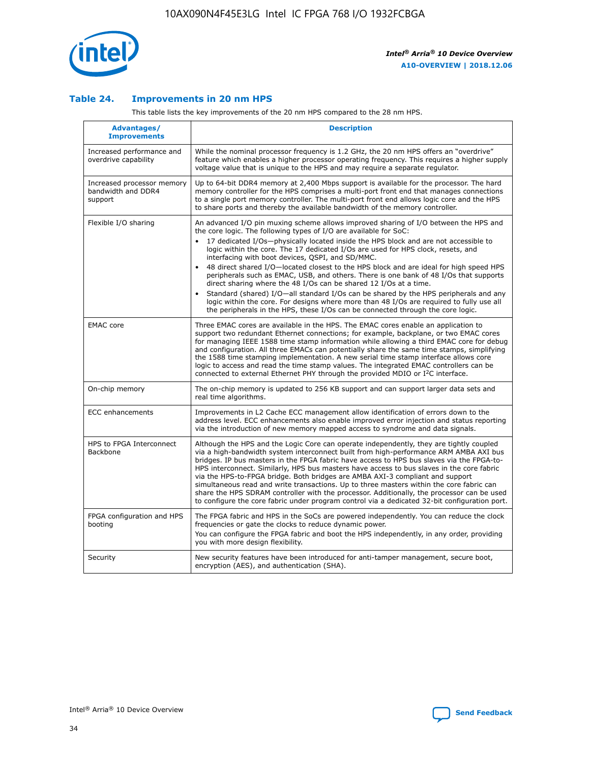## Table 24. Improvements in 20 nm HPS

This table lists the key improvements of the 20 nm HPS compared to the 28 nm HPS.

| Advantages/ Improvements | Description |
| --- | --- |
| Increased performance and overdrive capability | While the nominal processor frequency is 1.2 GHz, the 20 nm HPS offers an "overdrive" feature which enables a higher processor operating frequency. This requires a higher supply voltage value that is unique to the HPS and may require a separate regulator. |
| Increased processor memory bandwidth and DDR4 support | Up to 64-bit DDR4 memory at 2,400 Mbps support is available for the processor. The hard memory controller for the HPS comprises a multi-port front end that manages connections to a single port memory controller. The multi-port front end allows logic core and the HPS to share ports and thereby the available bandwidth of the memory controller. |
| Flexible I/O sharing | An advanced I/O pin muxing scheme allows improved sharing of I/O between the HPS and the core logic. The following types of I/O are available for SoC:<br>• 17 dedicated I/Os—physically located inside the HPS block and are not accessible to logic within the core. The 17 dedicated I/Os are used for HPS clock, resets, and interfacing with boot devices, QSPI, and SD/MMC.<br>• 48 direct shared I/O—located closest to the HPS block and are ideal for high speed HPS peripherals such as EMAC, USB, and others. There is one bank of 48 I/Os that supports direct sharing where the 48 I/Os can be shared 12 I/Os at a time.<br>• Standard (shared) I/O—all standard I/Os can be shared by the HPS peripherals and any logic within the core. For designs where more than 48 I/Os are required to fully use all the peripherals in the HPS, these I/Os can be connected through the core logic. |
| EMAC core | Three EMAC cores are available in the HPS. The EMAC cores enable an application to support two redundant Ethernet connections; for example, backplane, or two EMAC cores for managing IEEE 1588 time stamp information while allowing a third EMAC core for debug and configuration. All three EMACs can potentially share the same time stamps, simplifying the 1588 time stamping implementation. A new serial time stamp interface allows core logic to access and read the time stamp values. The integrated EMAC controllers can be connected to external Ethernet PHY through the provided MDIO or I$^2$C interface. |
| On-chip memory | The on-chip memory is updated to 256 KB support and can support larger data sets and real time algorithms. |
| ECC enhancements | Improvements in L2 Cache ECC management allow identification of errors down to the address level. ECC enhancements also enable improved error injection and status reporting via the introduction of new memory mapped access to syndrome and data signals. |
| HPS to FPGA Interconnect Backbone | Although the HPS and the Logic Core can operate independently, they are tightly coupled via a high-bandwidth system interconnect built from high-performance ARM AMBA AXI bus bridges. IP bus masters in the FPGA fabric have access to HPS bus slaves via the FPGA-to-HPS interconnect. Similarly, HPS bus masters have access to bus slaves in the core fabric via the HPS-to-FPGA bridge. Both bridges are AMBA AXI-3 compliant and support simultaneous read and write transactions. Up to three masters within the core fabric can share the HPS SDRAM controller with the processor. Additionally, the processor can be used to configure the core fabric under program control via a dedicated 32-bit configuration port. |
| FPGA configuration and HPS booting | The FPGA fabric and HPS in the SoCs are powered independently. You can reduce the clock frequencies or gate the clocks to reduce dynamic power.<br>You can configure the FPGA fabric and boot the HPS independently, in any order, providing you with more design flexibility. |
| Security | New security features have been introduced for anti-tamper management, secure boot, encryption (AES), and authentication (SHA). |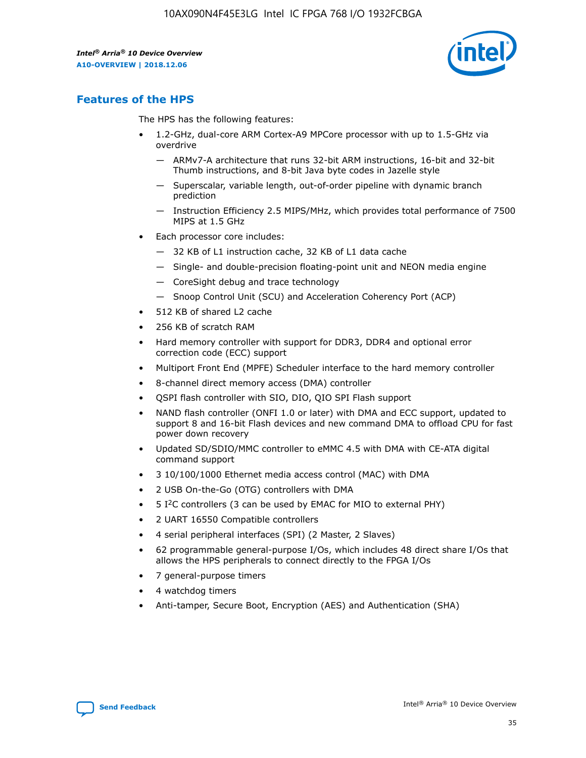## Features of the HPS

The HPS has the following features:

- 1.2-GHz, dual-core ARM Cortex-A9 MPCore processor with up to 1.5-GHz via overdrive
  - ARMv7-A architecture that runs 32-bit ARM instructions, 16-bit and 32-bit Thumb instructions, and 8-bit Java byte codes in Jazelle style
  - Superscalar, variable length, out-of-order pipeline with dynamic branch prediction
  - Instruction Efficiency 2.5 MIPS/MHz, which provides total performance of 7500 MIPS at 1.5 GHz
- Each processor core includes:
  - 32 KB of L1 instruction cache, 32 KB of L1 data cache
  - Single- and double-precision floating-point unit and NEON media engine
  - CoreSight debug and trace technology
  - Snoop Control Unit (SCU) and Acceleration Coherency Port (ACP)
- 512 KB of shared L2 cache
- 256 KB of scratch RAM
- Hard memory controller with support for DDR3, DDR4 and optional error correction code (ECC) support
- Multiport Front End (MPFE) Scheduler interface to the hard memory controller
- 8-channel direct memory access (DMA) controller
- QSPI flash controller with SIO, DIO, QIO SPI Flash support
- NAND flash controller (ONFI 1.0 or later) with DMA and ECC support, updated to support 8 and 16-bit Flash devices and new command DMA to offload CPU for fast power down recovery
- Updated SD/SDIO/MMC controller to eMMC 4.5 with DMA with CE-ATA digital command support
- 3 10/100/1000 Ethernet media access control (MAC) with DMA
- 2 USB On-the-Go (OTG) controllers with DMA
- 5 I²C controllers (3 can be used by EMAC for MIO to external PHY)
- 2 UART 16550 Compatible controllers
- 4 serial peripheral interfaces (SPI) (2 Master, 2 Slaves)
- 62 programmable general-purpose I/Os, which includes 48 direct share I/Os that allows the HPS peripherals to connect directly to the FPGA I/Os
- 7 general-purpose timers
- 4 watchdog timers
- Anti-tamper, Secure Boot, Encryption (AES) and Authentication (SHA)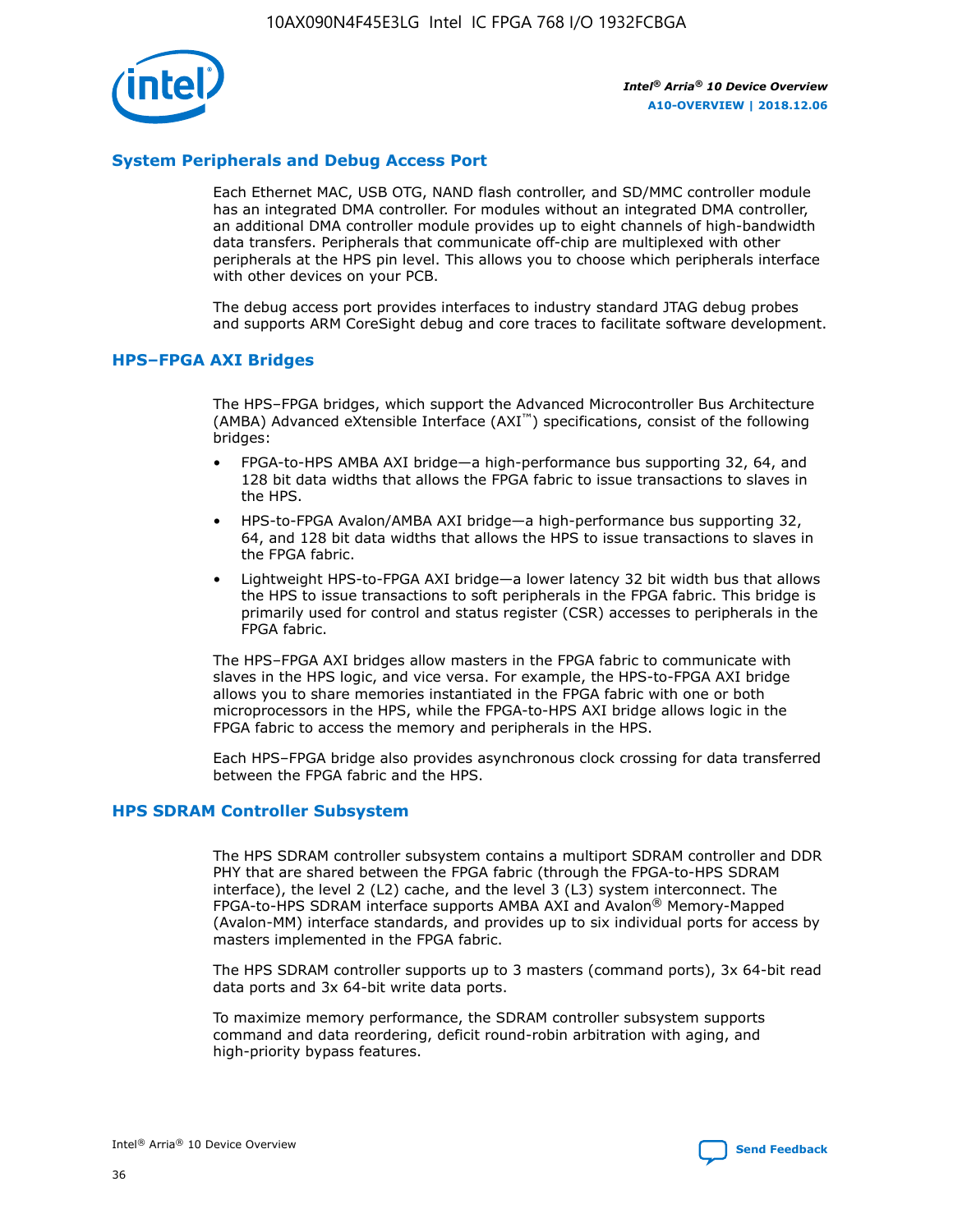## System Peripherals and Debug Access Port

Each Ethernet MAC, USB OTG, NAND flash controller, and SD/MMC controller module has an integrated DMA controller. For modules without an integrated DMA controller, an additional DMA controller module provides up to eight channels of high-bandwidth data transfers. Peripherals that communicate off-chip are multiplexed with other peripherals at the HPS pin level. This allows you to choose which peripherals interface with other devices on your PCB.

The debug access port provides interfaces to industry standard JTAG debug probes and supports ARM CoreSight debug and core traces to facilitate software development.

## HPS–FPGA AXI Bridges

The HPS–FPGA bridges, which support the Advanced Microcontroller Bus Architecture (AMBA) Advanced eXtensible Interface (AXI™) specifications, consist of the following bridges:

- FPGA-to-HPS AMBA AXI bridge—a high-performance bus supporting 32, 64, and 128 bit data widths that allows the FPGA fabric to issue transactions to slaves in the HPS.
- HPS-to-FPGA Avalon/AMBA AXI bridge—a high-performance bus supporting 32, 64, and 128 bit data widths that allows the HPS to issue transactions to slaves in the FPGA fabric.
- Lightweight HPS-to-FPGA AXI bridge—a lower latency 32 bit width bus that allows the HPS to issue transactions to soft peripherals in the FPGA fabric. This bridge is primarily used for control and status register (CSR) accesses to peripherals in the FPGA fabric.

The HPS–FPGA AXI bridges allow masters in the FPGA fabric to communicate with slaves in the HPS logic, and vice versa. For example, the HPS-to-FPGA AXI bridge allows you to share memories instantiated in the FPGA fabric with one or both microprocessors in the HPS, while the FPGA-to-HPS AXI bridge allows logic in the FPGA fabric to access the memory and peripherals in the HPS.

Each HPS–FPGA bridge also provides asynchronous clock crossing for data transferred between the FPGA fabric and the HPS.

## HPS SDRAM Controller Subsystem

The HPS SDRAM controller subsystem contains a multiport SDRAM controller and DDR PHY that are shared between the FPGA fabric (through the FPGA-to-HPS SDRAM interface), the level 2 (L2) cache, and the level 3 (L3) system interconnect. The FPGA-to-HPS SDRAM interface supports AMBA AXI and Avalon® Memory-Mapped (Avalon-MM) interface standards, and provides up to six individual ports for access by masters implemented in the FPGA fabric.

The HPS SDRAM controller supports up to 3 masters (command ports), 3x 64-bit read data ports and 3x 64-bit write data ports.

To maximize memory performance, the SDRAM controller subsystem supports command and data reordering, deficit round-robin arbitration with aging, and high-priority bypass features.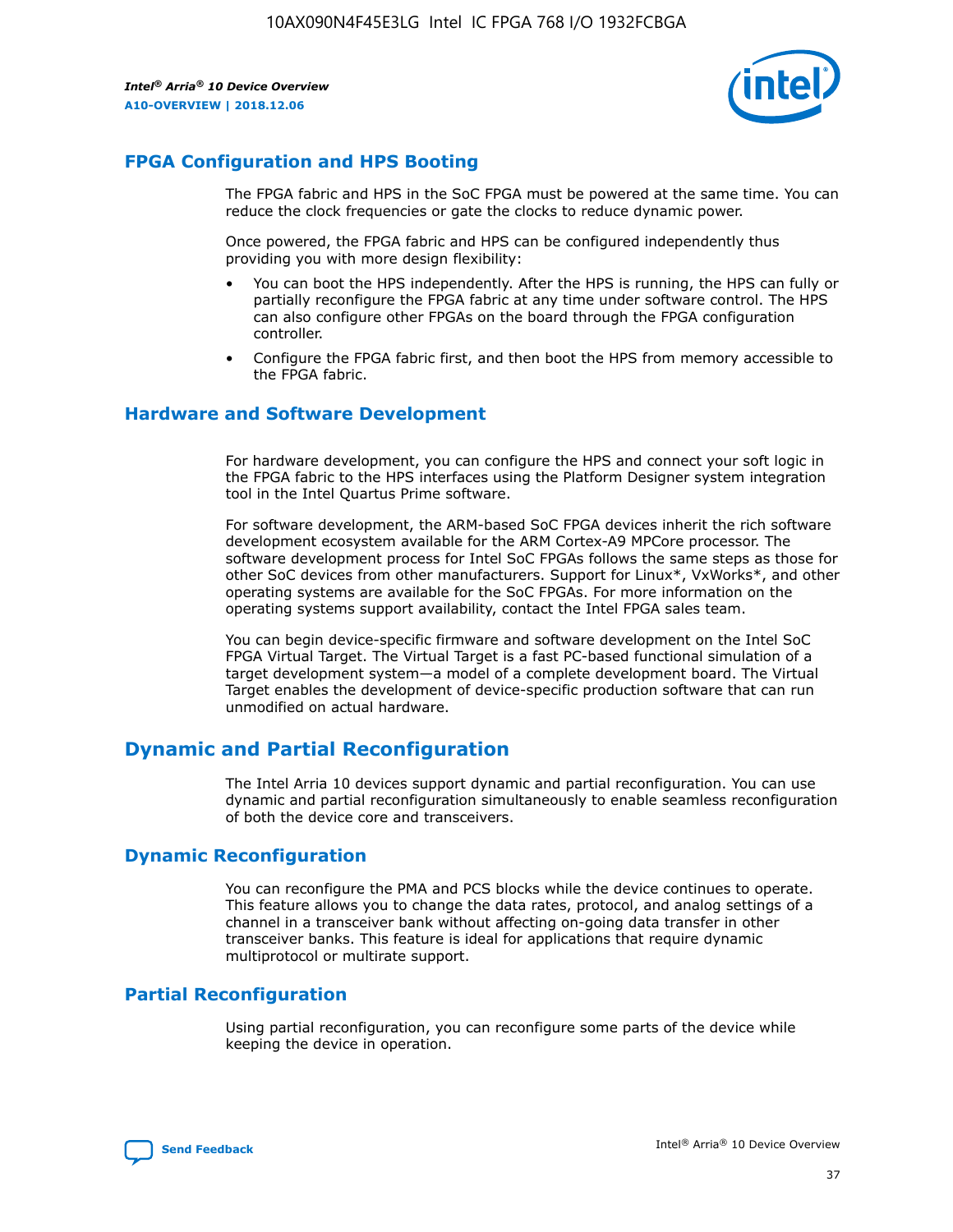## FPGA Configuration and HPS Booting

The FPGA fabric and HPS in the SoC FPGA must be powered at the same time. You can reduce the clock frequencies or gate the clocks to reduce dynamic power.

Once powered, the FPGA fabric and HPS can be configured independently thus providing you with more design flexibility:

- You can boot the HPS independently. After the HPS is running, the HPS can fully or partially reconfigure the FPGA fabric at any time under software control. The HPS can also configure other FPGAs on the board through the FPGA configuration controller.
- Configure the FPGA fabric first, and then boot the HPS from memory accessible to the FPGA fabric.

## Hardware and Software Development

For hardware development, you can configure the HPS and connect your soft logic in the FPGA fabric to the HPS interfaces using the Platform Designer system integration tool in the Intel Quartus Prime software.

For software development, the ARM-based SoC FPGA devices inherit the rich software development ecosystem available for the ARM Cortex-A9 MPCore processor. The software development process for Intel SoC FPGAs follows the same steps as those for other SoC devices from other manufacturers. Support for Linux*, VxWorks*, and other operating systems are available for the SoC FPGAs. For more information on the operating systems support availability, contact the Intel FPGA sales team.

You can begin device-specific firmware and software development on the Intel SoC FPGA Virtual Target. The Virtual Target is a fast PC-based functional simulation of a target development system—a model of a complete development board. The Virtual Target enables the development of device-specific production software that can run unmodified on actual hardware.

## Dynamic and Partial Reconfiguration

The Intel Arria 10 devices support dynamic and partial reconfiguration. You can use dynamic and partial reconfiguration simultaneously to enable seamless reconfiguration of both the device core and transceivers.

## Dynamic Reconfiguration

You can reconfigure the PMA and PCS blocks while the device continues to operate. This feature allows you to change the data rates, protocol, and analog settings of a channel in a transceiver bank without affecting on-going data transfer in other transceiver banks. This feature is ideal for applications that require dynamic multiprotocol or multirate support.

## Partial Reconfiguration

Using partial reconfiguration, you can reconfigure some parts of the device while keeping the device in operation.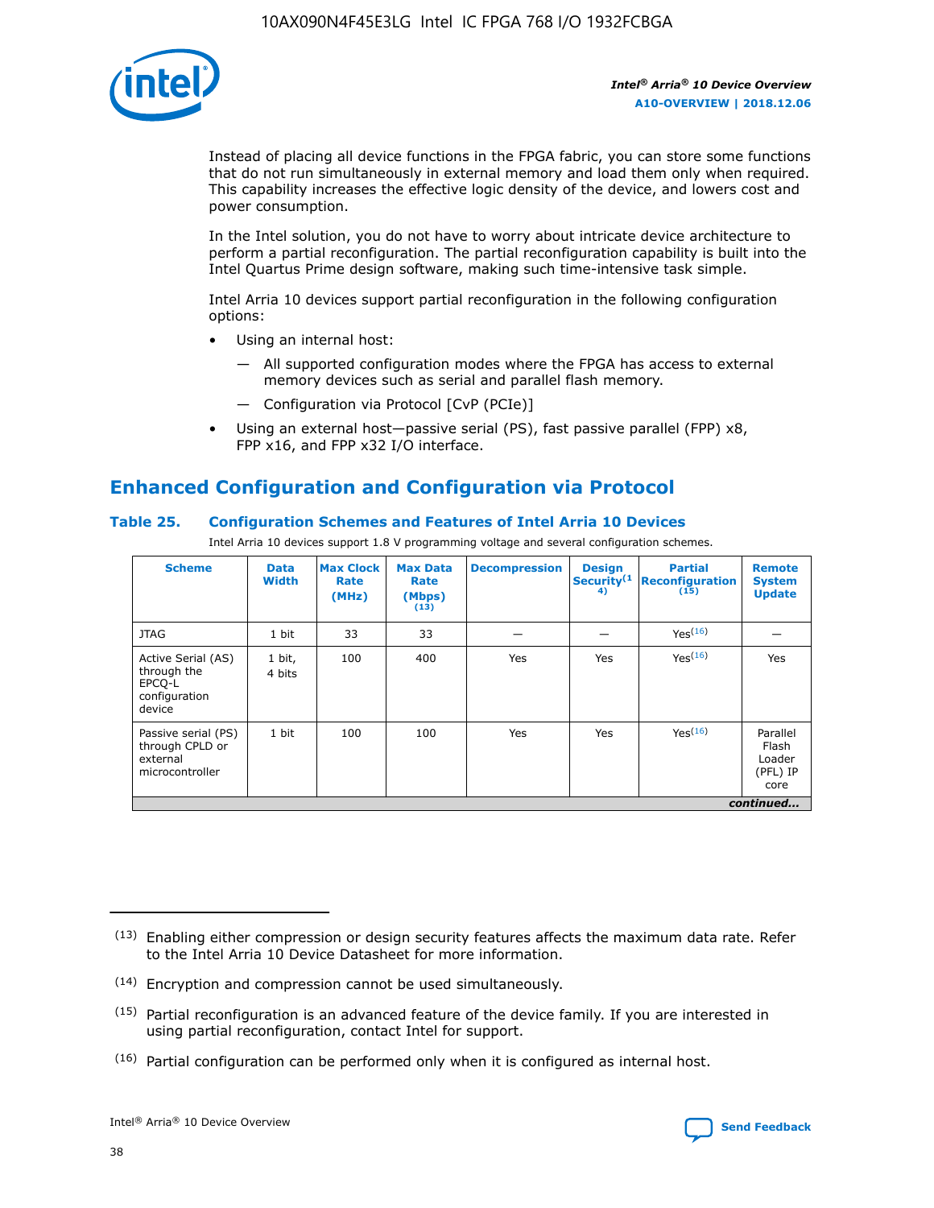Instead of placing all device functions in the FPGA fabric, you can store some functions that do not run simultaneously in external memory and load them only when required. This capability increases the effective logic density of the device, and lowers cost and power consumption.

In the Intel solution, you do not have to worry about intricate device architecture to perform a partial reconfiguration. The partial reconfiguration capability is built into the Intel Quartus Prime design software, making such time-intensive task simple.

Intel Arria 10 devices support partial reconfiguration in the following configuration options:

- Using an internal host:
  - — All supported configuration modes where the FPGA has access to external memory devices such as serial and parallel flash memory.
  - — Configuration via Protocol [CvP (PCIe)]
- Using an external host—passive serial (PS), fast passive parallel (FPP) x8, FPP x16, and FPP x32 I/O interface.

## Enhanced Configuration and Configuration via Protocol

**Table 25. Configuration Schemes and Features of Intel Arria 10 Devices**

Intel Arria 10 devices support 1.8 V programming voltage and several configuration schemes.

| Scheme | Data Width | Max Clock Rate (MHz) | Max Data Rate (Mbps) (13) | Decompression | Design Security(14) | Partial Reconfiguration (15) | Remote System Update |
|---|---|---|---|---|---|---|---|
| JTAG | 1 bit | 33 | 33 | — | — | Yes(16) | — |
| Active Serial (AS) through the EPCQ-L configuration device | 1 bit, 4 bits | 100 | 400 | Yes | Yes | Yes(16) | Yes |
| Passive serial (PS) through CPLD or external microcontroller | 1 bit | 100 | 100 | Yes | Yes | Yes(16) | Parallel Flash Loader (PFL) IP core |

*continued...*

(13) Enabling either compression or design security features affects the maximum data rate. Refer to the Intel Arria 10 Device Datasheet for more information.

(14) Encryption and compression cannot be used simultaneously.

(15) Partial reconfiguration is an advanced feature of the device family. If you are interested in using partial reconfiguration, contact Intel for support.

(16) Partial configuration can be performed only when it is configured as internal host.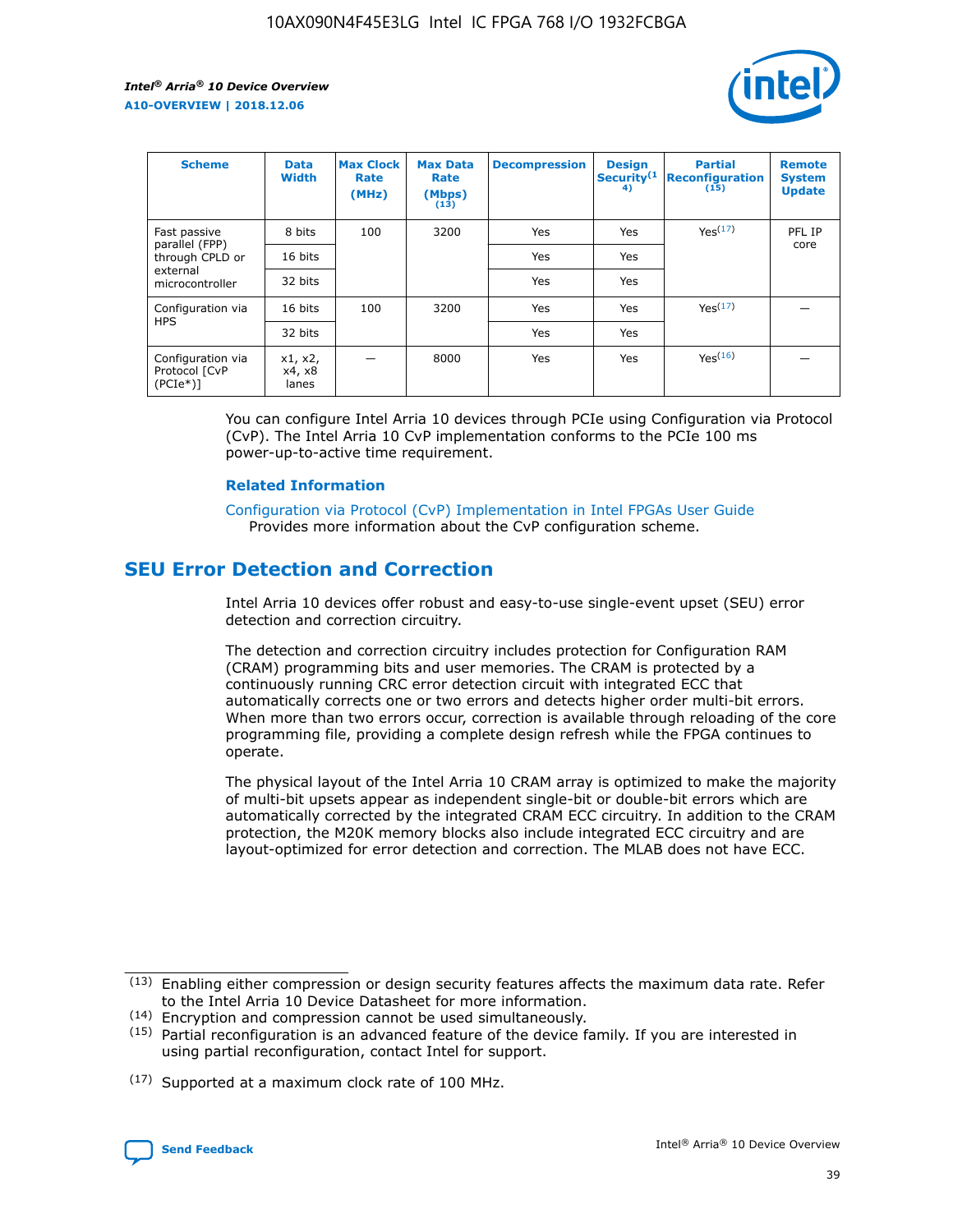| Scheme | Data Width | Max Clock Rate (MHz) | Max Data Rate (Mbps) (13) | Decompression | Design Security(14) | Partial Reconfiguration (15) | Remote System Update |
| --- | --- | --- | --- | --- | --- | --- | --- |
| Fast passive parallel (FPP) through CPLD or external microcontroller | 8 bits | 100 | 3200 | Yes | Yes | Yes(17) | PFL IP core |
| | 16 bits | | | Yes | Yes | | |
| | 32 bits | | | Yes | Yes | | |
| Configuration via HPS | 16 bits | 100 | 3200 | Yes | Yes | Yes(17) | — |
| | 32 bits | | | Yes | Yes | | |
| Configuration via Protocol [CvP (PCIe*)] | x1, x2, x4, x8 lanes | — | 8000 | Yes | Yes | Yes(16) | — |

You can configure Intel Arria 10 devices through PCIe using Configuration via Protocol (CvP). The Intel Arria 10 CvP implementation conforms to the PCIe 100 ms power-up-to-active time requirement.

**Related Information**

Configuration via Protocol (CvP) Implementation in Intel FPGAs User Guide
Provides more information about the CvP configuration scheme.

## SEU Error Detection and Correction

Intel Arria 10 devices offer robust and easy-to-use single-event upset (SEU) error detection and correction circuitry.

The detection and correction circuitry includes protection for Configuration RAM (CRAM) programming bits and user memories. The CRAM is protected by a continuously running CRC error detection circuit with integrated ECC that automatically corrects one or two errors and detects higher order multi-bit errors. When more than two errors occur, correction is available through reloading of the core programming file, providing a complete design refresh while the FPGA continues to operate.

The physical layout of the Intel Arria 10 CRAM array is optimized to make the majority of multi-bit upsets appear as independent single-bit or double-bit errors which are automatically corrected by the integrated CRAM ECC circuitry. In addition to the CRAM protection, the M20K memory blocks also include integrated ECC circuitry and are layout-optimized for error detection and correction. The MLAB does not have ECC.

(13) Enabling either compression or design security features affects the maximum data rate. Refer to the Intel Arria 10 Device Datasheet for more information.

(14) Encryption and compression cannot be used simultaneously.

(15) Partial reconfiguration is an advanced feature of the device family. If you are interested in using partial reconfiguration, contact Intel for support.

(17) Supported at a maximum clock rate of 100 MHz.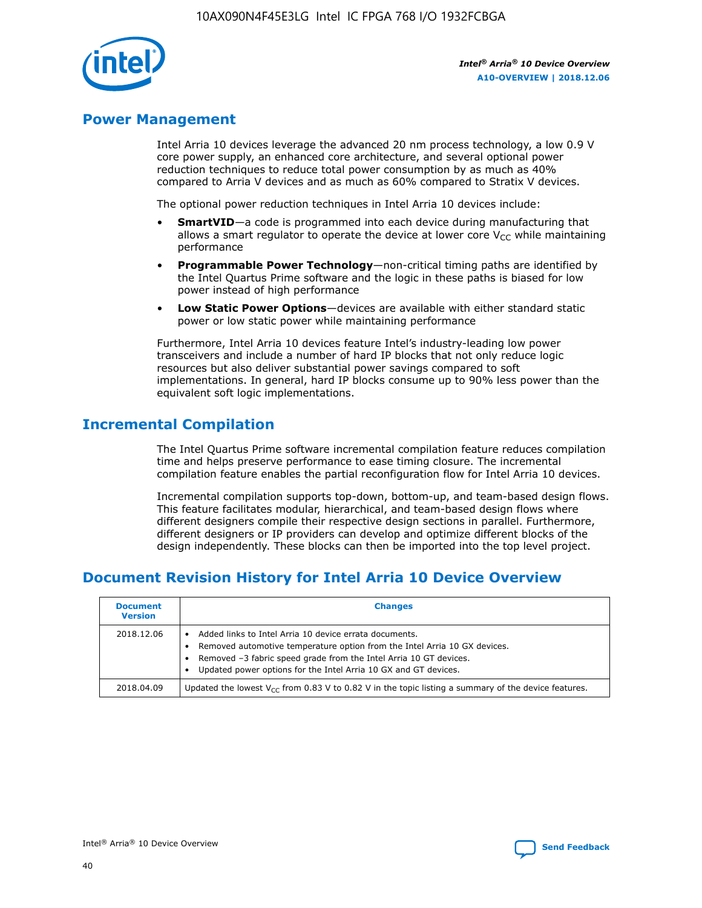## Power Management

Intel Arria 10 devices leverage the advanced 20 nm process technology, a low 0.9 V core power supply, an enhanced core architecture, and several optional power reduction techniques to reduce total power consumption by as much as 40% compared to Arria V devices and as much as 60% compared to Stratix V devices.

The optional power reduction techniques in Intel Arria 10 devices include:

- **SmartVID**—a code is programmed into each device during manufacturing that allows a smart regulator to operate the device at lower core $V_{CC}$ while maintaining performance
- **Programmable Power Technology**—non-critical timing paths are identified by the Intel Quartus Prime software and the logic in these paths is biased for low power instead of high performance
- **Low Static Power Options**—devices are available with either standard static power or low static power while maintaining performance

Furthermore, Intel Arria 10 devices feature Intel's industry-leading low power transceivers and include a number of hard IP blocks that not only reduce logic resources but also deliver substantial power savings compared to soft implementations. In general, hard IP blocks consume up to 90% less power than the equivalent soft logic implementations.

## Incremental Compilation

The Intel Quartus Prime software incremental compilation feature reduces compilation time and helps preserve performance to ease timing closure. The incremental compilation feature enables the partial reconfiguration flow for Intel Arria 10 devices.

Incremental compilation supports top-down, bottom-up, and team-based design flows. This feature facilitates modular, hierarchical, and team-based design flows where different designers compile their respective design sections in parallel. Furthermore, different designers or IP providers can develop and optimize different blocks of the design independently. These blocks can then be imported into the top level project.

## Document Revision History for Intel Arria 10 Device Overview

| Document Version | Changes |
| --- | --- |
| 2018.12.06 | • Added links to Intel Arria 10 device errata documents.<br>• Removed automotive temperature option from the Intel Arria 10 GX devices.<br>• Removed –3 fabric speed grade from the Intel Arria 10 GT devices.<br>• Updated power options for the Intel Arria 10 GX and GT devices. |
| 2018.04.09 | Updated the lowest $V_{CC}$ from 0.83 V to 0.82 V in the topic listing a summary of the device features. |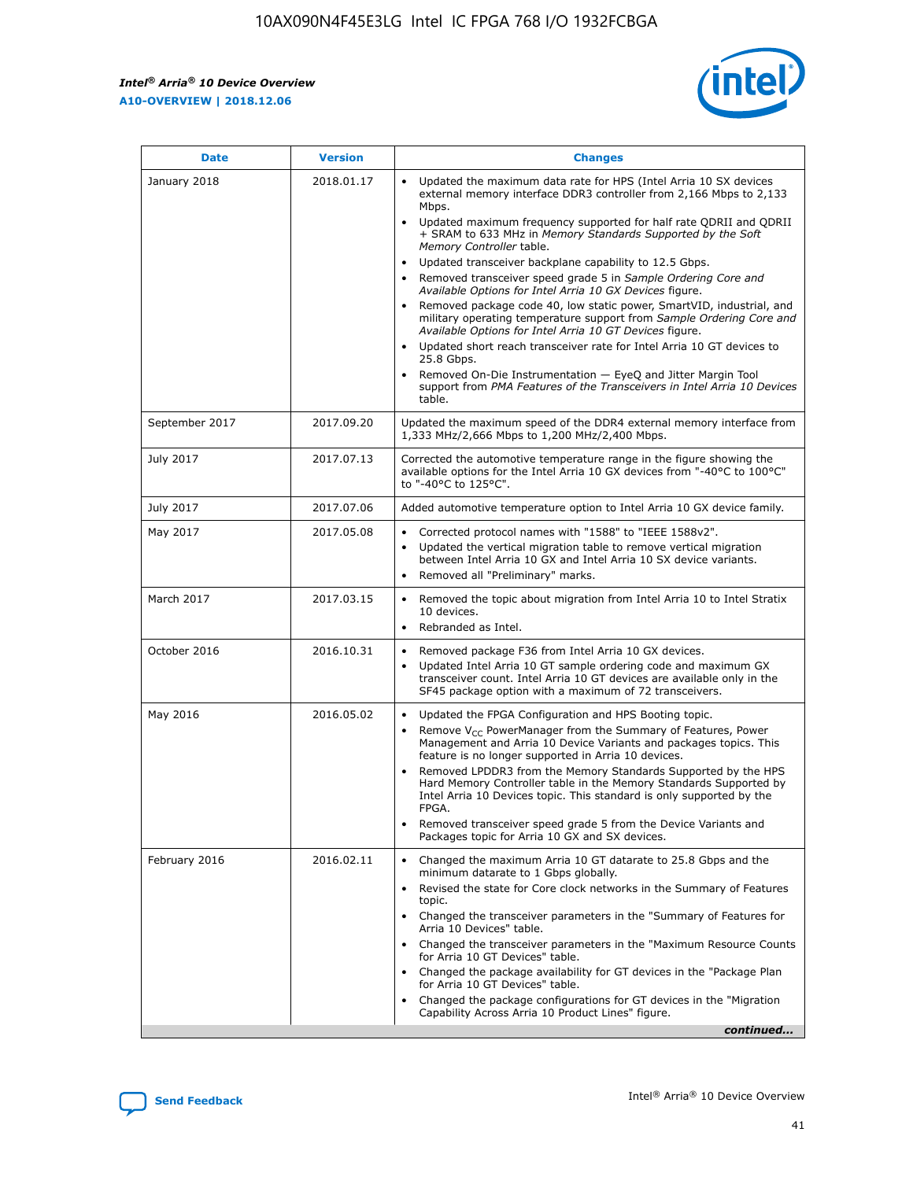| Date | Version | Changes |
| --- | --- | --- |
| January 2018 | 2018.01.17 | • Updated the maximum data rate for HPS (Intel Arria 10 SX devices external memory interface DDR3 controller from 2,166 Mbps to 2,133 Mbps.<br>• Updated maximum frequency supported for half rate QDRII and QDRII + SRAM to 633 MHz in *Memory Standards Supported by the Soft Memory Controller* table.<br>• Updated transceiver backplane capability to 12.5 Gbps.<br>• Removed transceiver speed grade 5 in *Sample Ordering Core and Available Options for Intel Arria 10 GX Devices* figure.<br>• Removed package code 40, low static power, SmartVID, industrial, and military operating temperature support from *Sample Ordering Core and Available Options for Intel Arria 10 GT Devices* figure.<br>• Updated short reach transceiver rate for Intel Arria 10 GT devices to 25.8 Gbps.<br>• Removed On-Die Instrumentation — EyeQ and Jitter Margin Tool support from *PMA Features of the Transceivers in Intel Arria 10 Devices* table. |
| September 2017 | 2017.09.20 | Updated the maximum speed of the DDR4 external memory interface from 1,333 MHz/2,666 Mbps to 1,200 MHz/2,400 Mbps. |
| July 2017 | 2017.07.13 | Corrected the automotive temperature range in the figure showing the available options for the Intel Arria 10 GX devices from "-40°C to 100°C" to "-40°C to 125°C". |
| July 2017 | 2017.07.06 | Added automotive temperature option to Intel Arria 10 GX device family. |
| May 2017 | 2017.05.08 | • Corrected protocol names with "1588" to "IEEE 1588v2".<br>• Updated the vertical migration table to remove vertical migration between Intel Arria 10 GX and Intel Arria 10 SX device variants.<br>• Removed all "Preliminary" marks. |
| March 2017 | 2017.03.15 | • Removed the topic about migration from Intel Arria 10 to Intel Stratix 10 devices.<br>• Rebranded as Intel. |
| October 2016 | 2016.10.31 | • Removed package F36 from Intel Arria 10 GX devices.<br>• Updated Intel Arria 10 GT sample ordering code and maximum GX transceiver count. Intel Arria 10 GT devices are available only in the SF45 package option with a maximum of 72 transceivers. |
| May 2016 | 2016.05.02 | • Updated the FPGA Configuration and HPS Booting topic.<br>• Remove $V_{CC}$ PowerManager from the Summary of Features, Power Management and Arria 10 Device Variants and packages topics. This feature is no longer supported in Arria 10 devices.<br>• Removed LPDDR3 from the Memory Standards Supported by the HPS Hard Memory Controller table in the Memory Standards Supported by Intel Arria 10 Devices topic. This standard is only supported by the FPGA.<br>• Removed transceiver speed grade 5 from the Device Variants and Packages topic for Arria 10 GX and SX devices. |
| February 2016 | 2016.02.11 | • Changed the maximum Arria 10 GT datarate to 25.8 Gbps and the minimum datarate to 1 Gbps globally.<br>• Revised the state for Core clock networks in the Summary of Features topic.<br>• Changed the transceiver parameters in the "Summary of Features for Arria 10 Devices" table.<br>• Changed the transceiver parameters in the "Maximum Resource Counts for Arria 10 GT Devices" table.<br>• Changed the package availability for GT devices in the "Package Plan for Arria 10 GT Devices" table.<br>• Changed the package configurations for GT devices in the "Migration Capability Across Arria 10 Product Lines" figure. |

*continued...*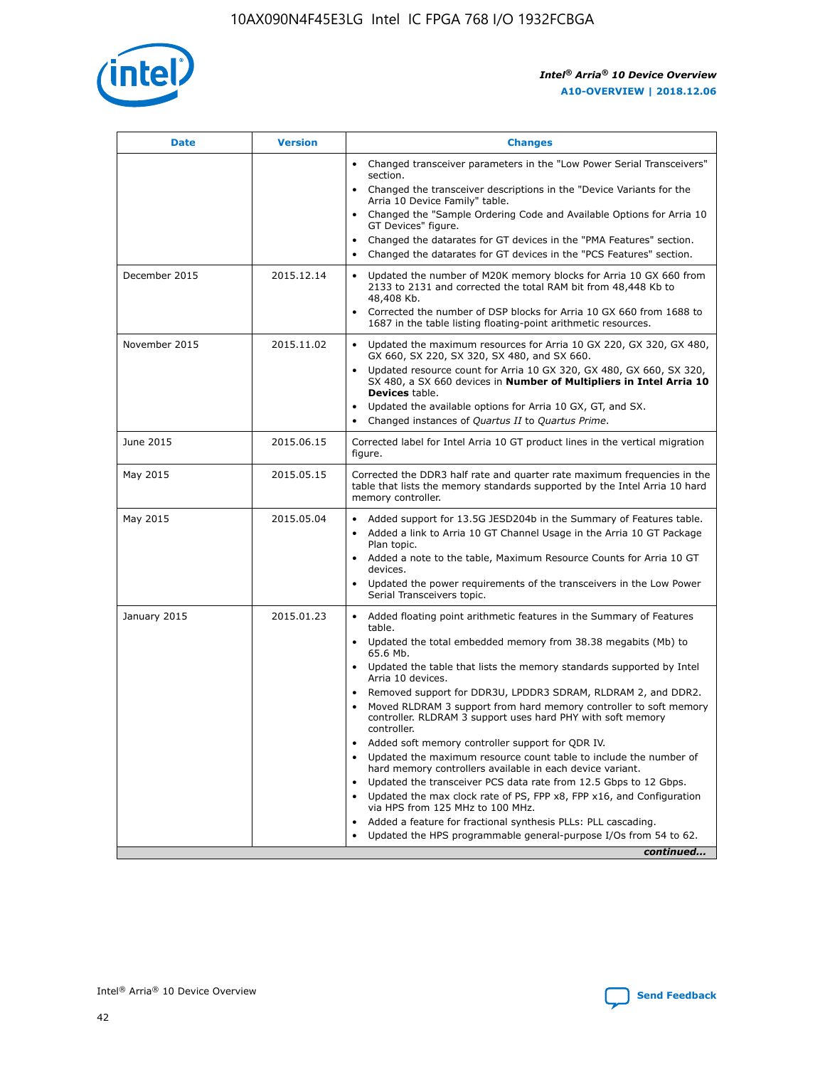| Date | Version | Changes |
|---|---|---|
| | | • Changed transceiver parameters in the "Low Power Serial Transceivers" section.<br>• Changed the transceiver descriptions in the "Device Variants for the Arria 10 Device Family" table.<br>• Changed the "Sample Ordering Code and Available Options for Arria 10 GT Devices" figure.<br>• Changed the datarates for GT devices in the "PMA Features" section.<br>• Changed the datarates for GT devices in the "PCS Features" section. |
| December 2015 | 2015.12.14 | • Updated the number of M20K memory blocks for Arria 10 GX 660 from 2133 to 2131 and corrected the total RAM bit from 48,448 Kb to 48,408 Kb.<br>• Corrected the number of DSP blocks for Arria 10 GX 660 from 1688 to 1687 in the table listing floating-point arithmetic resources. |
| November 2015 | 2015.11.02 | • Updated the maximum resources for Arria 10 GX 220, GX 320, GX 480, GX 660, SX 220, SX 320, SX 480, and SX 660.<br>• Updated resource count for Arria 10 GX 320, GX 480, GX 660, SX 320, SX 480, a SX 660 devices in **Number of Multipliers in Intel Arria 10 Devices** table.<br>• Updated the available options for Arria 10 GX, GT, and SX.<br>• Changed instances of *Quartus II* to *Quartus Prime*. |
| June 2015 | 2015.06.15 | Corrected label for Intel Arria 10 GT product lines in the vertical migration figure. |
| May 2015 | 2015.05.15 | Corrected the DDR3 half rate and quarter rate maximum frequencies in the table that lists the memory standards supported by the Intel Arria 10 hard memory controller. |
| May 2015 | 2015.05.04 | • Added support for 13.5G JESD204b in the Summary of Features table.<br>• Added a link to Arria 10 GT Channel Usage in the Arria 10 GT Package Plan topic.<br>• Added a note to the table, Maximum Resource Counts for Arria 10 GT devices.<br>• Updated the power requirements of the transceivers in the Low Power Serial Transceivers topic. |
| January 2015 | 2015.01.23 | • Added floating point arithmetic features in the Summary of Features table.<br>• Updated the total embedded memory from 38.38 megabits (Mb) to 65.6 Mb.<br>• Updated the table that lists the memory standards supported by Intel Arria 10 devices.<br>• Removed support for DDR3U, LPDDR3 SDRAM, RLDRAM 2, and DDR2.<br>• Moved RLDRAM 3 support from hard memory controller to soft memory controller. RLDRAM 3 support uses hard PHY with soft memory controller.<br>• Added soft memory controller support for QDR IV.<br>• Updated the maximum resource count table to include the number of hard memory controllers available in each device variant.<br>• Updated the transceiver PCS data rate from 12.5 Gbps to 12 Gbps.<br>• Updated the max clock rate of PS, FPP x8, FPP x16, and Configuration via HPS from 125 MHz to 100 MHz.<br>• Added a feature for fractional synthesis PLLs: PLL cascading.<br>• Updated the HPS programmable general-purpose I/Os from 54 to 62. |

*continued...*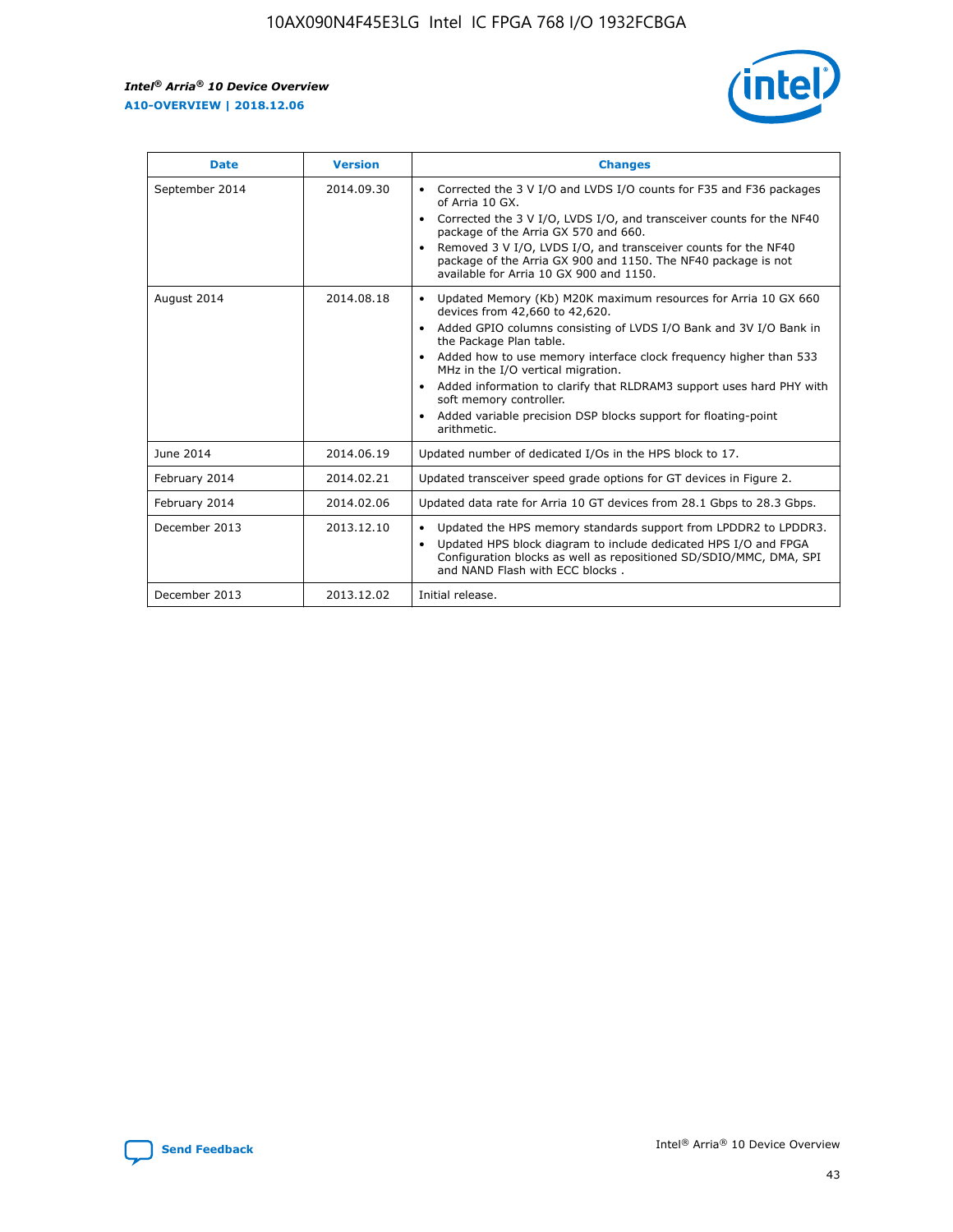| Date | Version | Changes |
| --- | --- | --- |
| September 2014 | 2014.09.30 | • Corrected the 3 V I/O and LVDS I/O counts for F35 and F36 packages of Arria 10 GX.<br>• Corrected the 3 V I/O, LVDS I/O, and transceiver counts for the NF40 package of the Arria GX 570 and 660.<br>• Removed 3 V I/O, LVDS I/O, and transceiver counts for the NF40 package of the Arria GX 900 and 1150. The NF40 package is not available for Arria 10 GX 900 and 1150. |
| August 2014 | 2014.08.18 | • Updated Memory (Kb) M20K maximum resources for Arria 10 GX 660 devices from 42,660 to 42,620.<br>• Added GPIO columns consisting of LVDS I/O Bank and 3V I/O Bank in the Package Plan table.<br>• Added how to use memory interface clock frequency higher than 533 MHz in the I/O vertical migration.<br>• Added information to clarify that RLDRAM3 support uses hard PHY with soft memory controller.<br>• Added variable precision DSP blocks support for floating-point arithmetic. |
| June 2014 | 2014.06.19 | Updated number of dedicated I/Os in the HPS block to 17. |
| February 2014 | 2014.02.21 | Updated transceiver speed grade options for GT devices in Figure 2. |
| February 2014 | 2014.02.06 | Updated data rate for Arria 10 GT devices from 28.1 Gbps to 28.3 Gbps. |
| December 2013 | 2013.12.10 | • Updated the HPS memory standards support from LPDDR2 to LPDDR3.<br>• Updated HPS block diagram to include dedicated HPS I/O and FPGA Configuration blocks as well as repositioned SD/SDIO/MMC, DMA, SPI and NAND Flash with ECC blocks . |
| December 2013 | 2013.12.02 | Initial release. |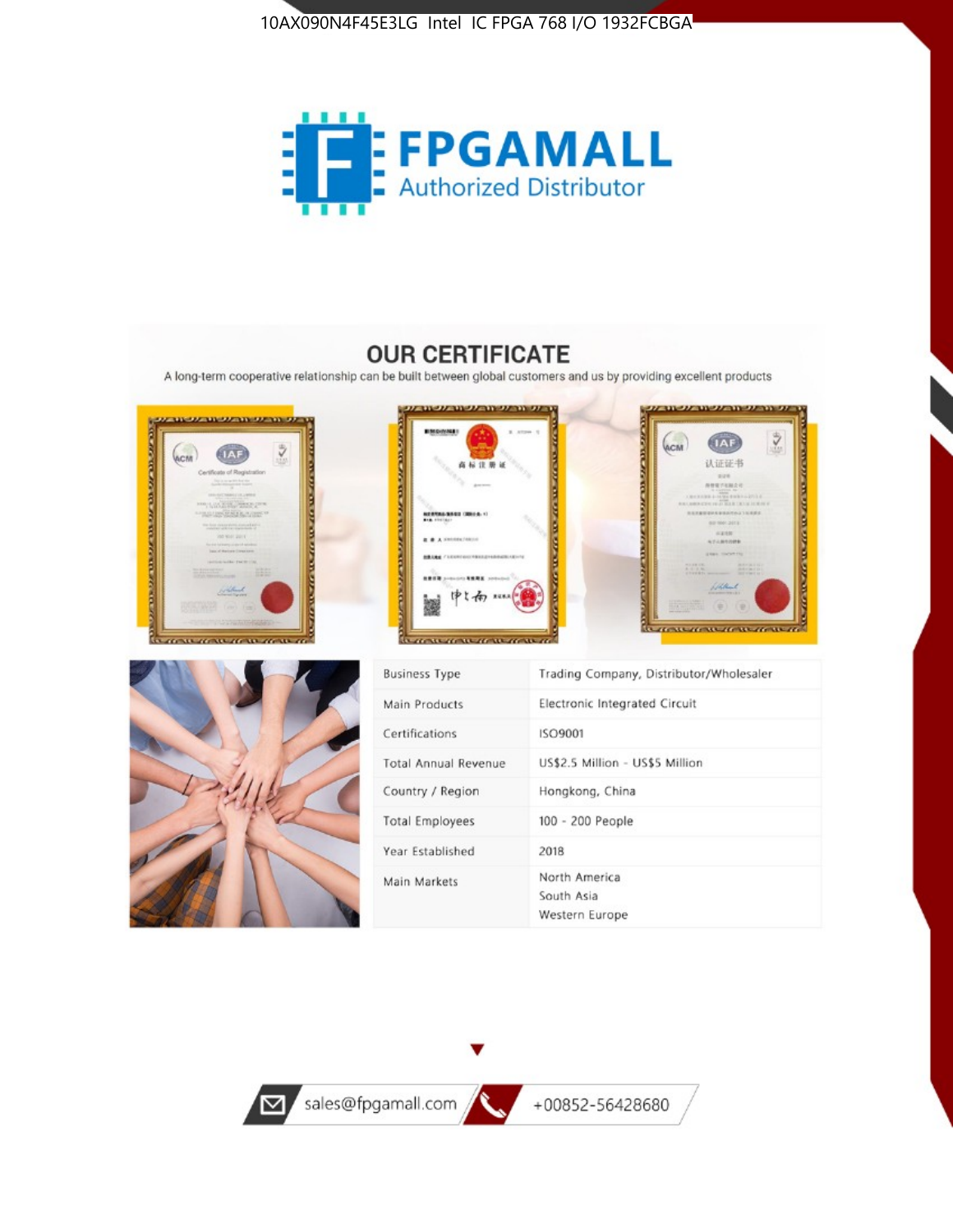FPGAMALL
Authorized Distributor

## OUR CERTIFICATE

A long-term cooperative relationship can be built between global customers and us by providing excellent products

| | |
|---|---|
| Business Type | Trading Company, Distributor/Wholesaler |
| Main Products | Electronic Integrated Circuit |
| Certifications | ISO9001 |
| Total Annual Revenue | US$2.5 Million - US$5 Million |
| Country / Region | Hongkong, China |
| Total Employees | 100 - 200 People |
| Year Established | 2018 |
| Main Markets | North America<br>South Asia<br>Western Europe |

sales@fpgamall.com

+00852-56428680